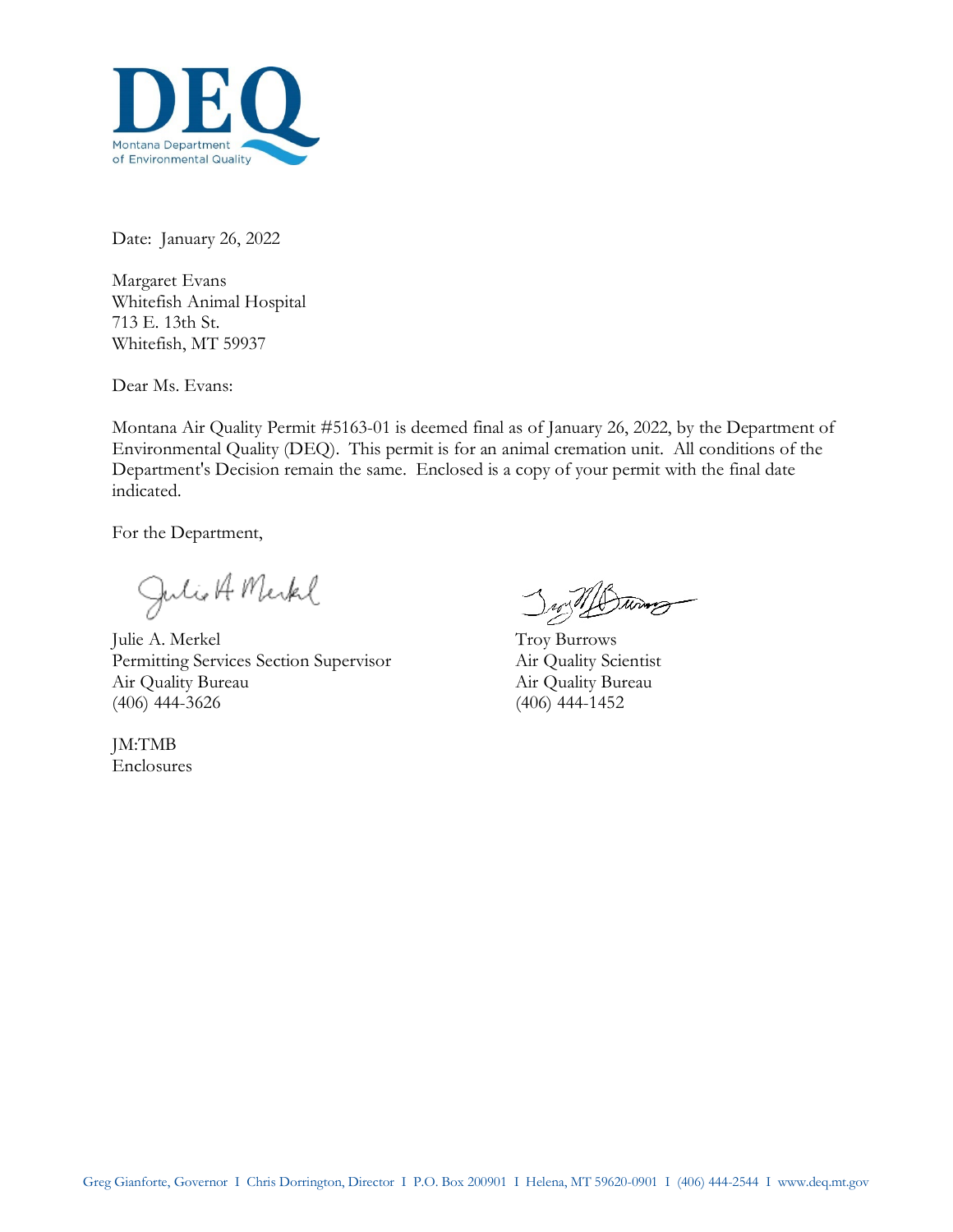DEQ

Montana Department of Environmental Quality

Date: January 26, 2022

Margaret Evans
Whitefish Animal Hospital
713 E. 13th St.
Whitefish, MT 59937

Dear Ms. Evans:

Montana Air Quality Permit #5163-01 is deemed final as of January 26, 2022, by the Department of Environmental Quality (DEQ). This permit is for an animal cremation unit. All conditions of the Department's Decision remain the same. Enclosed is a copy of your permit with the final date indicated.

For the Department,

Julie A. Merkel
Permitting Services Section Supervisor
Air Quality Bureau
(406) 444-3626

Troy Burrows
Air Quality Scientist
Air Quality Bureau
(406) 444-1452

JM:TMB
Enclosures

Greg Gianforte, Governor I Chris Dorrington, Director I P.O. Box 200901 I Helena, MT 59620-0901 I (406) 444-2544 I www.deq.mt.gov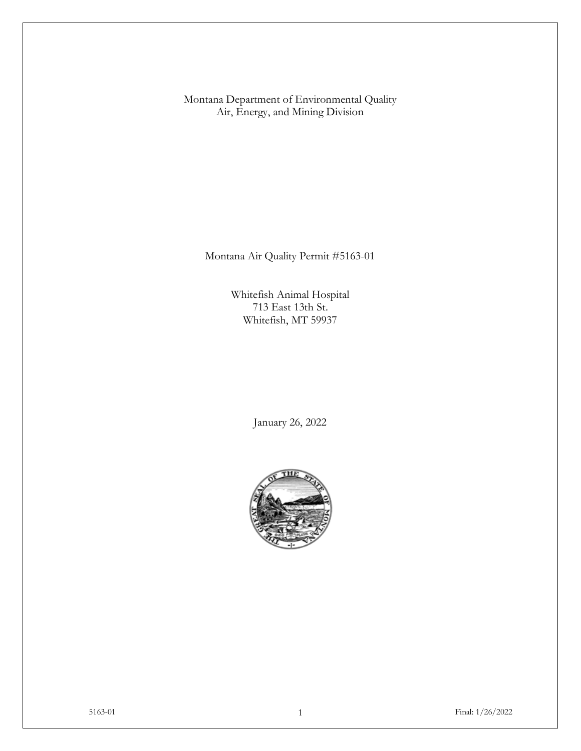Montana Department of Environmental Quality
Air, Energy, and Mining Division

Montana Air Quality Permit #5163-01

Whitefish Animal Hospital
713 East 13th St.
Whitefish, MT 59937

January 26, 2022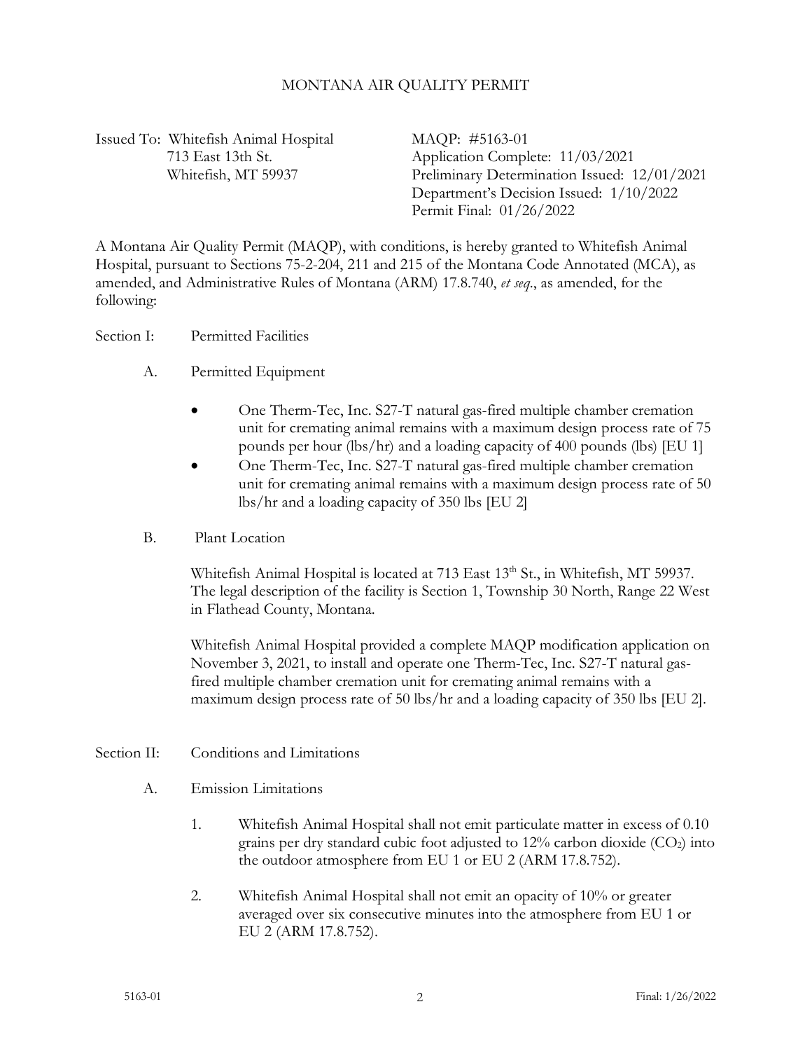# MONTANA AIR QUALITY PERMIT

Issued To: Whitefish Animal Hospital
713 East 13th St.
Whitefish, MT 59937

MAQP: #5163-01
Application Complete: 11/03/2021
Preliminary Determination Issued: 12/01/2021
Department's Decision Issued: 1/10/2022
Permit Final: 01/26/2022

A Montana Air Quality Permit (MAQP), with conditions, is hereby granted to Whitefish Animal Hospital, pursuant to Sections 75-2-204, 211 and 215 of the Montana Code Annotated (MCA), as amended, and Administrative Rules of Montana (ARM) 17.8.740, *et seq*., as amended, for the following:

## Section I: Permitted Facilities

### A. Permitted Equipment

- One Therm-Tec, Inc. S27-T natural gas-fired multiple chamber cremation unit for cremating animal remains with a maximum design process rate of 75 pounds per hour (lbs/hr) and a loading capacity of 400 pounds (lbs) [EU 1]
- One Therm-Tec, Inc. S27-T natural gas-fired multiple chamber cremation unit for cremating animal remains with a maximum design process rate of 50 lbs/hr and a loading capacity of 350 lbs [EU 2]

### B. Plant Location

Whitefish Animal Hospital is located at 713 East 13th St., in Whitefish, MT 59937. The legal description of the facility is Section 1, Township 30 North, Range 22 West in Flathead County, Montana.

Whitefish Animal Hospital provided a complete MAQP modification application on November 3, 2021, to install and operate one Therm-Tec, Inc. S27-T natural gas-fired multiple chamber cremation unit for cremating animal remains with a maximum design process rate of 50 lbs/hr and a loading capacity of 350 lbs [EU 2].

## Section II: Conditions and Limitations

### A. Emission Limitations

1. Whitefish Animal Hospital shall not emit particulate matter in excess of 0.10 grains per dry standard cubic foot adjusted to 12% carbon dioxide ($CO_2$) into the outdoor atmosphere from EU 1 or EU 2 (ARM 17.8.752).

2. Whitefish Animal Hospital shall not emit an opacity of 10% or greater averaged over six consecutive minutes into the atmosphere from EU 1 or EU 2 (ARM 17.8.752).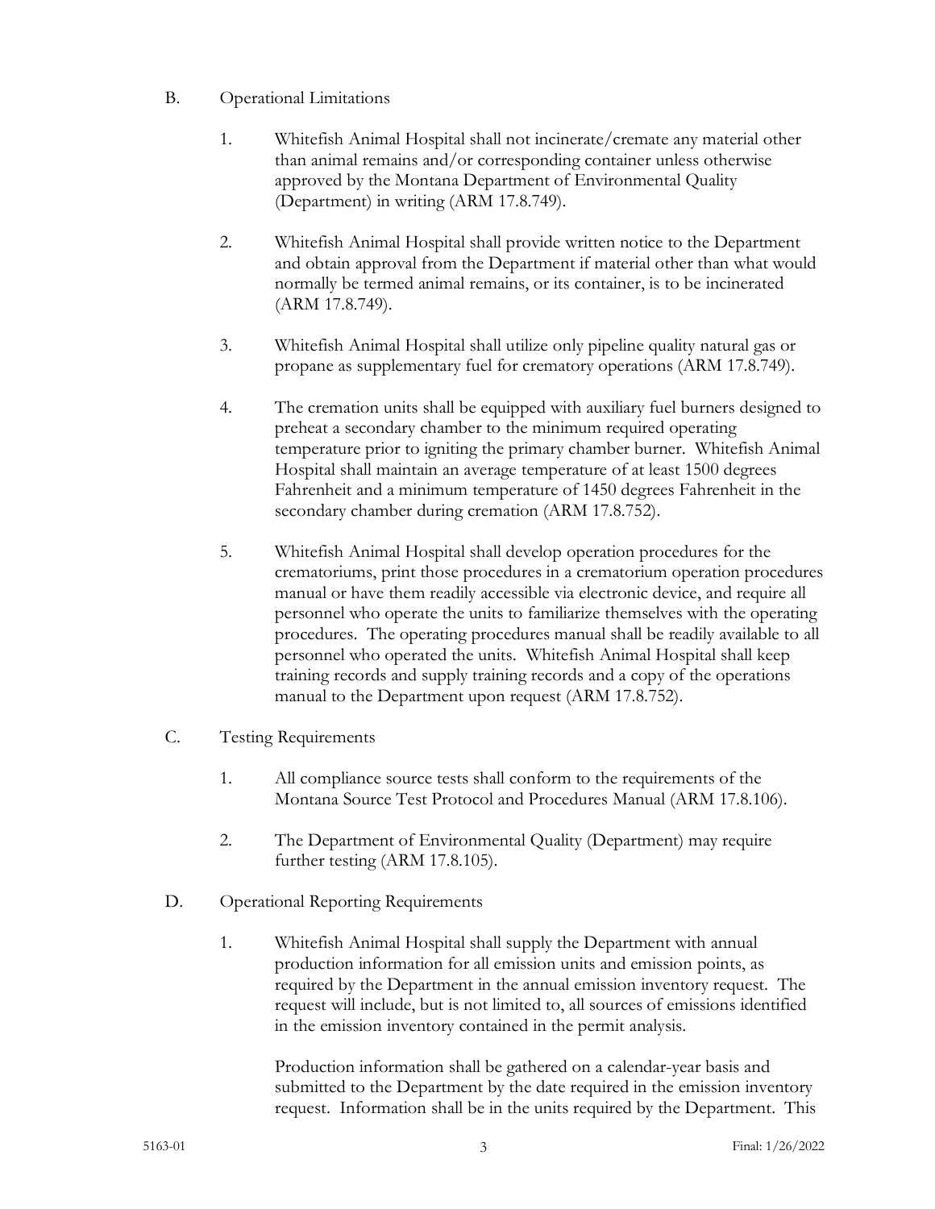B. Operational Limitations

1. Whitefish Animal Hospital shall not incinerate/cremate any material other than animal remains and/or corresponding container unless otherwise approved by the Montana Department of Environmental Quality (Department) in writing (ARM 17.8.749).

2. Whitefish Animal Hospital shall provide written notice to the Department and obtain approval from the Department if material other than what would normally be termed animal remains, or its container, is to be incinerated (ARM 17.8.749).

3. Whitefish Animal Hospital shall utilize only pipeline quality natural gas or propane as supplementary fuel for crematory operations (ARM 17.8.749).

4. The cremation units shall be equipped with auxiliary fuel burners designed to preheat a secondary chamber to the minimum required operating temperature prior to igniting the primary chamber burner. Whitefish Animal Hospital shall maintain an average temperature of at least 1500 degrees Fahrenheit and a minimum temperature of 1450 degrees Fahrenheit in the secondary chamber during cremation (ARM 17.8.752).

5. Whitefish Animal Hospital shall develop operation procedures for the crematoriums, print those procedures in a crematorium operation procedures manual or have them readily accessible via electronic device, and require all personnel who operate the units to familiarize themselves with the operating procedures. The operating procedures manual shall be readily available to all personnel who operated the units. Whitefish Animal Hospital shall keep training records and supply training records and a copy of the operations manual to the Department upon request (ARM 17.8.752).

C. Testing Requirements

1. All compliance source tests shall conform to the requirements of the Montana Source Test Protocol and Procedures Manual (ARM 17.8.106).

2. The Department of Environmental Quality (Department) may require further testing (ARM 17.8.105).

D. Operational Reporting Requirements

1. Whitefish Animal Hospital shall supply the Department with annual production information for all emission units and emission points, as required by the Department in the annual emission inventory request. The request will include, but is not limited to, all sources of emissions identified in the emission inventory contained in the permit analysis.

   Production information shall be gathered on a calendar-year basis and submitted to the Department by the date required in the emission inventory request. Information shall be in the units required by the Department. This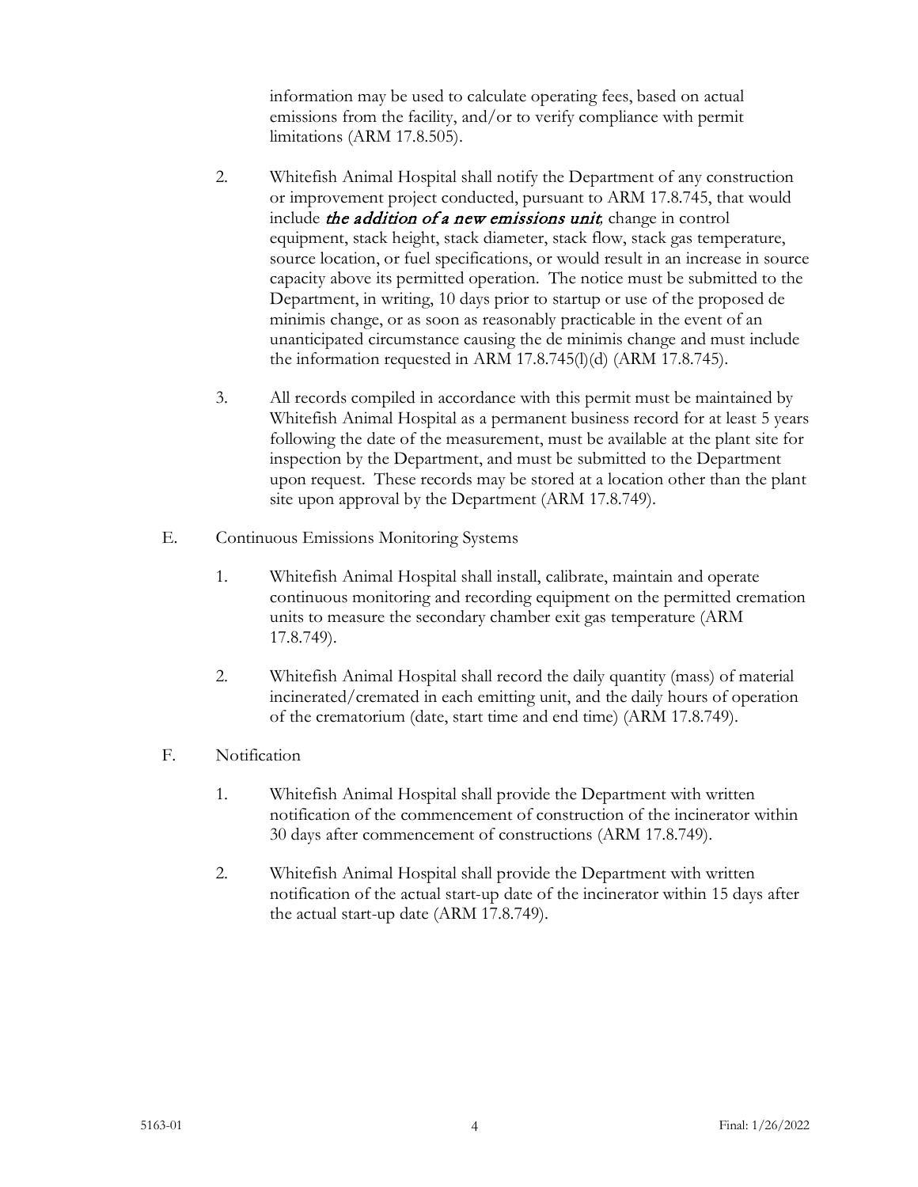information may be used to calculate operating fees, based on actual emissions from the facility, and/or to verify compliance with permit limitations (ARM 17.8.505).

2. Whitefish Animal Hospital shall notify the Department of any construction or improvement project conducted, pursuant to ARM 17.8.745, that would include ***the addition of a new emissions unit***, change in control equipment, stack height, stack diameter, stack flow, stack gas temperature, source location, or fuel specifications, or would result in an increase in source capacity above its permitted operation. The notice must be submitted to the Department, in writing, 10 days prior to startup or use of the proposed de minimis change, or as soon as reasonably practicable in the event of an unanticipated circumstance causing the de minimis change and must include the information requested in ARM 17.8.745(l)(d) (ARM 17.8.745).

3. All records compiled in accordance with this permit must be maintained by Whitefish Animal Hospital as a permanent business record for at least 5 years following the date of the measurement, must be available at the plant site for inspection by the Department, and must be submitted to the Department upon request. These records may be stored at a location other than the plant site upon approval by the Department (ARM 17.8.749).

E. Continuous Emissions Monitoring Systems

1. Whitefish Animal Hospital shall install, calibrate, maintain and operate continuous monitoring and recording equipment on the permitted cremation units to measure the secondary chamber exit gas temperature (ARM 17.8.749).

2. Whitefish Animal Hospital shall record the daily quantity (mass) of material incinerated/cremated in each emitting unit, and the daily hours of operation of the crematorium (date, start time and end time) (ARM 17.8.749).

F. Notification

1. Whitefish Animal Hospital shall provide the Department with written notification of the commencement of construction of the incinerator within 30 days after commencement of constructions (ARM 17.8.749).

2. Whitefish Animal Hospital shall provide the Department with written notification of the actual start-up date of the incinerator within 15 days after the actual start-up date (ARM 17.8.749).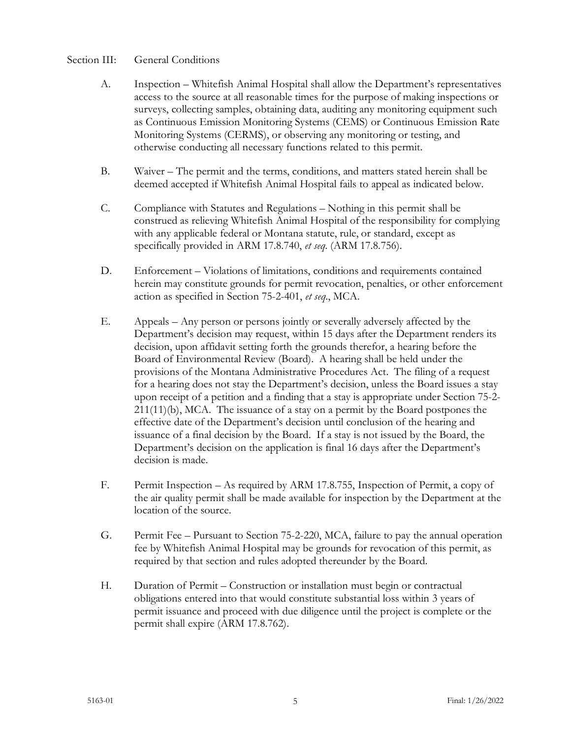Section III: General Conditions

A. Inspection – Whitefish Animal Hospital shall allow the Department's representatives access to the source at all reasonable times for the purpose of making inspections or surveys, collecting samples, obtaining data, auditing any monitoring equipment such as Continuous Emission Monitoring Systems (CEMS) or Continuous Emission Rate Monitoring Systems (CERMS), or observing any monitoring or testing, and otherwise conducting all necessary functions related to this permit.

B. Waiver – The permit and the terms, conditions, and matters stated herein shall be deemed accepted if Whitefish Animal Hospital fails to appeal as indicated below.

C. Compliance with Statutes and Regulations – Nothing in this permit shall be construed as relieving Whitefish Animal Hospital of the responsibility for complying with any applicable federal or Montana statute, rule, or standard, except as specifically provided in ARM 17.8.740, *et seq*. (ARM 17.8.756).

D. Enforcement – Violations of limitations, conditions and requirements contained herein may constitute grounds for permit revocation, penalties, or other enforcement action as specified in Section 75-2-401, *et seq*., MCA.

E. Appeals – Any person or persons jointly or severally adversely affected by the Department's decision may request, within 15 days after the Department renders its decision, upon affidavit setting forth the grounds therefor, a hearing before the Board of Environmental Review (Board). A hearing shall be held under the provisions of the Montana Administrative Procedures Act. The filing of a request for a hearing does not stay the Department's decision, unless the Board issues a stay upon receipt of a petition and a finding that a stay is appropriate under Section 75-2-211(11)(b), MCA. The issuance of a stay on a permit by the Board postpones the effective date of the Department's decision until conclusion of the hearing and issuance of a final decision by the Board. If a stay is not issued by the Board, the Department's decision on the application is final 16 days after the Department's decision is made.

F. Permit Inspection – As required by ARM 17.8.755, Inspection of Permit, a copy of the air quality permit shall be made available for inspection by the Department at the location of the source.

G. Permit Fee – Pursuant to Section 75-2-220, MCA, failure to pay the annual operation fee by Whitefish Animal Hospital may be grounds for revocation of this permit, as required by that section and rules adopted thereunder by the Board.

H. Duration of Permit – Construction or installation must begin or contractual obligations entered into that would constitute substantial loss within 3 years of permit issuance and proceed with due diligence until the project is complete or the permit shall expire (ARM 17.8.762).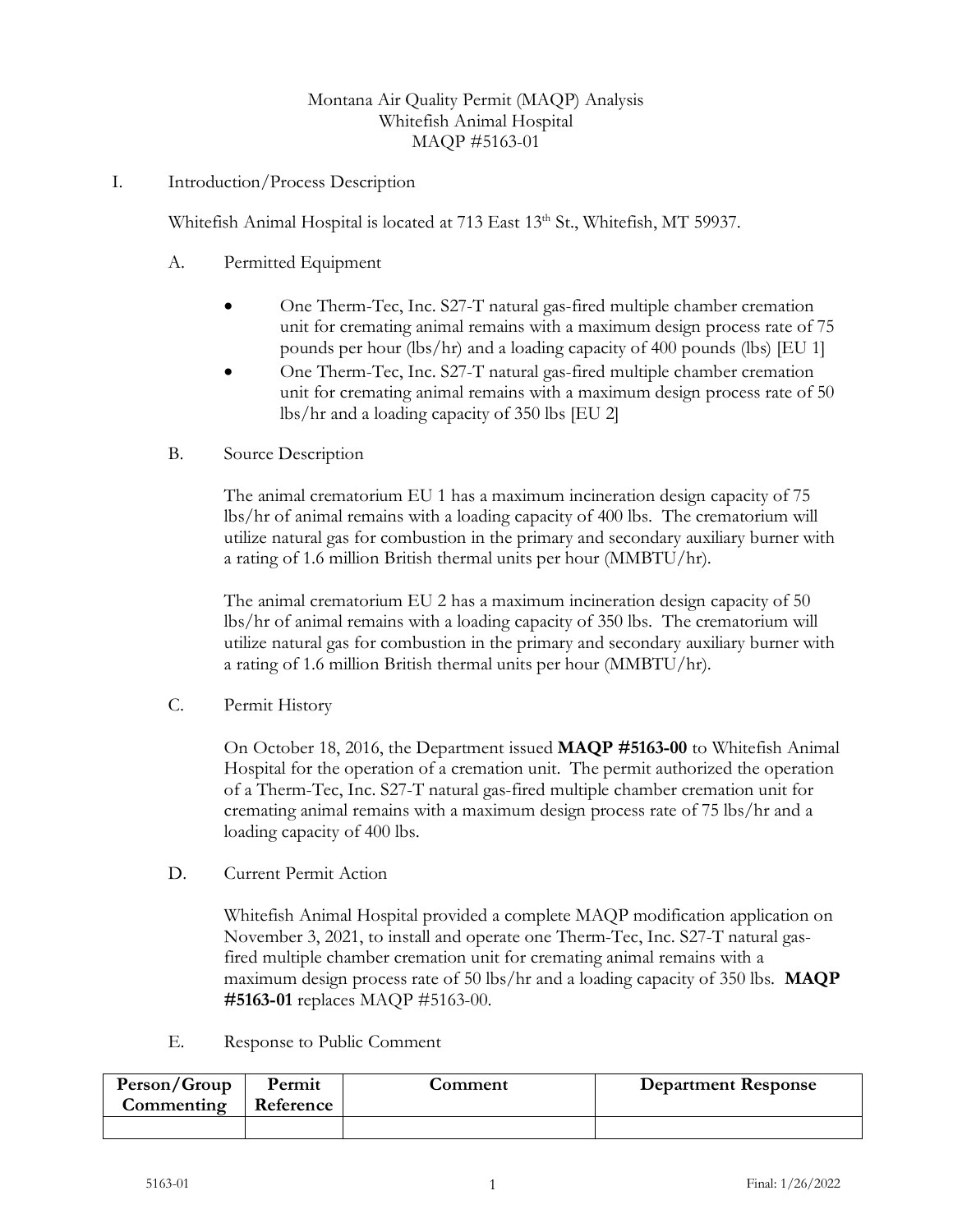Montana Air Quality Permit (MAQP) Analysis
Whitefish Animal Hospital
MAQP #5163-01

## I. Introduction/Process Description

Whitefish Animal Hospital is located at 713 East 13th St., Whitefish, MT 59937.

### A. Permitted Equipment

- One Therm-Tec, Inc. S27-T natural gas-fired multiple chamber cremation unit for cremating animal remains with a maximum design process rate of 75 pounds per hour (lbs/hr) and a loading capacity of 400 pounds (lbs) [EU 1]
- One Therm-Tec, Inc. S27-T natural gas-fired multiple chamber cremation unit for cremating animal remains with a maximum design process rate of 50 lbs/hr and a loading capacity of 350 lbs [EU 2]

### B. Source Description

The animal crematorium EU 1 has a maximum incineration design capacity of 75 lbs/hr of animal remains with a loading capacity of 400 lbs. The crematorium will utilize natural gas for combustion in the primary and secondary auxiliary burner with a rating of 1.6 million British thermal units per hour (MMBTU/hr).

The animal crematorium EU 2 has a maximum incineration design capacity of 50 lbs/hr of animal remains with a loading capacity of 350 lbs. The crematorium will utilize natural gas for combustion in the primary and secondary auxiliary burner with a rating of 1.6 million British thermal units per hour (MMBTU/hr).

### C. Permit History

On October 18, 2016, the Department issued **MAQP #5163-00** to Whitefish Animal Hospital for the operation of a cremation unit. The permit authorized the operation of a Therm-Tec, Inc. S27-T natural gas-fired multiple chamber cremation unit for cremating animal remains with a maximum design process rate of 75 lbs/hr and a loading capacity of 400 lbs.

### D. Current Permit Action

Whitefish Animal Hospital provided a complete MAQP modification application on November 3, 2021, to install and operate one Therm-Tec, Inc. S27-T natural gas-fired multiple chamber cremation unit for cremating animal remains with a maximum design process rate of 50 lbs/hr and a loading capacity of 350 lbs. **MAQP #5163-01** replaces MAQP #5163-00.

### E. Response to Public Comment

| Person/Group Commenting | Permit Reference | Comment | Department Response |
|---|---|---|---|
| | | | |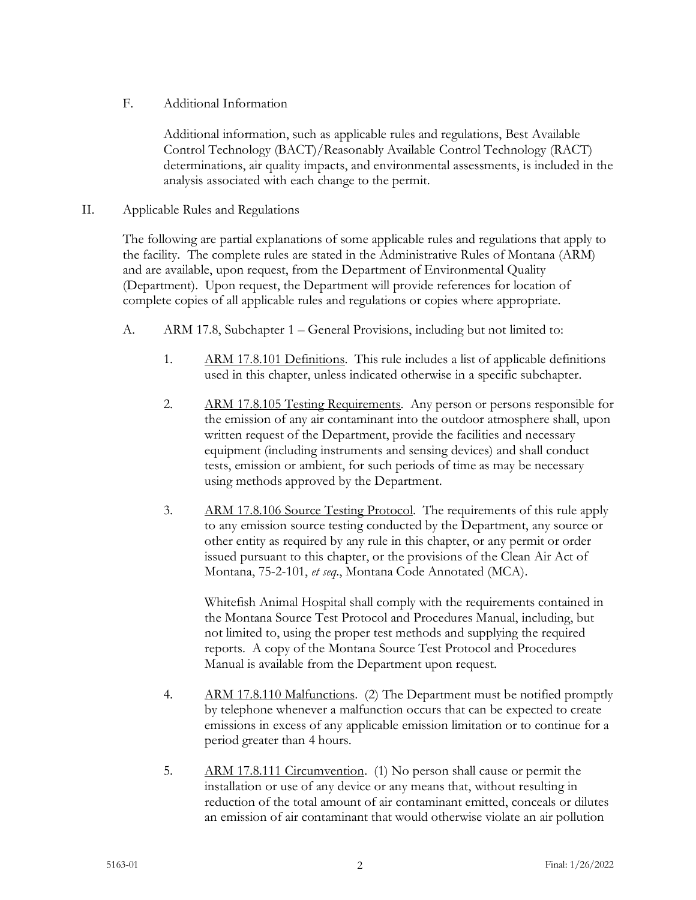F. Additional Information

Additional information, such as applicable rules and regulations, Best Available Control Technology (BACT)/Reasonably Available Control Technology (RACT) determinations, air quality impacts, and environmental assessments, is included in the analysis associated with each change to the permit.

## II. Applicable Rules and Regulations

The following are partial explanations of some applicable rules and regulations that apply to the facility. The complete rules are stated in the Administrative Rules of Montana (ARM) and are available, upon request, from the Department of Environmental Quality (Department). Upon request, the Department will provide references for location of complete copies of all applicable rules and regulations or copies where appropriate.

A. ARM 17.8, Subchapter 1 – General Provisions, including but not limited to:

1. ARM 17.8.101 Definitions. This rule includes a list of applicable definitions used in this chapter, unless indicated otherwise in a specific subchapter.

2. ARM 17.8.105 Testing Requirements. Any person or persons responsible for the emission of any air contaminant into the outdoor atmosphere shall, upon written request of the Department, provide the facilities and necessary equipment (including instruments and sensing devices) and shall conduct tests, emission or ambient, for such periods of time as may be necessary using methods approved by the Department.

3. ARM 17.8.106 Source Testing Protocol. The requirements of this rule apply to any emission source testing conducted by the Department, any source or other entity as required by any rule in this chapter, or any permit or order issued pursuant to this chapter, or the provisions of the Clean Air Act of Montana, 75-2-101, *et seq*., Montana Code Annotated (MCA).

   Whitefish Animal Hospital shall comply with the requirements contained in the Montana Source Test Protocol and Procedures Manual, including, but not limited to, using the proper test methods and supplying the required reports. A copy of the Montana Source Test Protocol and Procedures Manual is available from the Department upon request.

4. ARM 17.8.110 Malfunctions. (2) The Department must be notified promptly by telephone whenever a malfunction occurs that can be expected to create emissions in excess of any applicable emission limitation or to continue for a period greater than 4 hours.

5. ARM 17.8.111 Circumvention. (1) No person shall cause or permit the installation or use of any device or any means that, without resulting in reduction of the total amount of air contaminant emitted, conceals or dilutes an emission of air contaminant that would otherwise violate an air pollution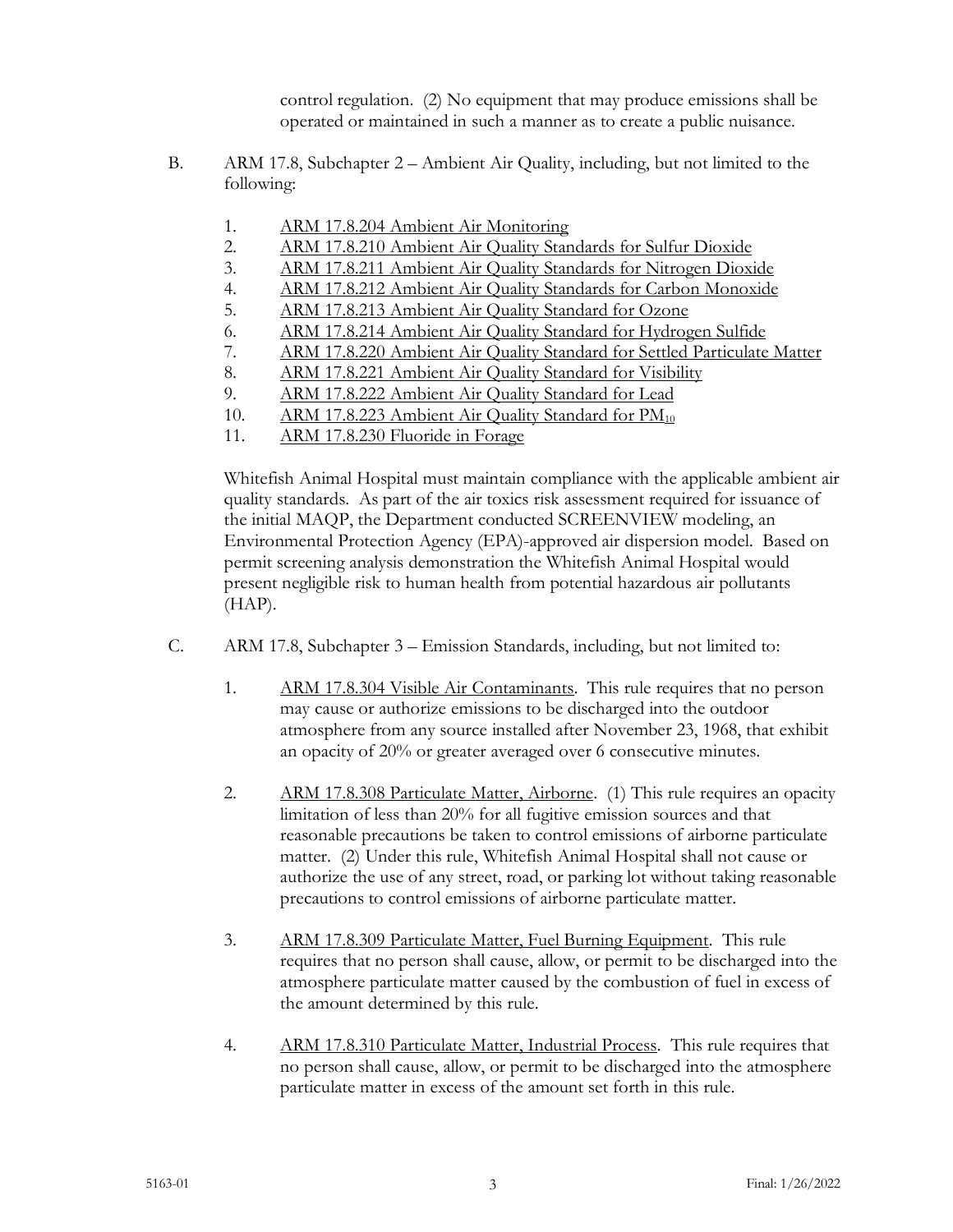control regulation. (2) No equipment that may produce emissions shall be operated or maintained in such a manner as to create a public nuisance.

B. ARM 17.8, Subchapter 2 – Ambient Air Quality, including, but not limited to the following:

1. ARM 17.8.204 Ambient Air Monitoring
2. ARM 17.8.210 Ambient Air Quality Standards for Sulfur Dioxide
3. ARM 17.8.211 Ambient Air Quality Standards for Nitrogen Dioxide
4. ARM 17.8.212 Ambient Air Quality Standards for Carbon Monoxide
5. ARM 17.8.213 Ambient Air Quality Standard for Ozone
6. ARM 17.8.214 Ambient Air Quality Standard for Hydrogen Sulfide
7. ARM 17.8.220 Ambient Air Quality Standard for Settled Particulate Matter
8. ARM 17.8.221 Ambient Air Quality Standard for Visibility
9. ARM 17.8.222 Ambient Air Quality Standard for Lead
10. ARM 17.8.223 Ambient Air Quality Standard for $PM_{10}$
11. ARM 17.8.230 Fluoride in Forage

Whitefish Animal Hospital must maintain compliance with the applicable ambient air quality standards. As part of the air toxics risk assessment required for issuance of the initial MAQP, the Department conducted SCREENVIEW modeling, an Environmental Protection Agency (EPA)-approved air dispersion model. Based on permit screening analysis demonstration the Whitefish Animal Hospital would present negligible risk to human health from potential hazardous air pollutants (HAP).

C. ARM 17.8, Subchapter 3 – Emission Standards, including, but not limited to:

1. ARM 17.8.304 Visible Air Contaminants. This rule requires that no person may cause or authorize emissions to be discharged into the outdoor atmosphere from any source installed after November 23, 1968, that exhibit an opacity of 20% or greater averaged over 6 consecutive minutes.

2. ARM 17.8.308 Particulate Matter, Airborne. (1) This rule requires an opacity limitation of less than 20% for all fugitive emission sources and that reasonable precautions be taken to control emissions of airborne particulate matter. (2) Under this rule, Whitefish Animal Hospital shall not cause or authorize the use of any street, road, or parking lot without taking reasonable precautions to control emissions of airborne particulate matter.

3. ARM 17.8.309 Particulate Matter, Fuel Burning Equipment. This rule requires that no person shall cause, allow, or permit to be discharged into the atmosphere particulate matter caused by the combustion of fuel in excess of the amount determined by this rule.

4. ARM 17.8.310 Particulate Matter, Industrial Process. This rule requires that no person shall cause, allow, or permit to be discharged into the atmosphere particulate matter in excess of the amount set forth in this rule.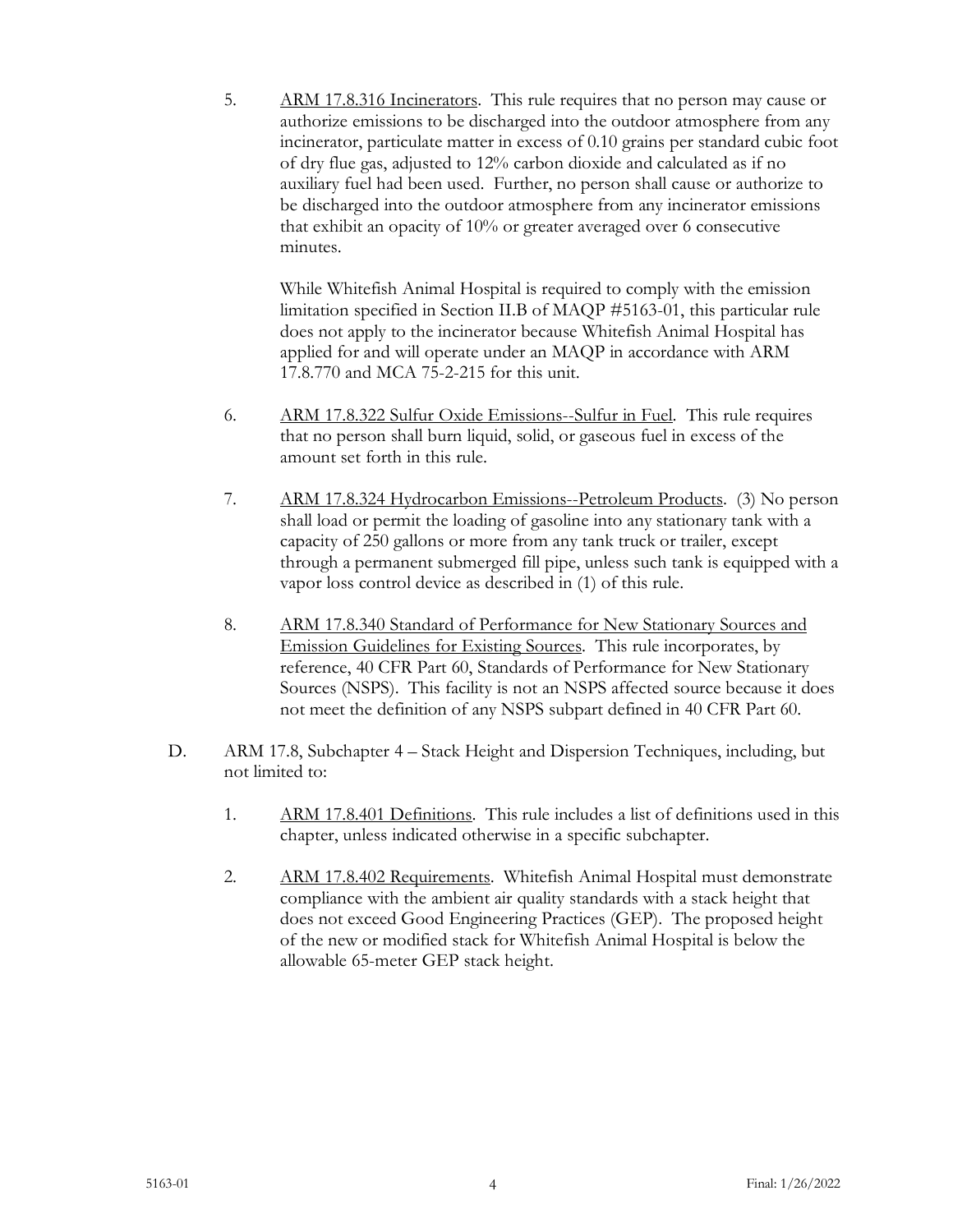5. <u>ARM 17.8.316 Incinerators</u>. This rule requires that no person may cause or authorize emissions to be discharged into the outdoor atmosphere from any incinerator, particulate matter in excess of 0.10 grains per standard cubic foot of dry flue gas, adjusted to 12% carbon dioxide and calculated as if no auxiliary fuel had been used. Further, no person shall cause or authorize to be discharged into the outdoor atmosphere from any incinerator emissions that exhibit an opacity of 10% or greater averaged over 6 consecutive minutes.

   While Whitefish Animal Hospital is required to comply with the emission limitation specified in Section II.B of MAQP #5163-01, this particular rule does not apply to the incinerator because Whitefish Animal Hospital has applied for and will operate under an MAQP in accordance with ARM 17.8.770 and MCA 75-2-215 for this unit.

6. <u>ARM 17.8.322 Sulfur Oxide Emissions--Sulfur in Fuel</u>. This rule requires that no person shall burn liquid, solid, or gaseous fuel in excess of the amount set forth in this rule.

7. <u>ARM 17.8.324 Hydrocarbon Emissions--Petroleum Products</u>. (3) No person shall load or permit the loading of gasoline into any stationary tank with a capacity of 250 gallons or more from any tank truck or trailer, except through a permanent submerged fill pipe, unless such tank is equipped with a vapor loss control device as described in (1) of this rule.

8. <u>ARM 17.8.340 Standard of Performance for New Stationary Sources and Emission Guidelines for Existing Sources</u>. This rule incorporates, by reference, 40 CFR Part 60, Standards of Performance for New Stationary Sources (NSPS). This facility is not an NSPS affected source because it does not meet the definition of any NSPS subpart defined in 40 CFR Part 60.

D. ARM 17.8, Subchapter 4 – Stack Height and Dispersion Techniques, including, but not limited to:

1. <u>ARM 17.8.401 Definitions</u>. This rule includes a list of definitions used in this chapter, unless indicated otherwise in a specific subchapter.

2. <u>ARM 17.8.402 Requirements</u>. Whitefish Animal Hospital must demonstrate compliance with the ambient air quality standards with a stack height that does not exceed Good Engineering Practices (GEP). The proposed height of the new or modified stack for Whitefish Animal Hospital is below the allowable 65-meter GEP stack height.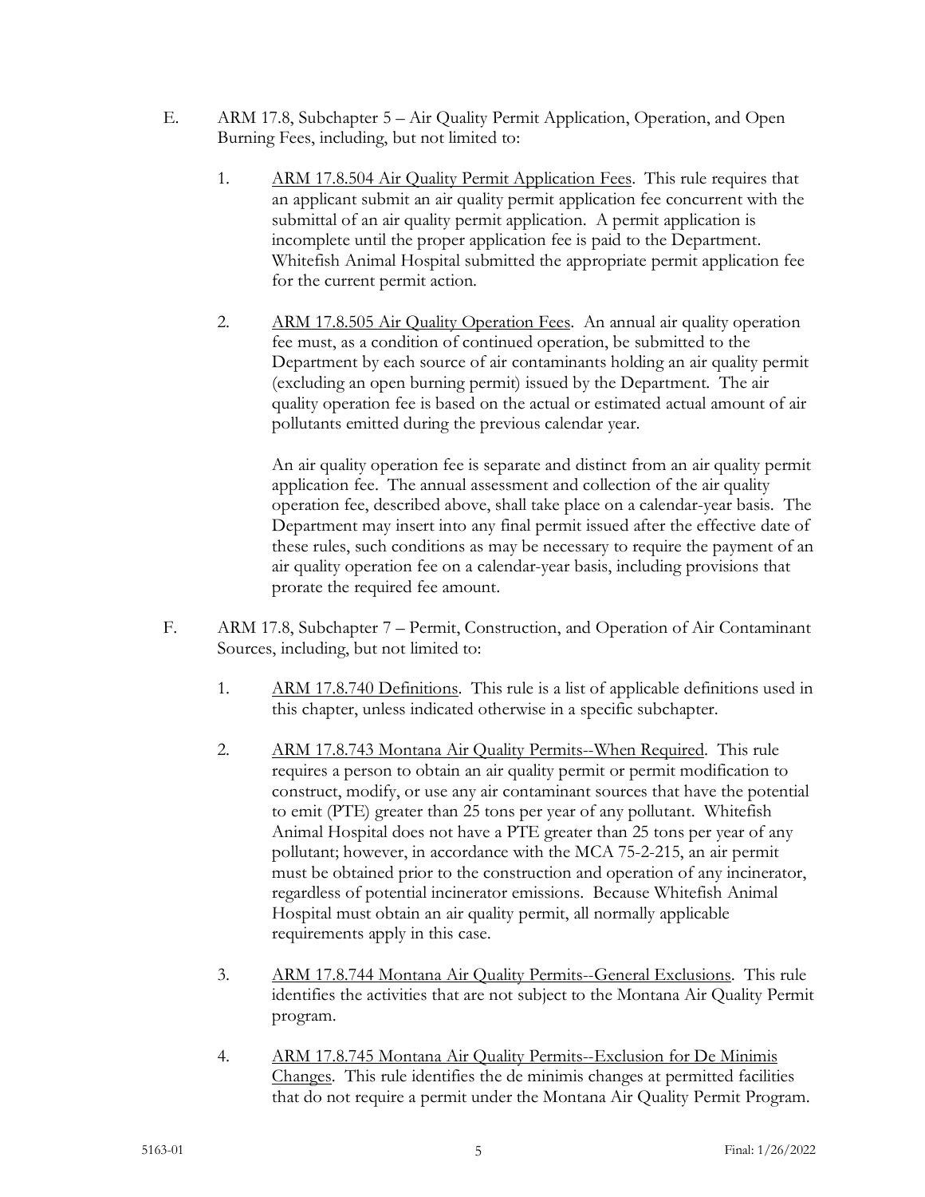E. ARM 17.8, Subchapter 5 – Air Quality Permit Application, Operation, and Open Burning Fees, including, but not limited to:

1. ARM 17.8.504 Air Quality Permit Application Fees. This rule requires that an applicant submit an air quality permit application fee concurrent with the submittal of an air quality permit application. A permit application is incomplete until the proper application fee is paid to the Department. Whitefish Animal Hospital submitted the appropriate permit application fee for the current permit action.

2. ARM 17.8.505 Air Quality Operation Fees. An annual air quality operation fee must, as a condition of continued operation, be submitted to the Department by each source of air contaminants holding an air quality permit (excluding an open burning permit) issued by the Department. The air quality operation fee is based on the actual or estimated actual amount of air pollutants emitted during the previous calendar year.

   An air quality operation fee is separate and distinct from an air quality permit application fee. The annual assessment and collection of the air quality operation fee, described above, shall take place on a calendar-year basis. The Department may insert into any final permit issued after the effective date of these rules, such conditions as may be necessary to require the payment of an air quality operation fee on a calendar-year basis, including provisions that prorate the required fee amount.

F. ARM 17.8, Subchapter 7 – Permit, Construction, and Operation of Air Contaminant Sources, including, but not limited to:

1. ARM 17.8.740 Definitions. This rule is a list of applicable definitions used in this chapter, unless indicated otherwise in a specific subchapter.

2. ARM 17.8.743 Montana Air Quality Permits--When Required. This rule requires a person to obtain an air quality permit or permit modification to construct, modify, or use any air contaminant sources that have the potential to emit (PTE) greater than 25 tons per year of any pollutant. Whitefish Animal Hospital does not have a PTE greater than 25 tons per year of any pollutant; however, in accordance with the MCA 75-2-215, an air permit must be obtained prior to the construction and operation of any incinerator, regardless of potential incinerator emissions. Because Whitefish Animal Hospital must obtain an air quality permit, all normally applicable requirements apply in this case.

3. ARM 17.8.744 Montana Air Quality Permits--General Exclusions. This rule identifies the activities that are not subject to the Montana Air Quality Permit program.

4. ARM 17.8.745 Montana Air Quality Permits--Exclusion for De Minimis Changes. This rule identifies the de minimis changes at permitted facilities that do not require a permit under the Montana Air Quality Permit Program.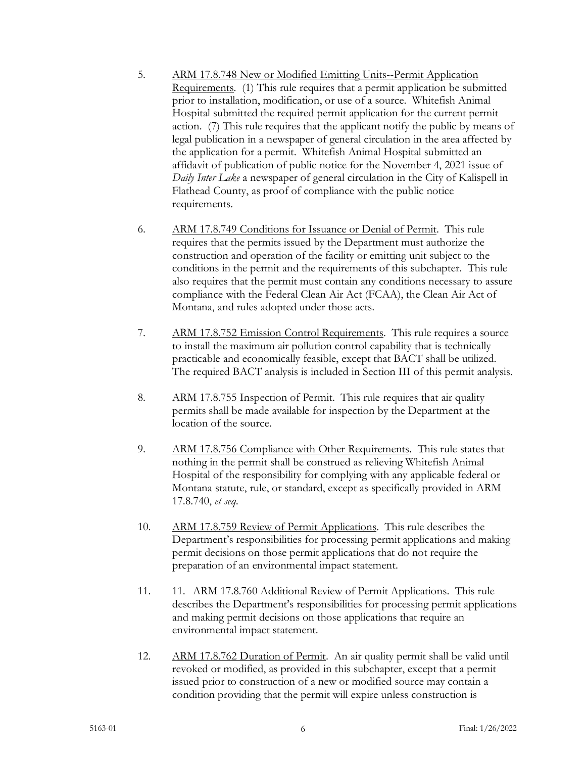5. <u>ARM 17.8.748 New or Modified Emitting Units--Permit Application Requirements</u>. (1) This rule requires that a permit application be submitted prior to installation, modification, or use of a source. Whitefish Animal Hospital submitted the required permit application for the current permit action. (7) This rule requires that the applicant notify the public by means of legal publication in a newspaper of general circulation in the area affected by the application for a permit. Whitefish Animal Hospital submitted an affidavit of publication of public notice for the November 4, 2021 issue of *Daily Inter Lake* a newspaper of general circulation in the City of Kalispell in Flathead County, as proof of compliance with the public notice requirements.

6. <u>ARM 17.8.749 Conditions for Issuance or Denial of Permit</u>. This rule requires that the permits issued by the Department must authorize the construction and operation of the facility or emitting unit subject to the conditions in the permit and the requirements of this subchapter. This rule also requires that the permit must contain any conditions necessary to assure compliance with the Federal Clean Air Act (FCAA), the Clean Air Act of Montana, and rules adopted under those acts.

7. <u>ARM 17.8.752 Emission Control Requirements</u>. This rule requires a source to install the maximum air pollution control capability that is technically practicable and economically feasible, except that BACT shall be utilized. The required BACT analysis is included in Section III of this permit analysis.

8. <u>ARM 17.8.755 Inspection of Permit</u>. This rule requires that air quality permits shall be made available for inspection by the Department at the location of the source.

9. <u>ARM 17.8.756 Compliance with Other Requirements</u>. This rule states that nothing in the permit shall be construed as relieving Whitefish Animal Hospital of the responsibility for complying with any applicable federal or Montana statute, rule, or standard, except as specifically provided in ARM 17.8.740, *et seq*.

10. <u>ARM 17.8.759 Review of Permit Applications</u>. This rule describes the Department's responsibilities for processing permit applications and making permit decisions on those permit applications that do not require the preparation of an environmental impact statement.

11. 11. ARM 17.8.760 Additional Review of Permit Applications. This rule describes the Department's responsibilities for processing permit applications and making permit decisions on those applications that require an environmental impact statement.

12. <u>ARM 17.8.762 Duration of Permit</u>. An air quality permit shall be valid until revoked or modified, as provided in this subchapter, except that a permit issued prior to construction of a new or modified source may contain a condition providing that the permit will expire unless construction is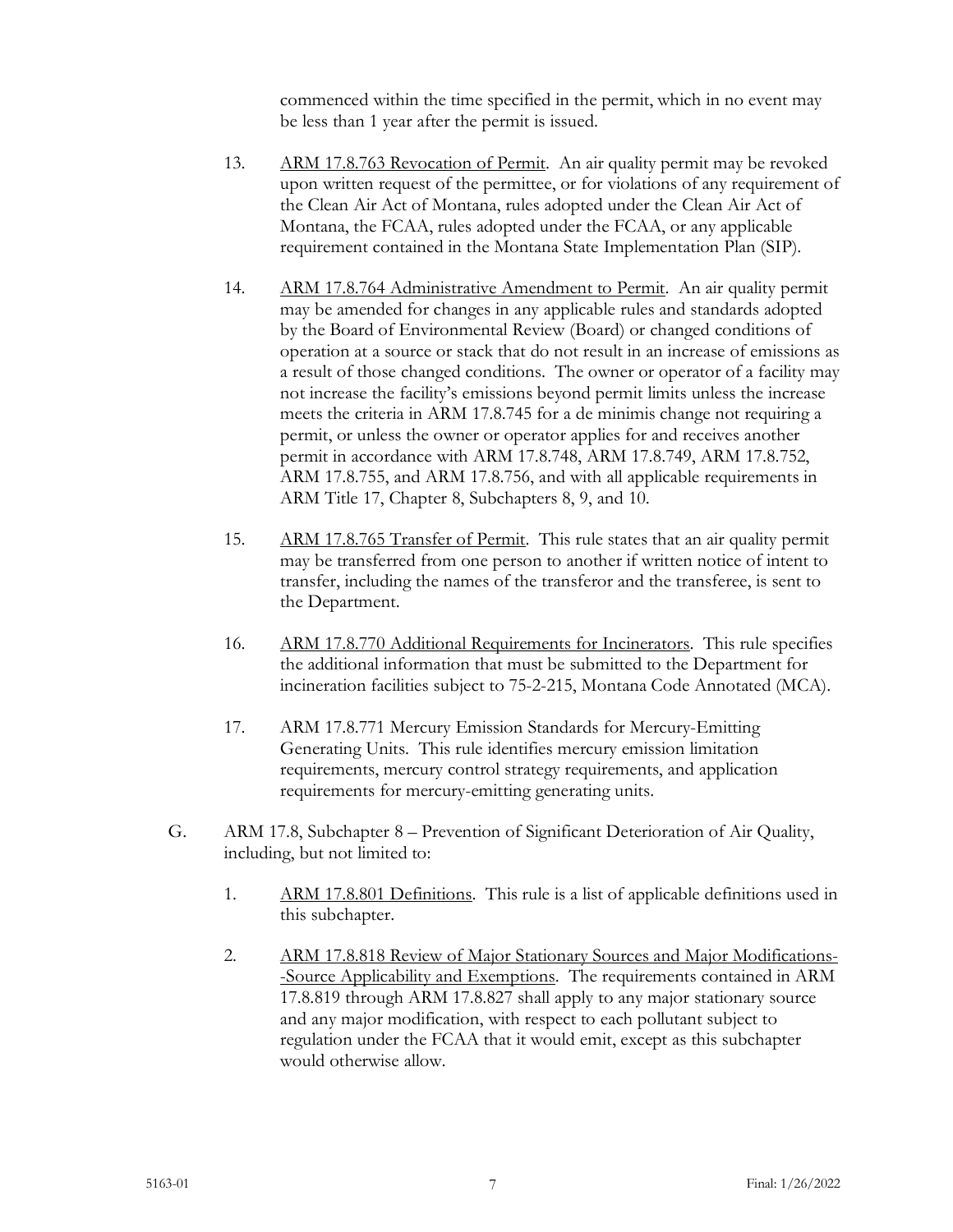commenced within the time specified in the permit, which in no event may be less than 1 year after the permit is issued.

13. ARM 17.8.763 Revocation of Permit. An air quality permit may be revoked upon written request of the permittee, or for violations of any requirement of the Clean Air Act of Montana, rules adopted under the Clean Air Act of Montana, the FCAA, rules adopted under the FCAA, or any applicable requirement contained in the Montana State Implementation Plan (SIP).

14. ARM 17.8.764 Administrative Amendment to Permit. An air quality permit may be amended for changes in any applicable rules and standards adopted by the Board of Environmental Review (Board) or changed conditions of operation at a source or stack that do not result in an increase of emissions as a result of those changed conditions. The owner or operator of a facility may not increase the facility's emissions beyond permit limits unless the increase meets the criteria in ARM 17.8.745 for a de minimis change not requiring a permit, or unless the owner or operator applies for and receives another permit in accordance with ARM 17.8.748, ARM 17.8.749, ARM 17.8.752, ARM 17.8.755, and ARM 17.8.756, and with all applicable requirements in ARM Title 17, Chapter 8, Subchapters 8, 9, and 10.

15. ARM 17.8.765 Transfer of Permit. This rule states that an air quality permit may be transferred from one person to another if written notice of intent to transfer, including the names of the transferor and the transferee, is sent to the Department.

16. ARM 17.8.770 Additional Requirements for Incinerators. This rule specifies the additional information that must be submitted to the Department for incineration facilities subject to 75-2-215, Montana Code Annotated (MCA).

17. ARM 17.8.771 Mercury Emission Standards for Mercury-Emitting Generating Units. This rule identifies mercury emission limitation requirements, mercury control strategy requirements, and application requirements for mercury-emitting generating units.

G. ARM 17.8, Subchapter 8 – Prevention of Significant Deterioration of Air Quality, including, but not limited to:

1. ARM 17.8.801 Definitions. This rule is a list of applicable definitions used in this subchapter.

2. ARM 17.8.818 Review of Major Stationary Sources and Major Modifications--Source Applicability and Exemptions. The requirements contained in ARM 17.8.819 through ARM 17.8.827 shall apply to any major stationary source and any major modification, with respect to each pollutant subject to regulation under the FCAA that it would emit, except as this subchapter would otherwise allow.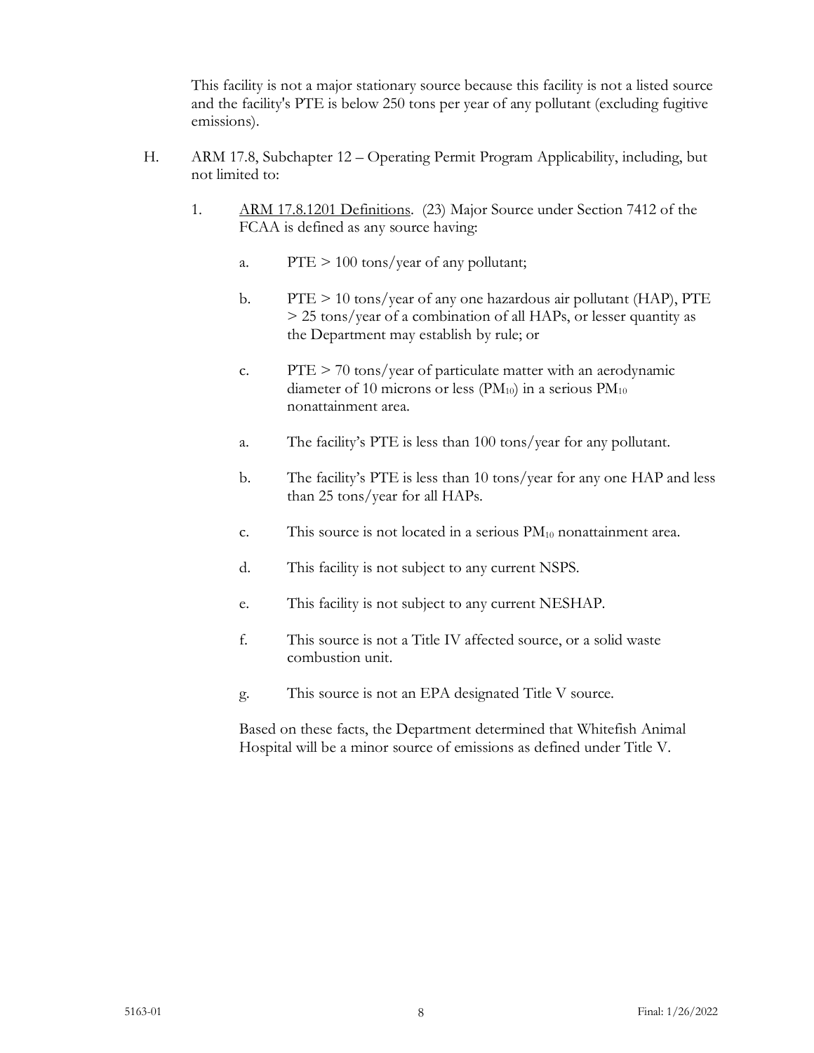This facility is not a major stationary source because this facility is not a listed source and the facility's PTE is below 250 tons per year of any pollutant (excluding fugitive emissions).

H. ARM 17.8, Subchapter 12 – Operating Permit Program Applicability, including, but not limited to:

1. <u>ARM 17.8.1201 Definitions</u>. (23) Major Source under Section 7412 of the FCAA is defined as any source having:

   a. PTE > 100 tons/year of any pollutant;

   b. PTE > 10 tons/year of any one hazardous air pollutant (HAP), PTE > 25 tons/year of a combination of all HAPs, or lesser quantity as the Department may establish by rule; or

   c. PTE > 70 tons/year of particulate matter with an aerodynamic diameter of 10 microns or less ($PM_{10}$) in a serious $PM_{10}$ nonattainment area.

   a. The facility's PTE is less than 100 tons/year for any pollutant.

   b. The facility's PTE is less than 10 tons/year for any one HAP and less than 25 tons/year for all HAPs.

   c. This source is not located in a serious $PM_{10}$ nonattainment area.

   d. This facility is not subject to any current NSPS.

   e. This facility is not subject to any current NESHAP.

   f. This source is not a Title IV affected source, or a solid waste combustion unit.

   g. This source is not an EPA designated Title V source.

   Based on these facts, the Department determined that Whitefish Animal Hospital will be a minor source of emissions as defined under Title V.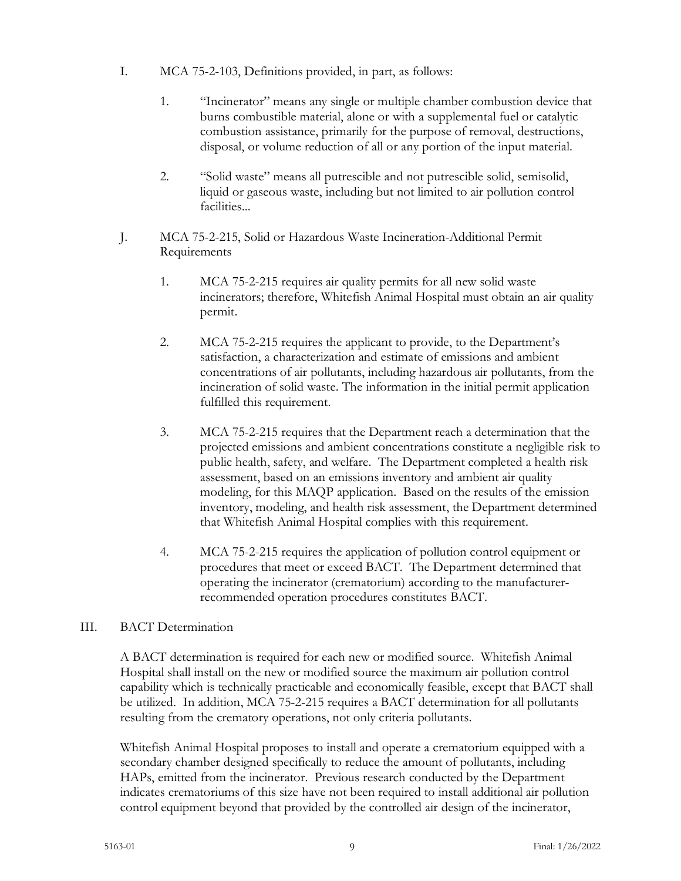I. MCA 75-2-103, Definitions provided, in part, as follows:

   1. "Incinerator" means any single or multiple chamber combustion device that burns combustible material, alone or with a supplemental fuel or catalytic combustion assistance, primarily for the purpose of removal, destructions, disposal, or volume reduction of all or any portion of the input material.

   2. "Solid waste" means all putrescible and not putrescible solid, semisolid, liquid or gaseous waste, including but not limited to air pollution control facilities...

J. MCA 75-2-215, Solid or Hazardous Waste Incineration-Additional Permit Requirements

   1. MCA 75-2-215 requires air quality permits for all new solid waste incinerators; therefore, Whitefish Animal Hospital must obtain an air quality permit.

   2. MCA 75-2-215 requires the applicant to provide, to the Department's satisfaction, a characterization and estimate of emissions and ambient concentrations of air pollutants, including hazardous air pollutants, from the incineration of solid waste. The information in the initial permit application fulfilled this requirement.

   3. MCA 75-2-215 requires that the Department reach a determination that the projected emissions and ambient concentrations constitute a negligible risk to public health, safety, and welfare. The Department completed a health risk assessment, based on an emissions inventory and ambient air quality modeling, for this MAQP application. Based on the results of the emission inventory, modeling, and health risk assessment, the Department determined that Whitefish Animal Hospital complies with this requirement.

   4. MCA 75-2-215 requires the application of pollution control equipment or procedures that meet or exceed BACT. The Department determined that operating the incinerator (crematorium) according to the manufacturer-recommended operation procedures constitutes BACT.

## III. BACT Determination

A BACT determination is required for each new or modified source. Whitefish Animal Hospital shall install on the new or modified source the maximum air pollution control capability which is technically practicable and economically feasible, except that BACT shall be utilized. In addition, MCA 75-2-215 requires a BACT determination for all pollutants resulting from the crematory operations, not only criteria pollutants.

Whitefish Animal Hospital proposes to install and operate a crematorium equipped with a secondary chamber designed specifically to reduce the amount of pollutants, including HAPs, emitted from the incinerator. Previous research conducted by the Department indicates crematoriums of this size have not been required to install additional air pollution control equipment beyond that provided by the controlled air design of the incinerator,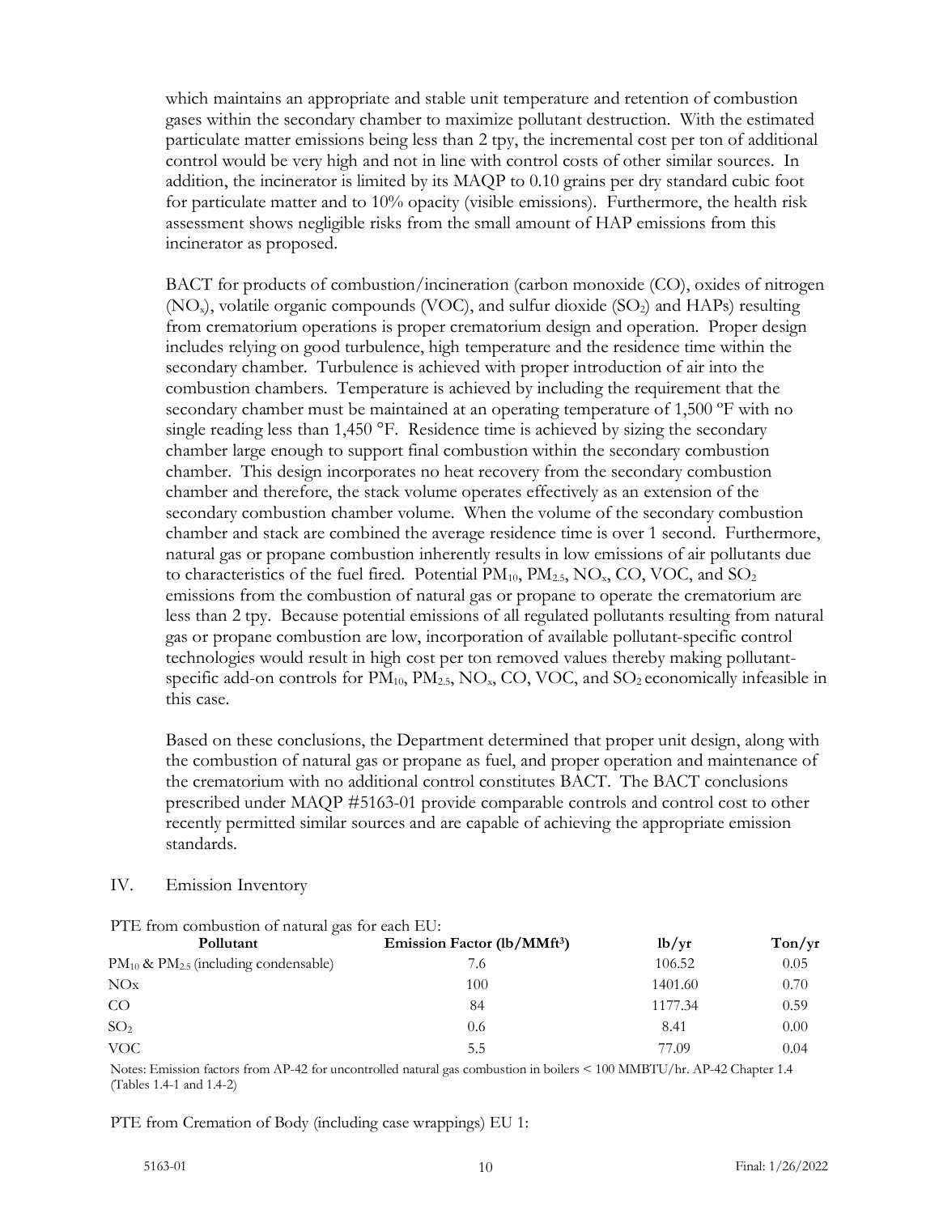which maintains an appropriate and stable unit temperature and retention of combustion gases within the secondary chamber to maximize pollutant destruction. With the estimated particulate matter emissions being less than 2 tpy, the incremental cost per ton of additional control would be very high and not in line with control costs of other similar sources. In addition, the incinerator is limited by its MAQP to 0.10 grains per dry standard cubic foot for particulate matter and to 10% opacity (visible emissions). Furthermore, the health risk assessment shows negligible risks from the small amount of HAP emissions from this incinerator as proposed.

BACT for products of combustion/incineration (carbon monoxide (CO), oxides of nitrogen ($NO_x$), volatile organic compounds (VOC), and sulfur dioxide ($SO_2$) and HAPs) resulting from crematorium operations is proper crematorium design and operation. Proper design includes relying on good turbulence, high temperature and the residence time within the secondary chamber. Turbulence is achieved with proper introduction of air into the combustion chambers. Temperature is achieved by including the requirement that the secondary chamber must be maintained at an operating temperature of 1,500 ºF with no single reading less than 1,450 °F. Residence time is achieved by sizing the secondary chamber large enough to support final combustion within the secondary combustion chamber. This design incorporates no heat recovery from the secondary combustion chamber and therefore, the stack volume operates effectively as an extension of the secondary combustion chamber volume. When the volume of the secondary combustion chamber and stack are combined the average residence time is over 1 second. Furthermore, natural gas or propane combustion inherently results in low emissions of air pollutants due to characteristics of the fuel fired. Potential $PM_{10}$, $PM_{2.5}$, $NO_x$, CO, VOC, and $SO_2$ emissions from the combustion of natural gas or propane to operate the crematorium are less than 2 tpy. Because potential emissions of all regulated pollutants resulting from natural gas or propane combustion are low, incorporation of available pollutant-specific control technologies would result in high cost per ton removed values thereby making pollutant-specific add-on controls for $PM_{10}$, $PM_{2.5}$, $NO_x$, CO, VOC, and $SO_2$ economically infeasible in this case.

Based on these conclusions, the Department determined that proper unit design, along with the combustion of natural gas or propane as fuel, and proper operation and maintenance of the crematorium with no additional control constitutes BACT. The BACT conclusions prescribed under MAQP #5163-01 provide comparable controls and control cost to other recently permitted similar sources and are capable of achieving the appropriate emission standards.

## IV. Emission Inventory

PTE from combustion of natural gas for each EU:

| Pollutant | Emission Factor (lb/MMft$^3$) | lb/yr | Ton/yr |
|---|---|---|---|
| $PM_{10}$ & $PM_{2.5}$ (including condensable) | 7.6 | 106.52 | 0.05 |
| NOx | 100 | 1401.60 | 0.70 |
| CO | 84 | 1177.34 | 0.59 |
| $SO_2$ | 0.6 | 8.41 | 0.00 |
| VOC | 5.5 | 77.09 | 0.04 |

Notes: Emission factors from AP-42 for uncontrolled natural gas combustion in boilers < 100 MMBTU/hr. AP-42 Chapter 1.4 (Tables 1.4-1 and 1.4-2)

PTE from Cremation of Body (including case wrappings) EU 1: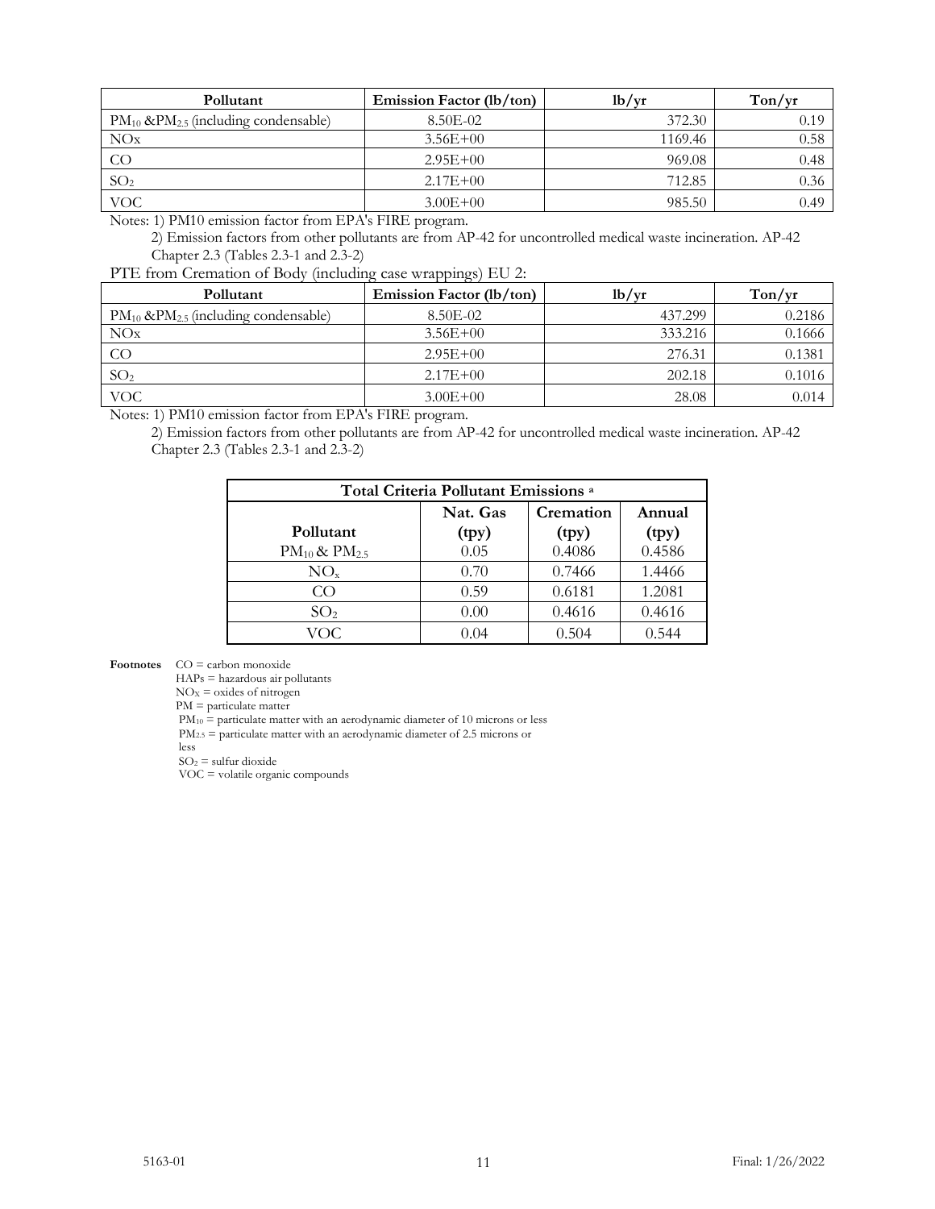| Pollutant | Emission Factor (lb/ton) | lb/yr | Ton/yr |
|---|---|---|---|
| $PM_{10}$ & $PM_{2.5}$ (including condensable) | 8.50E-02 | 372.30 | 0.19 |
| NOx | 3.56E+00 | 1169.46 | 0.58 |
| CO | 2.95E+00 | 969.08 | 0.48 |
| $SO_2$ | 2.17E+00 | 712.85 | 0.36 |
| VOC | 3.00E+00 | 985.50 | 0.49 |

Notes: 1) PM10 emission factor from EPA's FIRE program.

2) Emission factors from other pollutants are from AP-42 for uncontrolled medical waste incineration. AP-42 Chapter 2.3 (Tables 2.3-1 and 2.3-2)

PTE from Cremation of Body (including case wrappings) EU 2:

| Pollutant | Emission Factor (lb/ton) | lb/yr | Ton/yr |
|---|---|---|---|
| $PM_{10}$ & $PM_{2.5}$ (including condensable) | 8.50E-02 | 437.299 | 0.2186 |
| NOx | 3.56E+00 | 333.216 | 0.1666 |
| CO | 2.95E+00 | 276.31 | 0.1381 |
| $SO_2$ | 2.17E+00 | 202.18 | 0.1016 |
| VOC | 3.00E+00 | 28.08 | 0.014 |

Notes: 1) PM10 emission factor from EPA's FIRE program.

2) Emission factors from other pollutants are from AP-42 for uncontrolled medical waste incineration. AP-42 Chapter 2.3 (Tables 2.3-1 and 2.3-2)

| Total Criteria Pollutant Emissions [a] | | | |
|---|---|---|---|
| Pollutant | Nat. Gas (tpy) | Cremation (tpy) | Annual (tpy) |
| $PM_{10}$ & $PM_{2.5}$ | 0.05 | 0.4086 | 0.4586 |
| $NO_x$ | 0.70 | 0.7466 | 1.4466 |
| CO | 0.59 | 0.6181 | 1.2081 |
| $SO_2$ | 0.00 | 0.4616 | 0.4616 |
| VOC | 0.04 | 0.504 | 0.544 |

**Footnotes** CO = carbon monoxide

HAPs = hazardous air pollutants

$NO_X$ = oxides of nitrogen

PM = particulate matter

$PM_{10}$ = particulate matter with an aerodynamic diameter of 10 microns or less

$PM_{2.5}$ = particulate matter with an aerodynamic diameter of 2.5 microns or less

$SO_2$ = sulfur dioxide

VOC = volatile organic compounds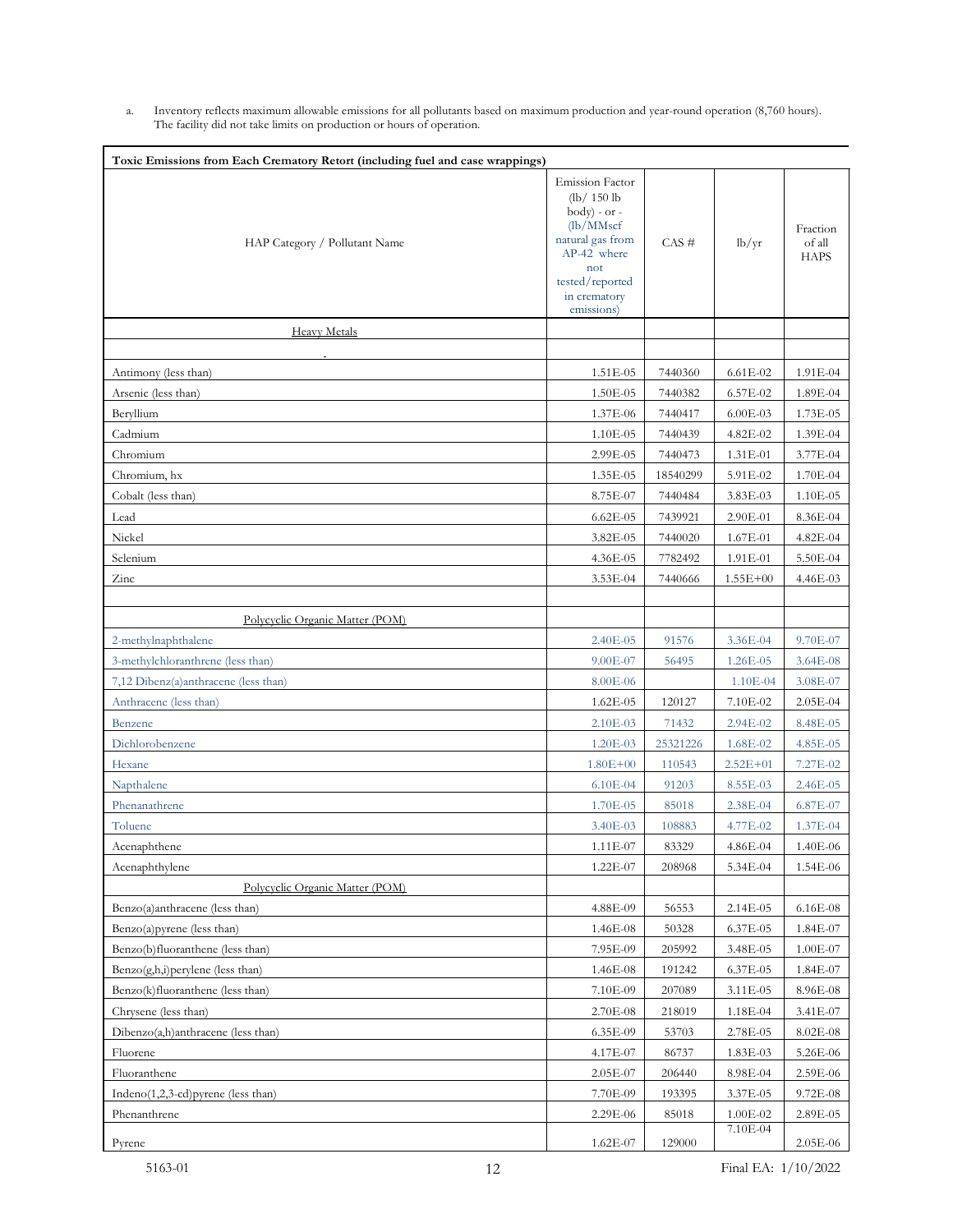a. Inventory reflects maximum allowable emissions for all pollutants based on maximum production and year-round operation (8,760 hours). The facility did not take limits on production or hours of operation.

| Toxic Emissions from Each Crematory Retort (including fuel and case wrappings) | | | | |
|---|---|---|---|---|
| HAP Category / Pollutant Name | Emission Factor (lb/ 150 lb body) - or - (lb/MMscf natural gas from AP-42 where not tested/reported in crematory emissions) | CAS # | lb/yr | Fraction of all HAPS |
| Heavy Metals | | | | |
| - | | | | |
| Antimony (less than) | 1.51E-05 | 7440360 | 6.61E-02 | 1.91E-04 |
| Arsenic (less than) | 1.50E-05 | 7440382 | 6.57E-02 | 1.89E-04 |
| Beryllium | 1.37E-06 | 7440417 | 6.00E-03 | 1.73E-05 |
| Cadmium | 1.10E-05 | 7440439 | 4.82E-02 | 1.39E-04 |
| Chromium | 2.99E-05 | 7440473 | 1.31E-01 | 3.77E-04 |
| Chromium, hx | 1.35E-05 | 18540299 | 5.91E-02 | 1.70E-04 |
| Cobalt (less than) | 8.75E-07 | 7440484 | 3.83E-03 | 1.10E-05 |
| Lead | 6.62E-05 | 7439921 | 2.90E-01 | 8.36E-04 |
| Nickel | 3.82E-05 | 7440020 | 1.67E-01 | 4.82E-04 |
| Selenium | 4.36E-05 | 7782492 | 1.91E-01 | 5.50E-04 |
| Zinc | 3.53E-04 | 7440666 | 1.55E+00 | 4.46E-03 |
| | | | | |
| Polycyclic Organic Matter (POM) | | | | |
| 2-methylnaphthalene | 2.40E-05 | 91576 | 3.36E-04 | 9.70E-07 |
| 3-methylchloranthrene (less than) | 9.00E-07 | 56495 | 1.26E-05 | 3.64E-08 |
| 7,12 Dibenz(a)anthracene (less than) | 8.00E-06 | | 1.10E-04 | 3.08E-07 |
| Anthracene (less than) | 1.62E-05 | 120127 | 7.10E-02 | 2.05E-04 |
| Benzene | 2.10E-03 | 71432 | 2.94E-02 | 8.48E-05 |
| Dichlorobenzene | 1.20E-03 | 25321226 | 1.68E-02 | 4.85E-05 |
| Hexane | 1.80E+00 | 110543 | 2.52E+01 | 7.27E-02 |
| Napthalene | 6.10E-04 | 91203 | 8.55E-03 | 2.46E-05 |
| Phenanathrene | 1.70E-05 | 85018 | 2.38E-04 | 6.87E-07 |
| Toluene | 3.40E-03 | 108883 | 4.77E-02 | 1.37E-04 |
| Acenaphthene | 1.11E-07 | 83329 | 4.86E-04 | 1.40E-06 |
| Acenaphthylene | 1.22E-07 | 208968 | 5.34E-04 | 1.54E-06 |
| Polycyclic Organic Matter (POM) | | | | |
| Benzo(a)anthracene (less than) | 4.88E-09 | 56553 | 2.14E-05 | 6.16E-08 |
| Benzo(a)pyrene (less than) | 1.46E-08 | 50328 | 6.37E-05 | 1.84E-07 |
| Benzo(b)fluoranthene (less than) | 7.95E-09 | 205992 | 3.48E-05 | 1.00E-07 |
| Benzo(g,h,i)perylene (less than) | 1.46E-08 | 191242 | 6.37E-05 | 1.84E-07 |
| Benzo(k)fluoranthene (less than) | 7.10E-09 | 207089 | 3.11E-05 | 8.96E-08 |
| Chrysene (less than) | 2.70E-08 | 218019 | 1.18E-04 | 3.41E-07 |
| Dibenzo(a,h)anthracene (less than) | 6.35E-09 | 53703 | 2.78E-05 | 8.02E-08 |
| Fluorene | 4.17E-07 | 86737 | 1.83E-03 | 5.26E-06 |
| Fluoranthene | 2.05E-07 | 206440 | 8.98E-04 | 2.59E-06 |
| Indeno(1,2,3-cd)pyrene (less than) | 7.70E-09 | 193395 | 3.37E-05 | 9.72E-08 |
| Phenanthrene | 2.29E-06 | 85018 | 1.00E-02 | 2.89E-05 |
| Pyrene | 1.62E-07 | 129000 | 7.10E-04 | 2.05E-06 |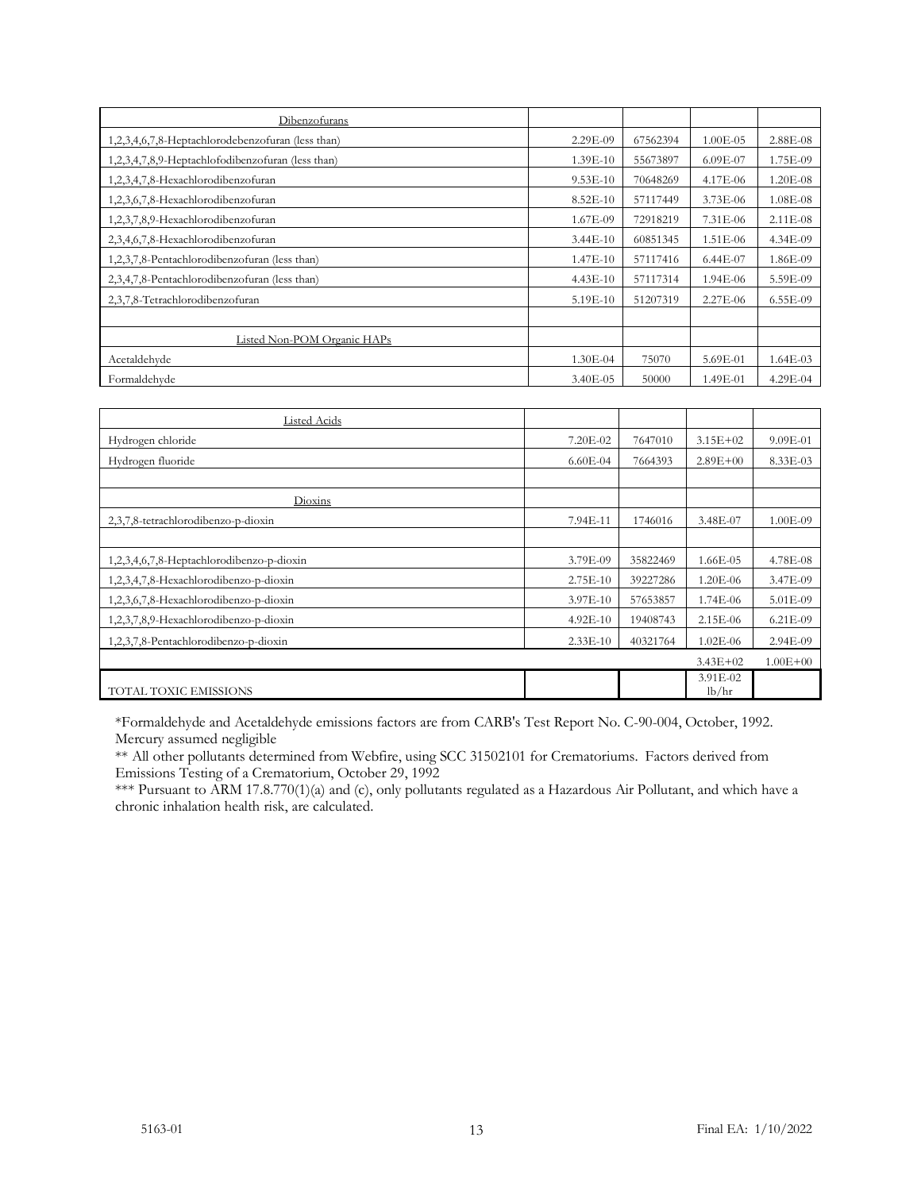| Dibenzofurans | | | | |
|---|---|---|---|---|
| 1,2,3,4,6,7,8-Heptachlorodebenzofuran (less than) | 2.29E-09 | 67562394 | 1.00E-05 | 2.88E-08 |
| 1,2,3,4,7,8,9-Heptachlofodibenzofuran (less than) | 1.39E-10 | 55673897 | 6.09E-07 | 1.75E-09 |
| 1,2,3,4,7,8-Hexachlorodibenzofuran | 9.53E-10 | 70648269 | 4.17E-06 | 1.20E-08 |
| 1,2,3,6,7,8-Hexachlorodibenzofuran | 8.52E-10 | 57117449 | 3.73E-06 | 1.08E-08 |
| 1,2,3,7,8,9-Hexachlorodibenzofuran | 1.67E-09 | 72918219 | 7.31E-06 | 2.11E-08 |
| 2,3,4,6,7,8-Hexachlorodibenzofuran | 3.44E-10 | 60851345 | 1.51E-06 | 4.34E-09 |
| 1,2,3,7,8-Pentachlorodibenzofuran (less than) | 1.47E-10 | 57117416 | 6.44E-07 | 1.86E-09 |
| 2,3,4,7,8-Pentachlorodibenzofuran (less than) | 4.43E-10 | 57117314 | 1.94E-06 | 5.59E-09 |
| 2,3,7,8-Tetrachlorodibenzofuran | 5.19E-10 | 51207319 | 2.27E-06 | 6.55E-09 |
| | | | | |
| Listed Non-POM Organic HAPs | | | | |
| Acetaldehyde | 1.30E-04 | 75070 | 5.69E-01 | 1.64E-03 |
| Formaldehyde | 3.40E-05 | 50000 | 1.49E-01 | 4.29E-04 |

| Listed Acids | | | | |
|---|---|---|---|---|
| Hydrogen chloride | 7.20E-02 | 7647010 | 3.15E+02 | 9.09E-01 |
| Hydrogen fluoride | 6.60E-04 | 7664393 | 2.89E+00 | 8.33E-03 |
| | | | | |
| Dioxins | | | | |
| 2,3,7,8-tetrachlorodibenzo-p-dioxin | 7.94E-11 | 1746016 | 3.48E-07 | 1.00E-09 |
| | | | | |
| 1,2,3,4,6,7,8-Heptachlorodibenzo-p-dioxin | 3.79E-09 | 35822469 | 1.66E-05 | 4.78E-08 |
| 1,2,3,4,7,8-Hexachlorodibenzo-p-dioxin | 2.75E-10 | 39227286 | 1.20E-06 | 3.47E-09 |
| 1,2,3,6,7,8-Hexachlorodibenzo-p-dioxin | 3.97E-10 | 57653857 | 1.74E-06 | 5.01E-09 |
| 1,2,3,7,8,9-Hexachlorodibenzo-p-dioxin | 4.92E-10 | 19408743 | 2.15E-06 | 6.21E-09 |
| 1,2,3,7,8-Pentachlorodibenzo-p-dioxin | 2.33E-10 | 40321764 | 1.02E-06 | 2.94E-09 |
| | | | 3.43E+02 | 1.00E+00 |
| TOTAL TOXIC EMISSIONS | | | 3.91E-02 lb/hr | |

*Formaldehyde and Acetaldehyde emissions factors are from CARB's Test Report No. C-90-004, October, 1992. Mercury assumed negligible

** All other pollutants determined from Webfire, using SCC 31502101 for Crematoriums. Factors derived from Emissions Testing of a Crematorium, October 29, 1992

*** Pursuant to ARM 17.8.770(1)(a) and (c), only pollutants regulated as a Hazardous Air Pollutant, and which have a chronic inhalation health risk, are calculated.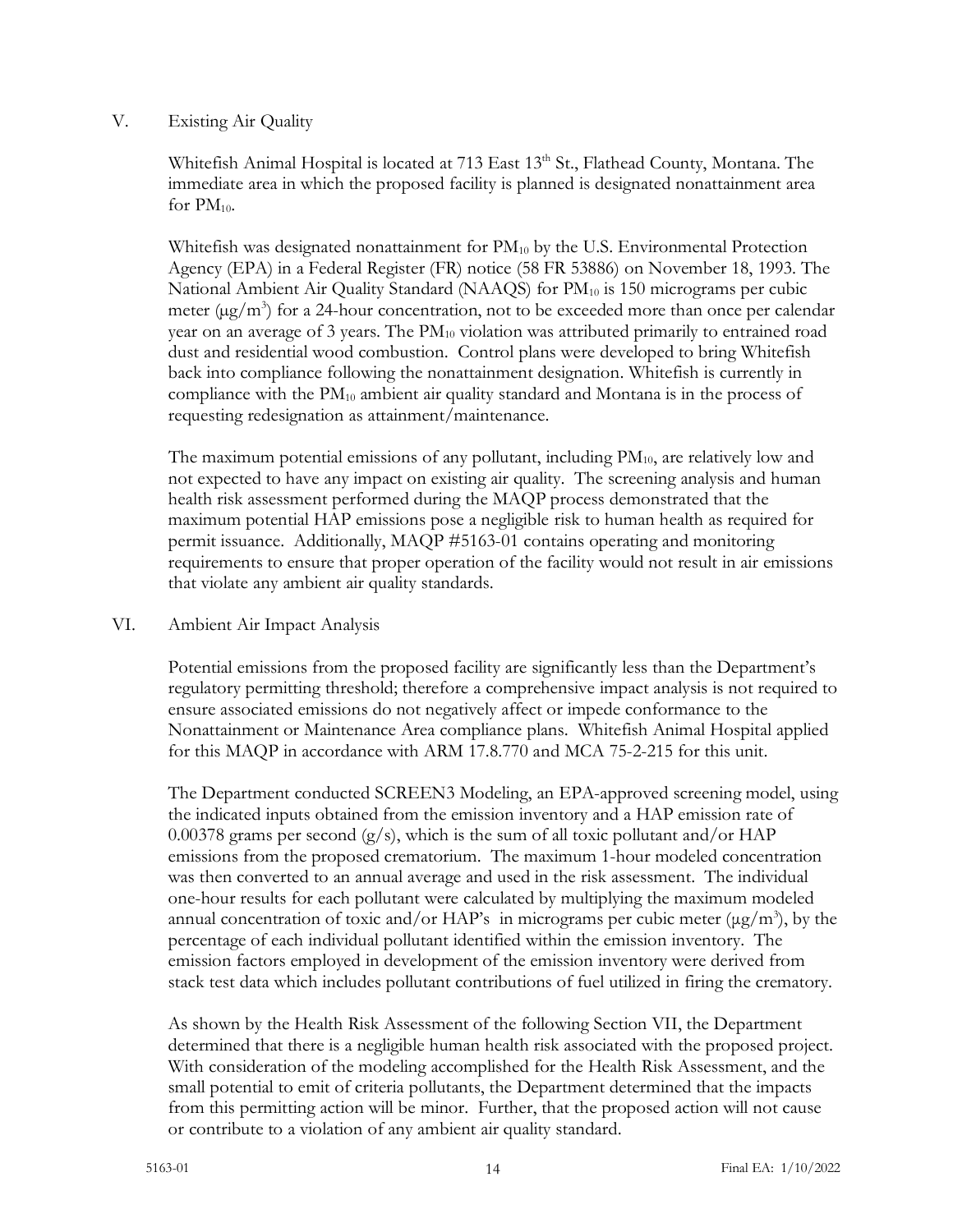## V. Existing Air Quality

Whitefish Animal Hospital is located at 713 East 13th St., Flathead County, Montana. The immediate area in which the proposed facility is planned is designated nonattainment area for $PM_{10}$.

Whitefish was designated nonattainment for $PM_{10}$ by the U.S. Environmental Protection Agency (EPA) in a Federal Register (FR) notice (58 FR 53886) on November 18, 1993. The National Ambient Air Quality Standard (NAAQS) for $PM_{10}$ is 150 micrograms per cubic meter ($\mu g/m^3$) for a 24-hour concentration, not to be exceeded more than once per calendar year on an average of 3 years. The $PM_{10}$ violation was attributed primarily to entrained road dust and residential wood combustion. Control plans were developed to bring Whitefish back into compliance following the nonattainment designation. Whitefish is currently in compliance with the $PM_{10}$ ambient air quality standard and Montana is in the process of requesting redesignation as attainment/maintenance.

The maximum potential emissions of any pollutant, including $PM_{10}$, are relatively low and not expected to have any impact on existing air quality. The screening analysis and human health risk assessment performed during the MAQP process demonstrated that the maximum potential HAP emissions pose a negligible risk to human health as required for permit issuance. Additionally, MAQP #5163-01 contains operating and monitoring requirements to ensure that proper operation of the facility would not result in air emissions that violate any ambient air quality standards.

## VI. Ambient Air Impact Analysis

Potential emissions from the proposed facility are significantly less than the Department's regulatory permitting threshold; therefore a comprehensive impact analysis is not required to ensure associated emissions do not negatively affect or impede conformance to the Nonattainment or Maintenance Area compliance plans. Whitefish Animal Hospital applied for this MAQP in accordance with ARM 17.8.770 and MCA 75-2-215 for this unit.

The Department conducted SCREEN3 Modeling, an EPA-approved screening model, using the indicated inputs obtained from the emission inventory and a HAP emission rate of 0.00378 grams per second (g/s), which is the sum of all toxic pollutant and/or HAP emissions from the proposed crematorium. The maximum 1-hour modeled concentration was then converted to an annual average and used in the risk assessment. The individual one-hour results for each pollutant were calculated by multiplying the maximum modeled annual concentration of toxic and/or HAP's in micrograms per cubic meter ($\mu g/m^3$), by the percentage of each individual pollutant identified within the emission inventory. The emission factors employed in development of the emission inventory were derived from stack test data which includes pollutant contributions of fuel utilized in firing the crematory.

As shown by the Health Risk Assessment of the following Section VII, the Department determined that there is a negligible human health risk associated with the proposed project. With consideration of the modeling accomplished for the Health Risk Assessment, and the small potential to emit of criteria pollutants, the Department determined that the impacts from this permitting action will be minor. Further, that the proposed action will not cause or contribute to a violation of any ambient air quality standard.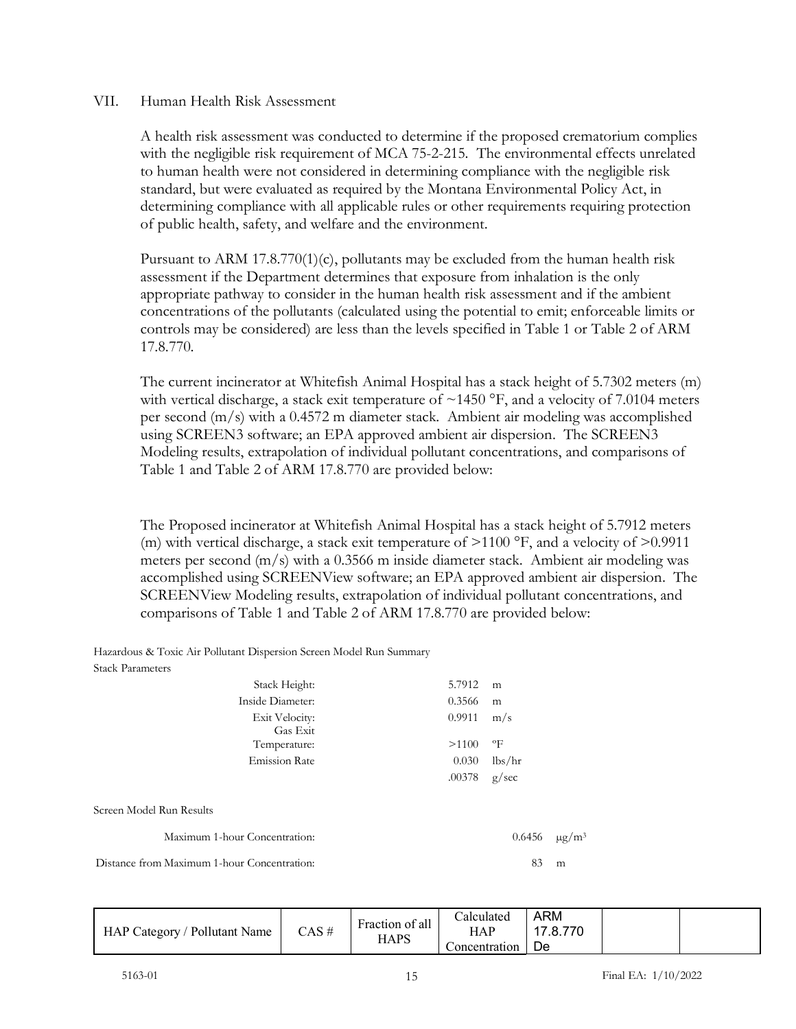## VII. Human Health Risk Assessment

A health risk assessment was conducted to determine if the proposed crematorium complies with the negligible risk requirement of MCA 75-2-215. The environmental effects unrelated to human health were not considered in determining compliance with the negligible risk standard, but were evaluated as required by the Montana Environmental Policy Act, in determining compliance with all applicable rules or other requirements requiring protection of public health, safety, and welfare and the environment.

Pursuant to ARM 17.8.770(1)(c), pollutants may be excluded from the human health risk assessment if the Department determines that exposure from inhalation is the only appropriate pathway to consider in the human health risk assessment and if the ambient concentrations of the pollutants (calculated using the potential to emit; enforceable limits or controls may be considered) are less than the levels specified in Table 1 or Table 2 of ARM 17.8.770.

The current incinerator at Whitefish Animal Hospital has a stack height of 5.7302 meters (m) with vertical discharge, a stack exit temperature of ~1450 °F, and a velocity of 7.0104 meters per second (m/s) with a 0.4572 m diameter stack. Ambient air modeling was accomplished using SCREEN3 software; an EPA approved ambient air dispersion. The SCREEN3 Modeling results, extrapolation of individual pollutant concentrations, and comparisons of Table 1 and Table 2 of ARM 17.8.770 are provided below:

The Proposed incinerator at Whitefish Animal Hospital has a stack height of 5.7912 meters (m) with vertical discharge, a stack exit temperature of >1100 °F, and a velocity of >0.9911 meters per second (m/s) with a 0.3566 m inside diameter stack. Ambient air modeling was accomplished using SCREENView software; an EPA approved ambient air dispersion. The SCREENView Modeling results, extrapolation of individual pollutant concentrations, and comparisons of Table 1 and Table 2 of ARM 17.8.770 are provided below:

Hazardous & Toxic Air Pollutant Dispersion Screen Model Run Summary

Stack Parameters

| | | |
|---|---|---|
| Stack Height: | 5.7912 | m |
| Inside Diameter: | 0.3566 | m |
| Exit Velocity: | 0.9911 | m/s |
| Gas Exit Temperature: | >1100 | °F |
| Emission Rate | 0.030 | lbs/hr |
| | .00378 | g/sec |

Screen Model Run Results

| | | |
|---|---|---|
| Maximum 1-hour Concentration: | 0.6456 | μg/m³ |
| Distance from Maximum 1-hour Concentration: | 83 | m |

| HAP Category / Pollutant Name | CAS # | Fraction of all HAPS | Calculated HAP Concentration | ARM 17.8.770 De | | |
|---|---|---|---|---|---|---|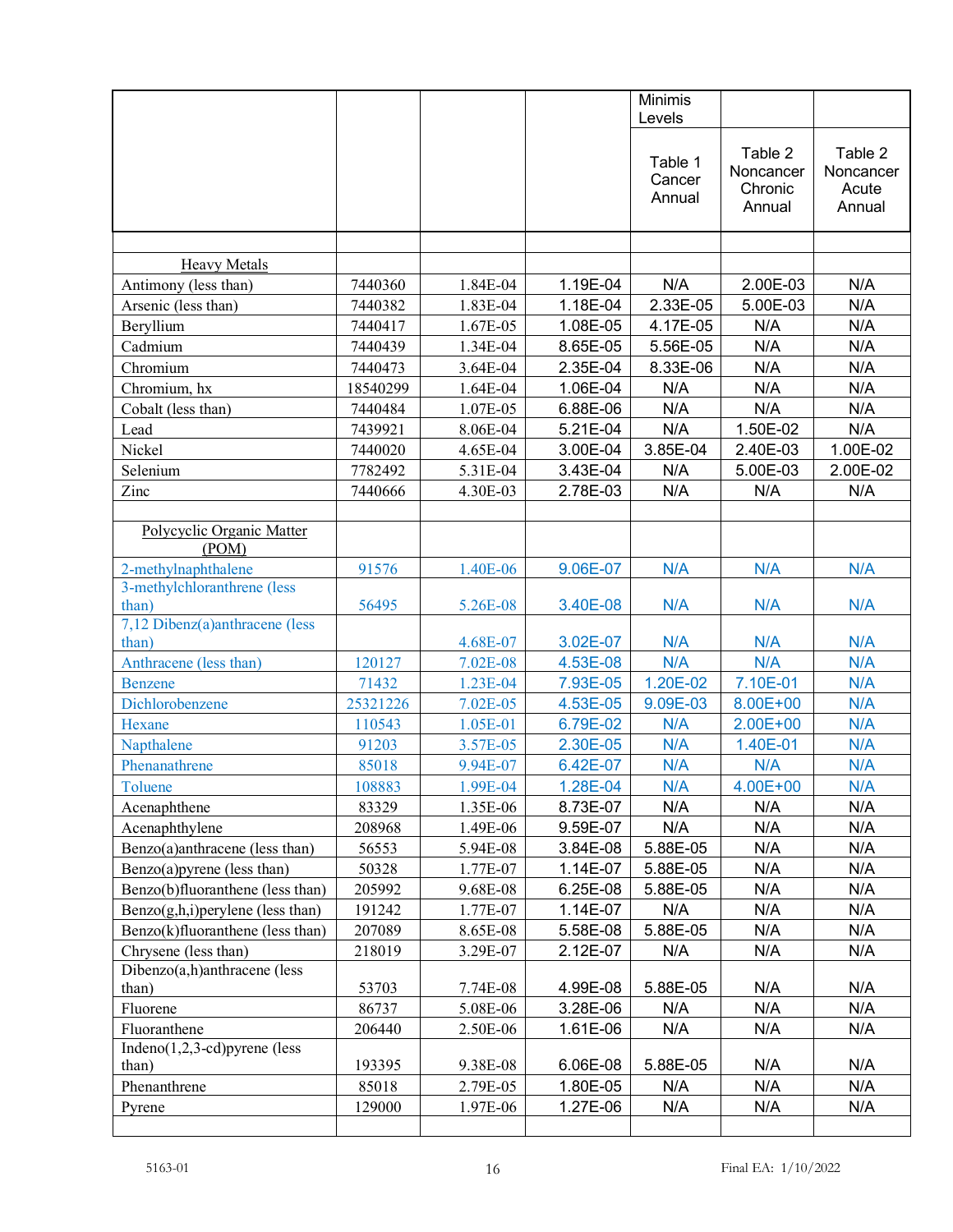| | | | | Minimis Levels | | |
|---|---|---|---|---|---|---|
| | | | | Table 1 Cancer Annual | Table 2 Noncancer Chronic Annual | Table 2 Noncancer Acute Annual |
| | | | | | | |
| Heavy Metals | | | | | | |
| Antimony (less than) | 7440360 | 1.84E-04 | 1.19E-04 | N/A | 2.00E-03 | N/A |
| Arsenic (less than) | 7440382 | 1.83E-04 | 1.18E-04 | 2.33E-05 | 5.00E-03 | N/A |
| Beryllium | 7440417 | 1.67E-05 | 1.08E-05 | 4.17E-05 | N/A | N/A |
| Cadmium | 7440439 | 1.34E-04 | 8.65E-05 | 5.56E-05 | N/A | N/A |
| Chromium | 7440473 | 3.64E-04 | 2.35E-04 | 8.33E-06 | N/A | N/A |
| Chromium, hx | 18540299 | 1.64E-04 | 1.06E-04 | N/A | N/A | N/A |
| Cobalt (less than) | 7440484 | 1.07E-05 | 6.88E-06 | N/A | N/A | N/A |
| Lead | 7439921 | 8.06E-04 | 5.21E-04 | N/A | 1.50E-02 | N/A |
| Nickel | 7440020 | 4.65E-04 | 3.00E-04 | 3.85E-04 | 2.40E-03 | 1.00E-02 |
| Selenium | 7782492 | 5.31E-04 | 3.43E-04 | N/A | 5.00E-03 | 2.00E-02 |
| Zinc | 7440666 | 4.30E-03 | 2.78E-03 | N/A | N/A | N/A |
| | | | | | | |
| Polycyclic Organic Matter (POM) | | | | | | |
| 2-methylnaphthalene | 91576 | 1.40E-06 | 9.06E-07 | N/A | N/A | N/A |
| 3-methylchloranthrene (less than) | 56495 | 5.26E-08 | 3.40E-08 | N/A | N/A | N/A |
| 7,12 Dibenz(a)anthracene (less than) | | 4.68E-07 | 3.02E-07 | N/A | N/A | N/A |
| Anthracene (less than) | 120127 | 7.02E-08 | 4.53E-08 | N/A | N/A | N/A |
| Benzene | 71432 | 1.23E-04 | 7.93E-05 | 1.20E-02 | 7.10E-01 | N/A |
| Dichlorobenzene | 25321226 | 7.02E-05 | 4.53E-05 | 9.09E-03 | 8.00E+00 | N/A |
| Hexane | 110543 | 1.05E-01 | 6.79E-02 | N/A | 2.00E+00 | N/A |
| Napthalene | 91203 | 3.57E-05 | 2.30E-05 | N/A | 1.40E-01 | N/A |
| Phenanathrene | 85018 | 9.94E-07 | 6.42E-07 | N/A | N/A | N/A |
| Toluene | 108883 | 1.99E-04 | 1.28E-04 | N/A | 4.00E+00 | N/A |
| Acenaphthene | 83329 | 1.35E-06 | 8.73E-07 | N/A | N/A | N/A |
| Acenaphthylene | 208968 | 1.49E-06 | 9.59E-07 | N/A | N/A | N/A |
| Benzo(a)anthracene (less than) | 56553 | 5.94E-08 | 3.84E-08 | 5.88E-05 | N/A | N/A |
| Benzo(a)pyrene (less than) | 50328 | 1.77E-07 | 1.14E-07 | 5.88E-05 | N/A | N/A |
| Benzo(b)fluoranthene (less than) | 205992 | 9.68E-08 | 6.25E-08 | 5.88E-05 | N/A | N/A |
| Benzo(g,h,i)perylene (less than) | 191242 | 1.77E-07 | 1.14E-07 | N/A | N/A | N/A |
| Benzo(k)fluoranthene (less than) | 207089 | 8.65E-08 | 5.58E-08 | 5.88E-05 | N/A | N/A |
| Chrysene (less than) | 218019 | 3.29E-07 | 2.12E-07 | N/A | N/A | N/A |
| Dibenzo(a,h)anthracene (less than) | 53703 | 7.74E-08 | 4.99E-08 | 5.88E-05 | N/A | N/A |
| Fluorene | 86737 | 5.08E-06 | 3.28E-06 | N/A | N/A | N/A |
| Fluoranthene | 206440 | 2.50E-06 | 1.61E-06 | N/A | N/A | N/A |
| Indeno(1,2,3-cd)pyrene (less than) | 193395 | 9.38E-08 | 6.06E-08 | 5.88E-05 | N/A | N/A |
| Phenanthrene | 85018 | 2.79E-05 | 1.80E-05 | N/A | N/A | N/A |
| Pyrene | 129000 | 1.97E-06 | 1.27E-06 | N/A | N/A | N/A |
| | | | | | | |

5163-01 Final EA: 1/10/2022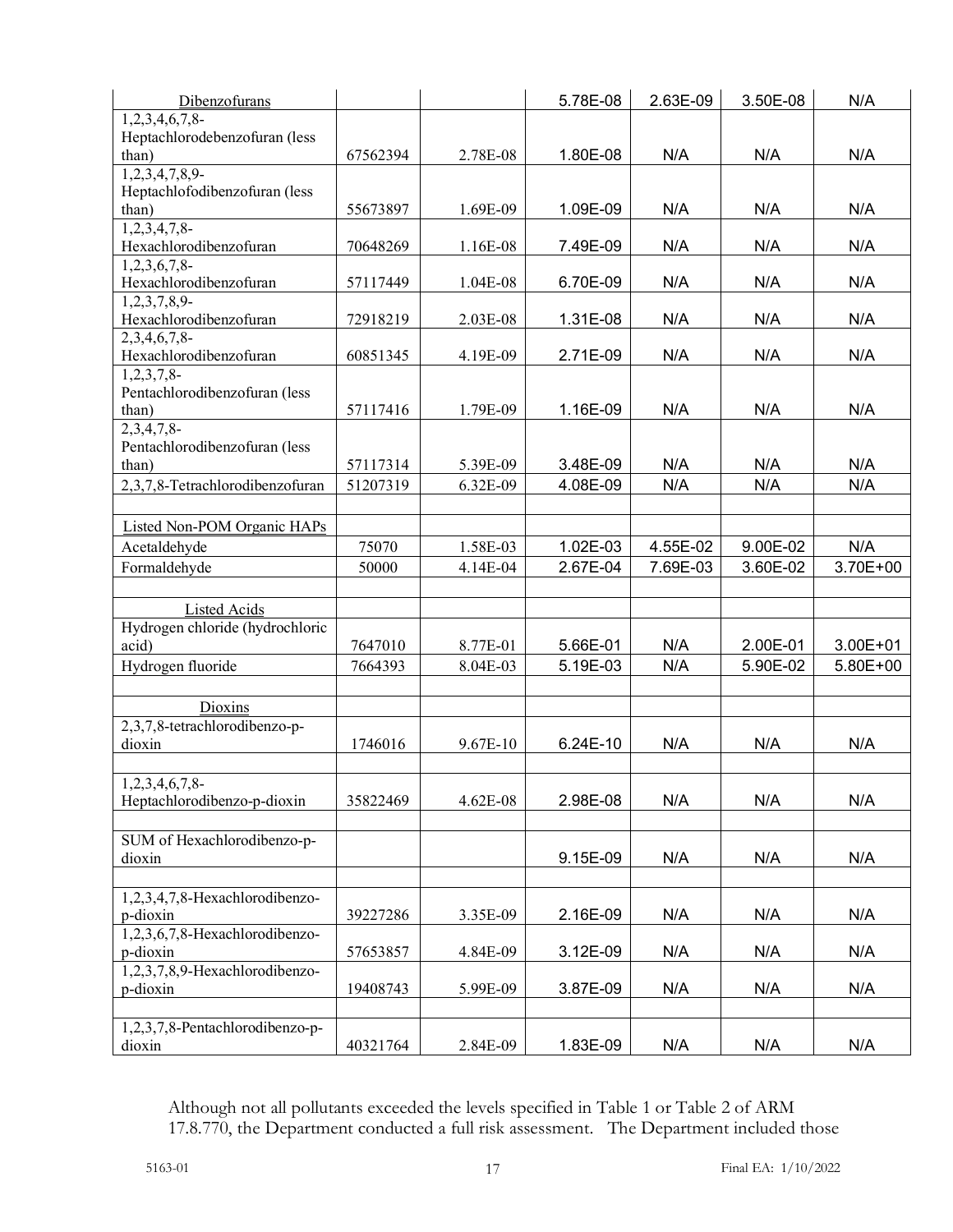| Dibenzofurans | | | 5.78E-08 | 2.63E-09 | 3.50E-08 | N/A |
|---|---|---|---|---|---|---|
| 1,2,3,4,6,7,8-Heptachlorodebenzofuran (less than) | 67562394 | 2.78E-08 | 1.80E-08 | N/A | N/A | N/A |
| 1,2,3,4,7,8,9-Heptachlofodibenzofuran (less than) | 55673897 | 1.69E-09 | 1.09E-09 | N/A | N/A | N/A |
| 1,2,3,4,7,8-Hexachlorodibenzofuran | 70648269 | 1.16E-08 | 7.49E-09 | N/A | N/A | N/A |
| 1,2,3,6,7,8-Hexachlorodibenzofuran | 57117449 | 1.04E-08 | 6.70E-09 | N/A | N/A | N/A |
| 1,2,3,7,8,9-Hexachlorodibenzofuran | 72918219 | 2.03E-08 | 1.31E-08 | N/A | N/A | N/A |
| 2,3,4,6,7,8-Hexachlorodibenzofuran | 60851345 | 4.19E-09 | 2.71E-09 | N/A | N/A | N/A |
| 1,2,3,7,8-Pentachlorodibenzofuran (less than) | 57117416 | 1.79E-09 | 1.16E-09 | N/A | N/A | N/A |
| 2,3,4,7,8-Pentachlorodibenzofuran (less than) | 57117314 | 5.39E-09 | 3.48E-09 | N/A | N/A | N/A |
| 2,3,7,8-Tetrachlorodibenzofuran | 51207319 | 6.32E-09 | 4.08E-09 | N/A | N/A | N/A |
| | | | | | | |
| Listed Non-POM Organic HAPs | | | | | | |
| Acetaldehyde | 75070 | 1.58E-03 | 1.02E-03 | 4.55E-02 | 9.00E-02 | N/A |
| Formaldehyde | 50000 | 4.14E-04 | 2.67E-04 | 7.69E-03 | 3.60E-02 | 3.70E+00 |
| | | | | | | |
| Listed Acids | | | | | | |
| Hydrogen chloride (hydrochloric acid) | 7647010 | 8.77E-01 | 5.66E-01 | N/A | 2.00E-01 | 3.00E+01 |
| Hydrogen fluoride | 7664393 | 8.04E-03 | 5.19E-03 | N/A | 5.90E-02 | 5.80E+00 |
| | | | | | | |
| Dioxins | | | | | | |
| 2,3,7,8-tetrachlorodibenzo-p-dioxin | 1746016 | 9.67E-10 | 6.24E-10 | N/A | N/A | N/A |
| | | | | | | |
| 1,2,3,4,6,7,8-Heptachlorodibenzo-p-dioxin | 35822469 | 4.62E-08 | 2.98E-08 | N/A | N/A | N/A |
| | | | | | | |
| SUM of Hexachlorodibenzo-p-dioxin | | | 9.15E-09 | N/A | N/A | N/A |
| | | | | | | |
| 1,2,3,4,7,8-Hexachlorodibenzo-p-dioxin | 39227286 | 3.35E-09 | 2.16E-09 | N/A | N/A | N/A |
| 1,2,3,6,7,8-Hexachlorodibenzo-p-dioxin | 57653857 | 4.84E-09 | 3.12E-09 | N/A | N/A | N/A |
| 1,2,3,7,8,9-Hexachlorodibenzo-p-dioxin | 19408743 | 5.99E-09 | 3.87E-09 | N/A | N/A | N/A |
| | | | | | | |
| 1,2,3,7,8-Pentachlorodibenzo-p-dioxin | 40321764 | 2.84E-09 | 1.83E-09 | N/A | N/A | N/A |

Although not all pollutants exceeded the levels specified in Table 1 or Table 2 of ARM 17.8.770, the Department conducted a full risk assessment. The Department included those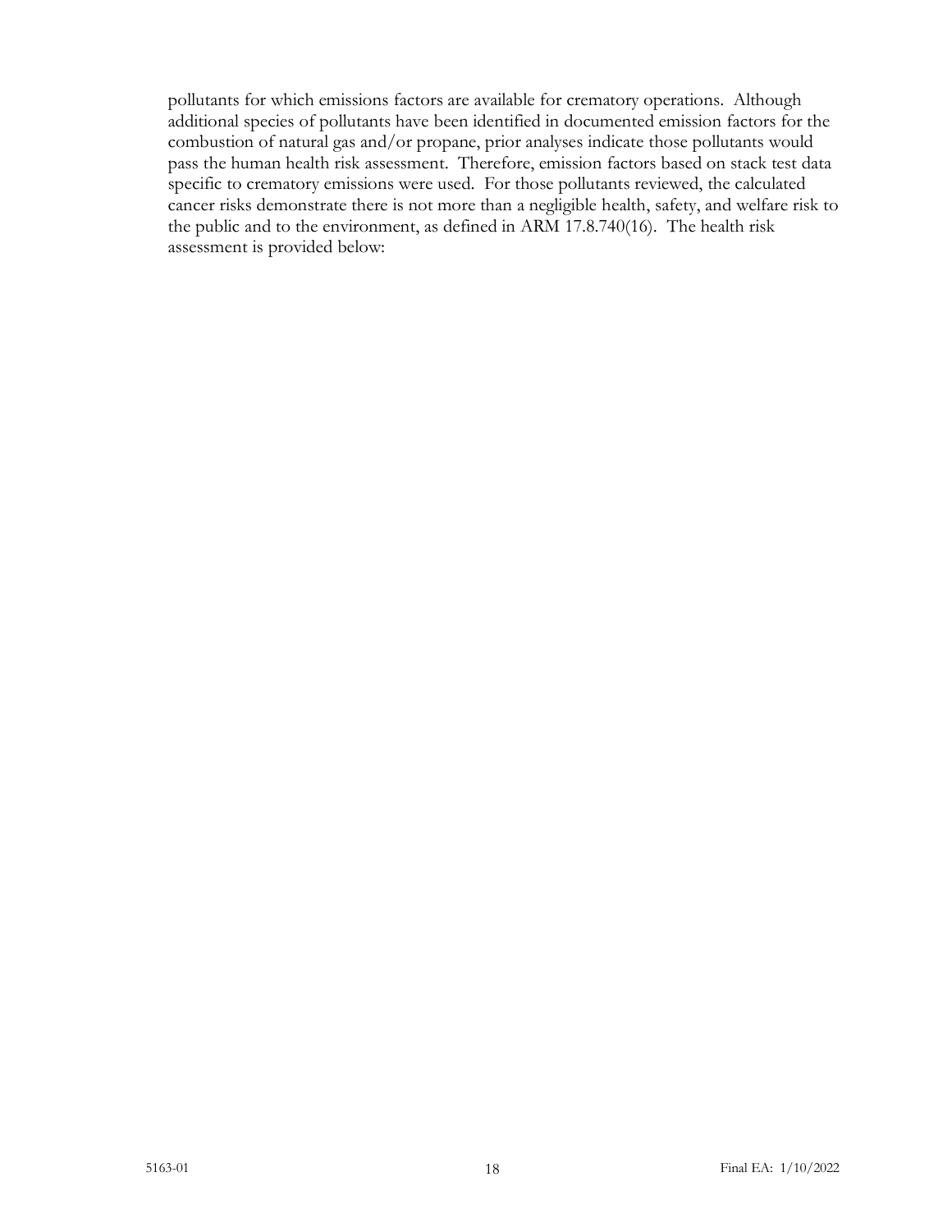pollutants for which emissions factors are available for crematory operations. Although additional species of pollutants have been identified in documented emission factors for the combustion of natural gas and/or propane, prior analyses indicate those pollutants would pass the human health risk assessment. Therefore, emission factors based on stack test data specific to crematory emissions were used. For those pollutants reviewed, the calculated cancer risks demonstrate there is not more than a negligible health, safety, and welfare risk to the public and to the environment, as defined in ARM 17.8.740(16). The health risk assessment is provided below: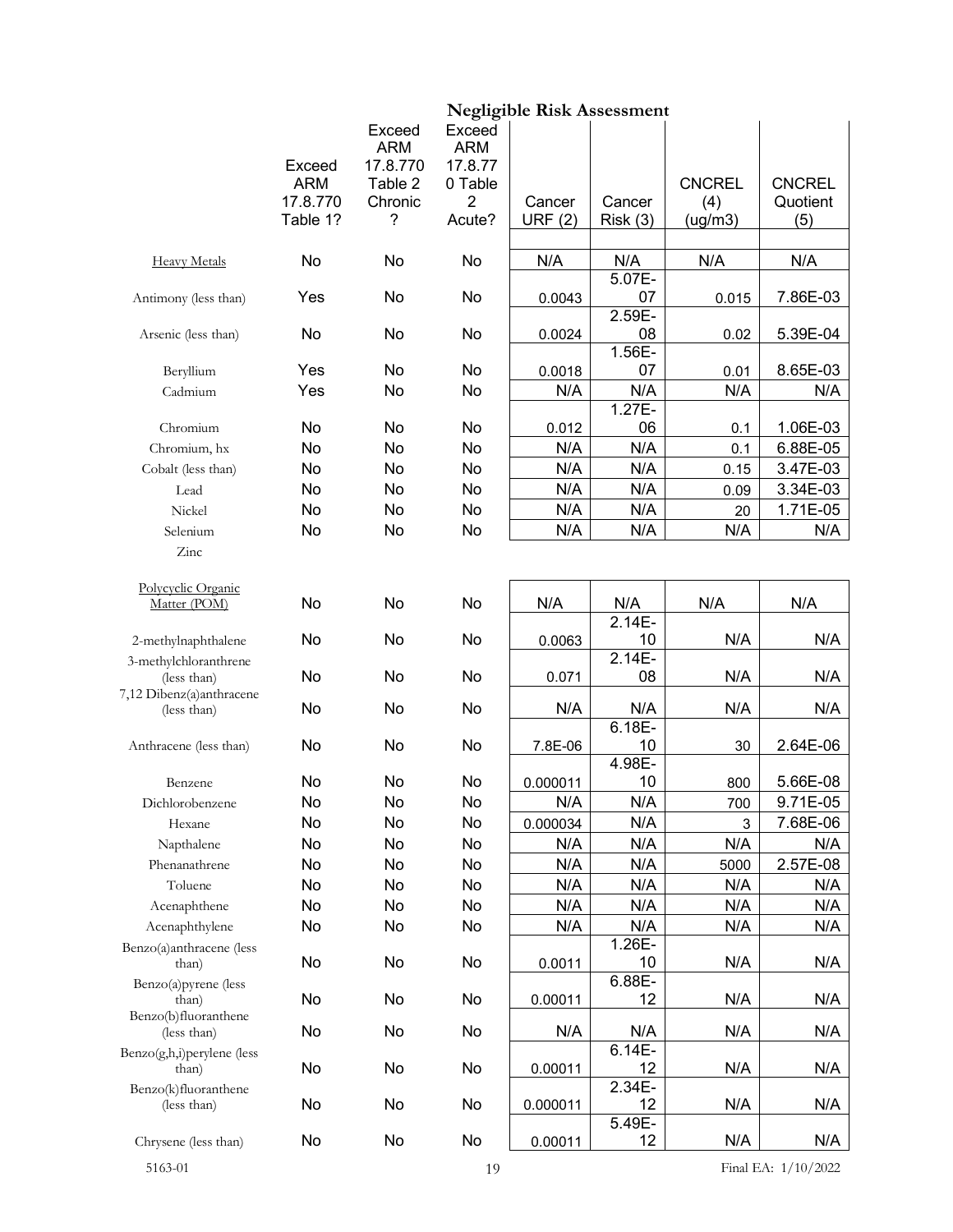## Negligible Risk Assessment

| | Exceed ARM 17.8.770 Table 1? | Exceed ARM 17.8.770 Table 2 Chronic ? | Exceed ARM 17.8.770 Table 2 Acute? | Cancer URF (2) | Cancer Risk (3) | CNCREL (4) (ug/m3) | CNCREL Quotient (5) |
|---|---|---|---|---|---|---|---|
| Heavy Metals | No | No | No | N/A | N/A | N/A | N/A |
| Antimony (less than) | Yes | No | No | 0.0043 | 5.07E-07 | 0.015 | 7.86E-03 |
| Arsenic (less than) | No | No | No | 0.0024 | 2.59E-08 | 0.02 | 5.39E-04 |
| Beryllium | Yes | No | No | 0.0018 | 1.56E-07 | 0.01 | 8.65E-03 |
| Cadmium | Yes | No | No | N/A | N/A | N/A | N/A |
| Chromium | No | No | No | 0.012 | 1.27E-06 | 0.1 | 1.06E-03 |
| Chromium, hx | No | No | No | N/A | N/A | 0.1 | 6.88E-05 |
| Cobalt (less than) | No | No | No | N/A | N/A | 0.15 | 3.47E-03 |
| Lead | No | No | No | N/A | N/A | 0.09 | 3.34E-03 |
| Nickel | No | No | No | N/A | N/A | 20 | 1.71E-05 |
| Selenium | No | No | No | N/A | N/A | N/A | N/A |
| Zinc | | | | | | | |
| Polycyclic Organic Matter (POM) | No | No | No | N/A | N/A | N/A | N/A |
| 2-methylnaphthalene | No | No | No | 0.0063 | 2.14E-10 | N/A | N/A |
| 3-methylchloranthrene (less than) | No | No | No | 0.071 | 2.14E-08 | N/A | N/A |
| 7,12 Dibenz(a)anthracene (less than) | No | No | No | N/A | N/A | N/A | N/A |
| Anthracene (less than) | No | No | No | 7.8E-06 | 6.18E-10 | 30 | 2.64E-06 |
| Benzene | No | No | No | 0.000011 | 4.98E-10 | 800 | 5.66E-08 |
| Dichlorobenzene | No | No | No | N/A | N/A | 700 | 9.71E-05 |
| Hexane | No | No | No | 0.000034 | N/A | 3 | 7.68E-06 |
| Napthalene | No | No | No | N/A | N/A | N/A | N/A |
| Phenanathrene | No | No | No | N/A | N/A | 5000 | 2.57E-08 |
| Toluene | No | No | No | N/A | N/A | N/A | N/A |
| Acenaphthene | No | No | No | N/A | N/A | N/A | N/A |
| Acenaphthylene | No | No | No | N/A | N/A | N/A | N/A |
| Benzo(a)anthracene (less than) | No | No | No | 0.0011 | 1.26E-10 | N/A | N/A |
| Benzo(a)pyrene (less than) | No | No | No | 0.00011 | 6.88E-12 | N/A | N/A |
| Benzo(b)fluoranthene (less than) | No | No | No | N/A | N/A | N/A | N/A |
| Benzo(g,h,i)perylene (less than) | No | No | No | 0.00011 | 6.14E-12 | N/A | N/A |
| Benzo(k)fluoranthene (less than) | No | No | No | 0.000011 | 2.34E-12 | N/A | N/A |
| Chrysene (less than) | No | No | No | 0.00011 | 5.49E-12 | N/A | N/A |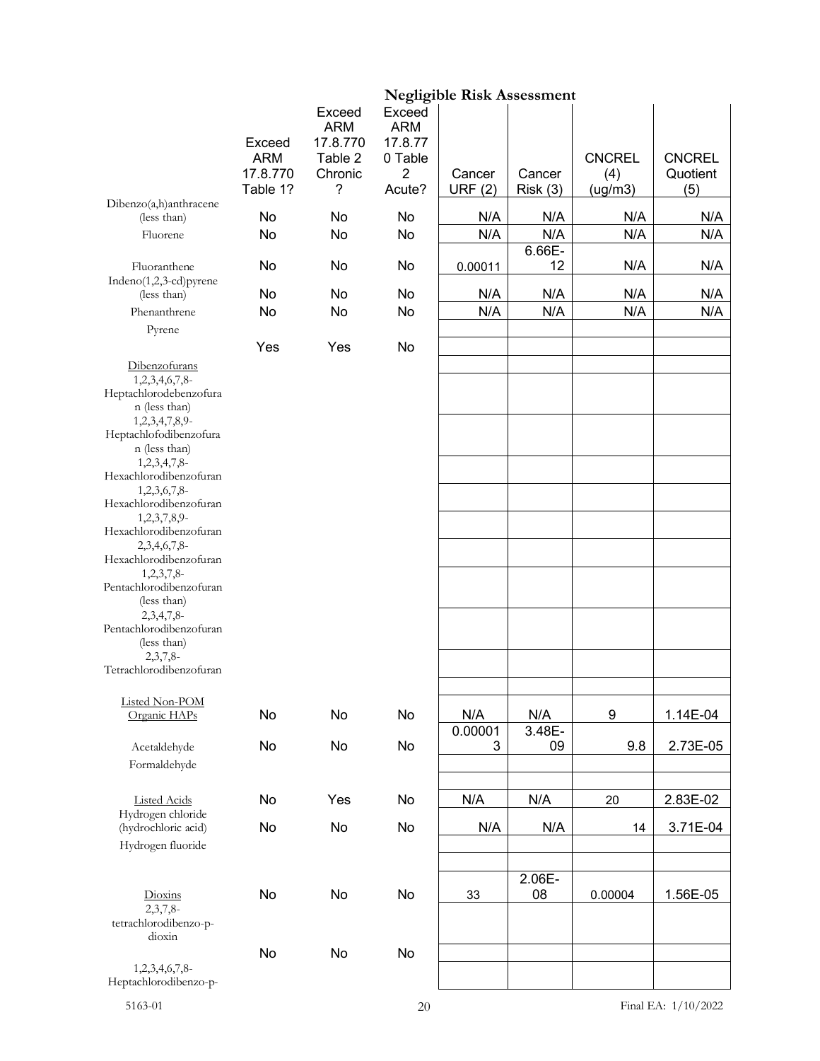**Negligible Risk Assessment**

| | Exceed ARM 17.8.770 Table 1? | Exceed ARM 17.8.770 Table 2 Chronic ? | Exceed ARM 17.8.770 Table 2 Acute? | Cancer URF (2) | Cancer Risk (3) | CNCREL (4) (ug/m3) | CNCREL Quotient (5) |
|---|---|---|---|---|---|---|---|
| Dibenzo(a,h)anthracene (less than) | No | No | No | N/A | N/A | N/A | N/A |
| Fluorene | No | No | No | N/A | N/A | N/A | N/A |
| Fluoranthene | No | No | No | 0.00011 | 6.66E-12 | N/A | N/A |
| Indeno(1,2,3-cd)pyrene (less than) | No | No | No | N/A | N/A | N/A | N/A |
| Phenanthrene | No | No | No | N/A | N/A | N/A | N/A |
| Pyrene | | | | | | | |
| | Yes | Yes | No | | | | |
| Dibenzofurans | | | | | | | |
| 1,2,3,4,6,7,8-Heptachlorodebenzofuran (less than) | | | | | | | |
| 1,2,3,4,7,8,9-Heptachlofodibenzofuran (less than) | | | | | | | |
| 1,2,3,4,7,8-Hexachlorodibenzofuran | | | | | | | |
| 1,2,3,6,7,8-Hexachlorodibenzofuran | | | | | | | |
| 1,2,3,7,8,9-Hexachlorodibenzofuran | | | | | | | |
| 2,3,4,6,7,8-Hexachlorodibenzofuran | | | | | | | |
| 1,2,3,7,8-Pentachlorodibenzofuran (less than) | | | | | | | |
| 2,3,4,7,8-Pentachlorodibenzofuran (less than) | | | | | | | |
| 2,3,7,8-Tetrachlorodibenzofuran | | | | | | | |
| | | | | | | | |
| Listed Non-POM Organic HAPs | No | No | No | N/A | N/A | 9 | 1.14E-04 |
| Acetaldehyde | No | No | No | 0.000013 | 3.48E-09 | 9.8 | 2.73E-05 |
| Formaldehyde | | | | | | | |
| | | | | | | | |
| Listed Acids | No | Yes | No | N/A | N/A | 20 | 2.83E-02 |
| Hydrogen chloride (hydrochloric acid) | No | No | No | N/A | N/A | 14 | 3.71E-04 |
| Hydrogen fluoride | | | | | | | |
| | | | | | | | |
| Dioxins | No | No | No | 33 | 2.06E-08 | 0.00004 | 1.56E-05 |
| 2,3,7,8-tetrachlorodibenzo-p-dioxin | | | | | | | |
| | No | No | No | | | | |
| 1,2,3,4,6,7,8-Heptachlorodibenzo-p- | | | | | | | |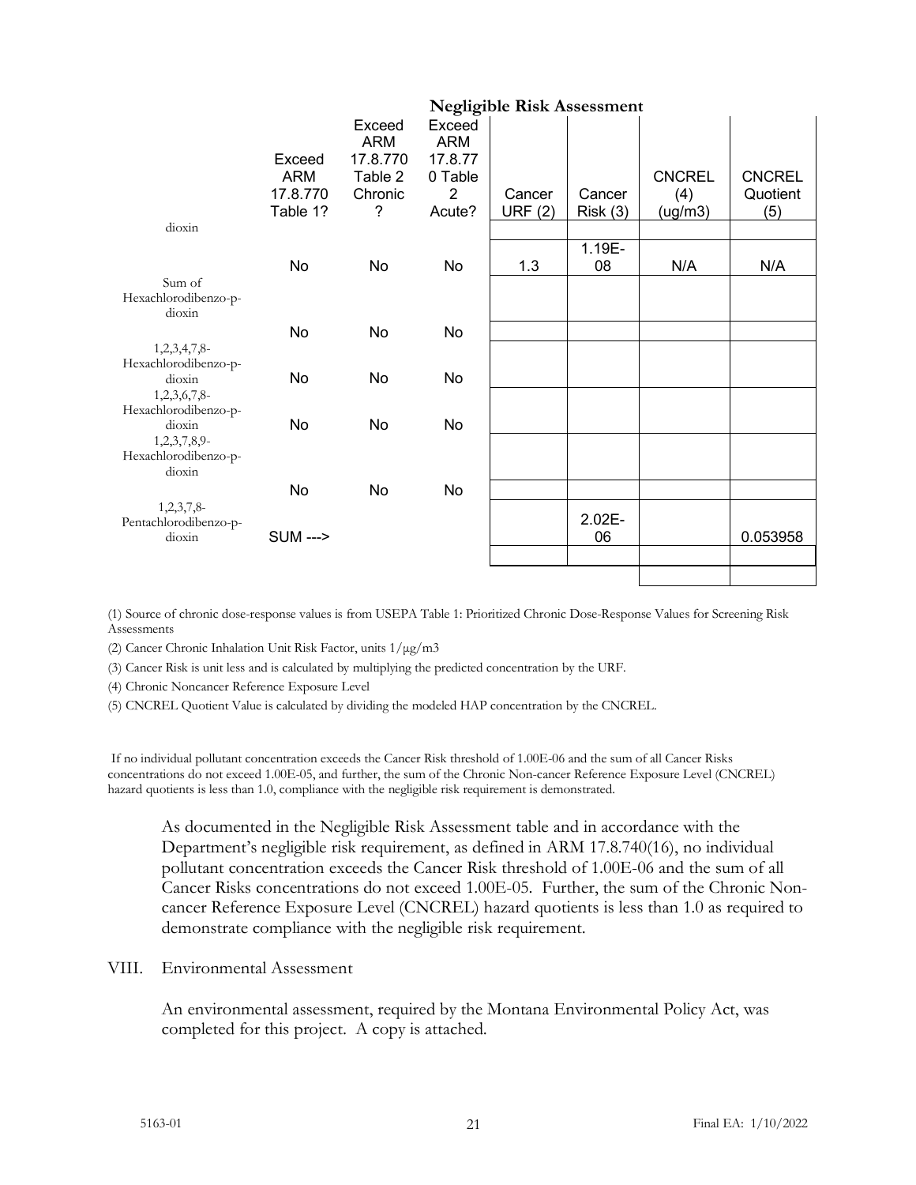| | Negligible Risk Assessment | | | | | | |
|---|---|---|---|---|---|---|---|
| | Exceed ARM 17.8.770 Table 1? | Exceed ARM 17.8.770 Table 2 Chronic ? | Exceed ARM 17.8.770 Table 2 Acute? | Cancer URF (2) | Cancer Risk (3) | CNCREL (4) (ug/m3) | CNCREL Quotient (5) |
| dioxin | No | No | No | 1.3 | 1.19E-08 | N/A | N/A |
| Sum of Hexachlorodibenzo-p-dioxin | No | No | No | | | | |
| 1,2,3,4,7,8-Hexachlorodibenzo-p-dioxin | No | No | No | | | | |
| 1,2,3,6,7,8-Hexachlorodibenzo-p-dioxin | No | No | No | | | | |
| 1,2,3,7,8,9-Hexachlorodibenzo-p-dioxin | No | No | No | | | | |
| 1,2,3,7,8-Pentachlorodibenzo-p-dioxin | SUM ---> | | | | 2.02E-06 | | 0.053958 |

(1) Source of chronic dose-response values is from USEPA Table 1: Prioritized Chronic Dose-Response Values for Screening Risk Assessments

(2) Cancer Chronic Inhalation Unit Risk Factor, units 1/μg/m3

(3) Cancer Risk is unit less and is calculated by multiplying the predicted concentration by the URF.

(4) Chronic Noncancer Reference Exposure Level

(5) CNCREL Quotient Value is calculated by dividing the modeled HAP concentration by the CNCREL.

If no individual pollutant concentration exceeds the Cancer Risk threshold of 1.00E-06 and the sum of all Cancer Risks concentrations do not exceed 1.00E-05, and further, the sum of the Chronic Non-cancer Reference Exposure Level (CNCREL) hazard quotients is less than 1.0, compliance with the negligible risk requirement is demonstrated.

As documented in the Negligible Risk Assessment table and in accordance with the Department's negligible risk requirement, as defined in ARM 17.8.740(16), no individual pollutant concentration exceeds the Cancer Risk threshold of 1.00E-06 and the sum of all Cancer Risks concentrations do not exceed 1.00E-05. Further, the sum of the Chronic Non-cancer Reference Exposure Level (CNCREL) hazard quotients is less than 1.0 as required to demonstrate compliance with the negligible risk requirement.

## VIII. Environmental Assessment

An environmental assessment, required by the Montana Environmental Policy Act, was completed for this project. A copy is attached.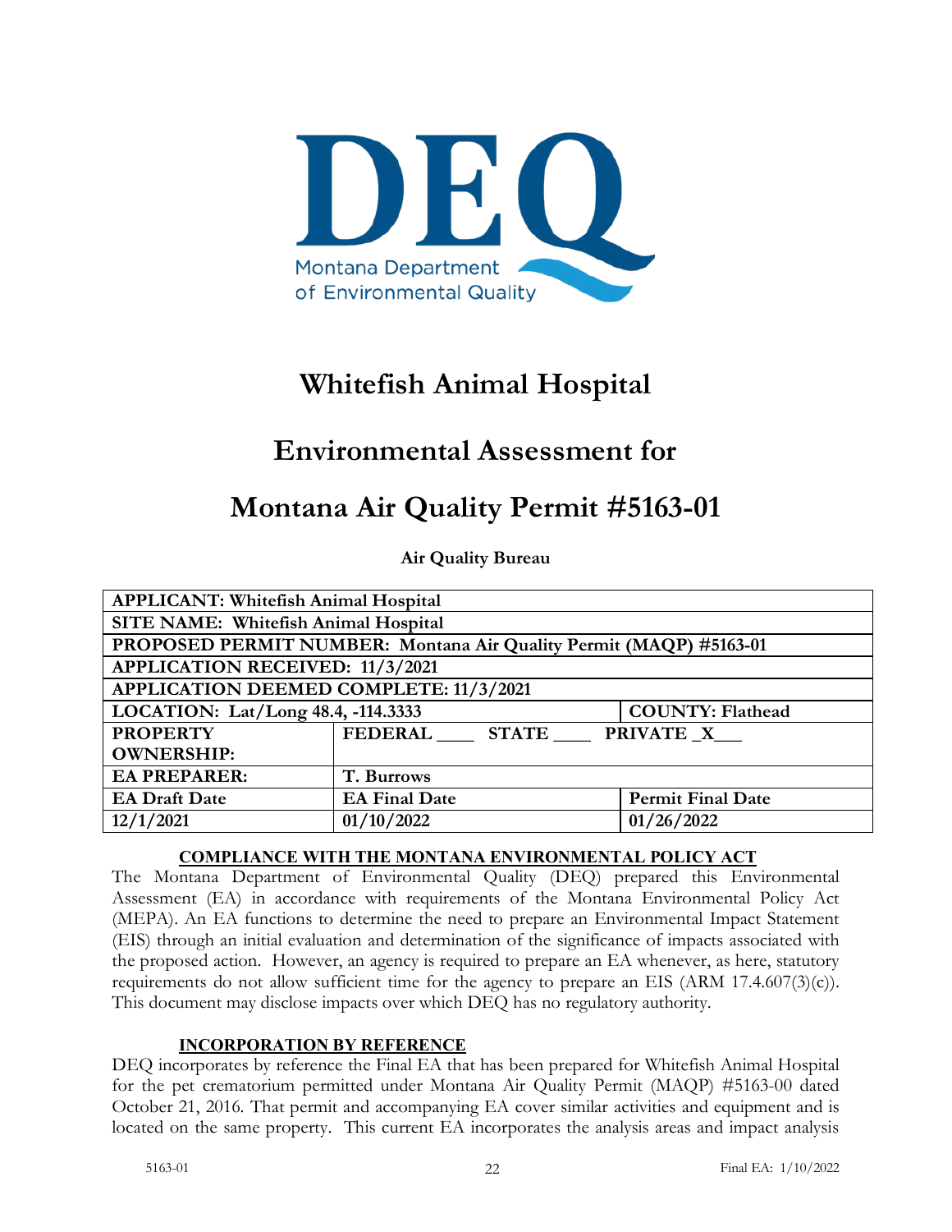# Whitefish Animal Hospital

## Environmental Assessment for

## Montana Air Quality Permit #5163-01

**Air Quality Bureau**

| **APPLICANT: Whitefish Animal Hospital** | | |
|---|---|---|
| **SITE NAME: Whitefish Animal Hospital** | | |
| **PROPOSED PERMIT NUMBER: Montana Air Quality Permit (MAQP) #5163-01** | | |
| **APPLICATION RECEIVED: 11/3/2021** | | |
| **APPLICATION DEEMED COMPLETE: 11/3/2021** | | |
| **LOCATION: Lat/Long 48.4, -114.3333** | | **COUNTY: Flathead** |
| **PROPERTY OWNERSHIP:** | **FEDERAL \_\_\_\_ STATE \_\_\_\_ PRIVATE \_X\_\_\_** | |
| **EA PREPARER:** | **T. Burrows** | |
| **EA Draft Date** | **EA Final Date** | **Permit Final Date** |
| **12/1/2021** | **01/10/2022** | **01/26/2022** |

### COMPLIANCE WITH THE MONTANA ENVIRONMENTAL POLICY ACT

The Montana Department of Environmental Quality (DEQ) prepared this Environmental Assessment (EA) in accordance with requirements of the Montana Environmental Policy Act (MEPA). An EA functions to determine the need to prepare an Environmental Impact Statement (EIS) through an initial evaluation and determination of the significance of impacts associated with the proposed action. However, an agency is required to prepare an EA whenever, as here, statutory requirements do not allow sufficient time for the agency to prepare an EIS (ARM 17.4.607(3)(c)). This document may disclose impacts over which DEQ has no regulatory authority.

### INCORPORATION BY REFERENCE

DEQ incorporates by reference the Final EA that has been prepared for Whitefish Animal Hospital for the pet crematorium permitted under Montana Air Quality Permit (MAQP) #5163-00 dated October 21, 2016. That permit and accompanying EA cover similar activities and equipment and is located on the same property. This current EA incorporates the analysis areas and impact analysis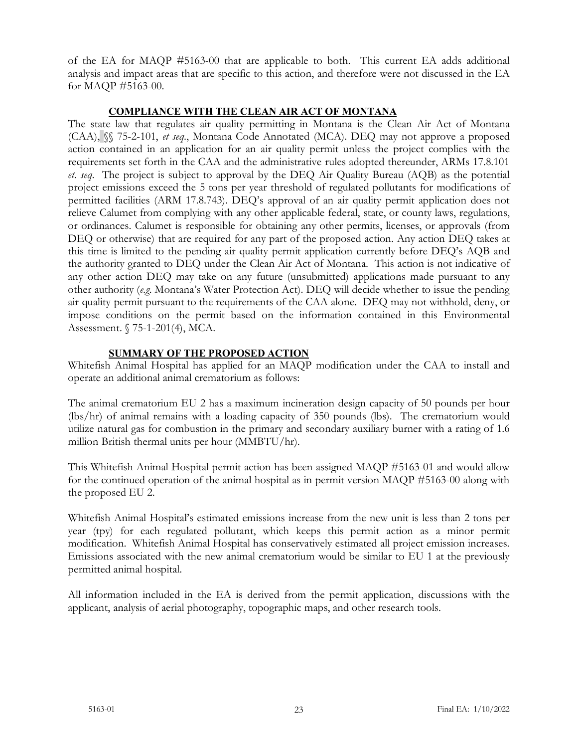of the EA for MAQP #5163-00 that are applicable to both. This current EA adds additional analysis and impact areas that are specific to this action, and therefore were not discussed in the EA for MAQP #5163-00.

### COMPLIANCE WITH THE CLEAN AIR ACT OF MONTANA

The state law that regulates air quality permitting in Montana is the Clean Air Act of Montana (CAA), §§ 75-2-101, *et seq*., Montana Code Annotated (MCA). DEQ may not approve a proposed action contained in an application for an air quality permit unless the project complies with the requirements set forth in the CAA and the administrative rules adopted thereunder, ARMs 17.8.101 *et. seq*. The project is subject to approval by the DEQ Air Quality Bureau (AQB) as the potential project emissions exceed the 5 tons per year threshold of regulated pollutants for modifications of permitted facilities (ARM 17.8.743). DEQ's approval of an air quality permit application does not relieve Calumet from complying with any other applicable federal, state, or county laws, regulations, or ordinances. Calumet is responsible for obtaining any other permits, licenses, or approvals (from DEQ or otherwise) that are required for any part of the proposed action. Any action DEQ takes at this time is limited to the pending air quality permit application currently before DEQ's AQB and the authority granted to DEQ under the Clean Air Act of Montana. This action is not indicative of any other action DEQ may take on any future (unsubmitted) applications made pursuant to any other authority (*e.g.* Montana's Water Protection Act). DEQ will decide whether to issue the pending air quality permit pursuant to the requirements of the CAA alone. DEQ may not withhold, deny, or impose conditions on the permit based on the information contained in this Environmental Assessment. § 75-1-201(4), MCA.

### SUMMARY OF THE PROPOSED ACTION

Whitefish Animal Hospital has applied for an MAQP modification under the CAA to install and operate an additional animal crematorium as follows:

The animal crematorium EU 2 has a maximum incineration design capacity of 50 pounds per hour (lbs/hr) of animal remains with a loading capacity of 350 pounds (lbs). The crematorium would utilize natural gas for combustion in the primary and secondary auxiliary burner with a rating of 1.6 million British thermal units per hour (MMBTU/hr).

This Whitefish Animal Hospital permit action has been assigned MAQP #5163-01 and would allow for the continued operation of the animal hospital as in permit version MAQP #5163-00 along with the proposed EU 2.

Whitefish Animal Hospital's estimated emissions increase from the new unit is less than 2 tons per year (tpy) for each regulated pollutant, which keeps this permit action as a minor permit modification. Whitefish Animal Hospital has conservatively estimated all project emission increases. Emissions associated with the new animal crematorium would be similar to EU 1 at the previously permitted animal hospital.

All information included in the EA is derived from the permit application, discussions with the applicant, analysis of aerial photography, topographic maps, and other research tools.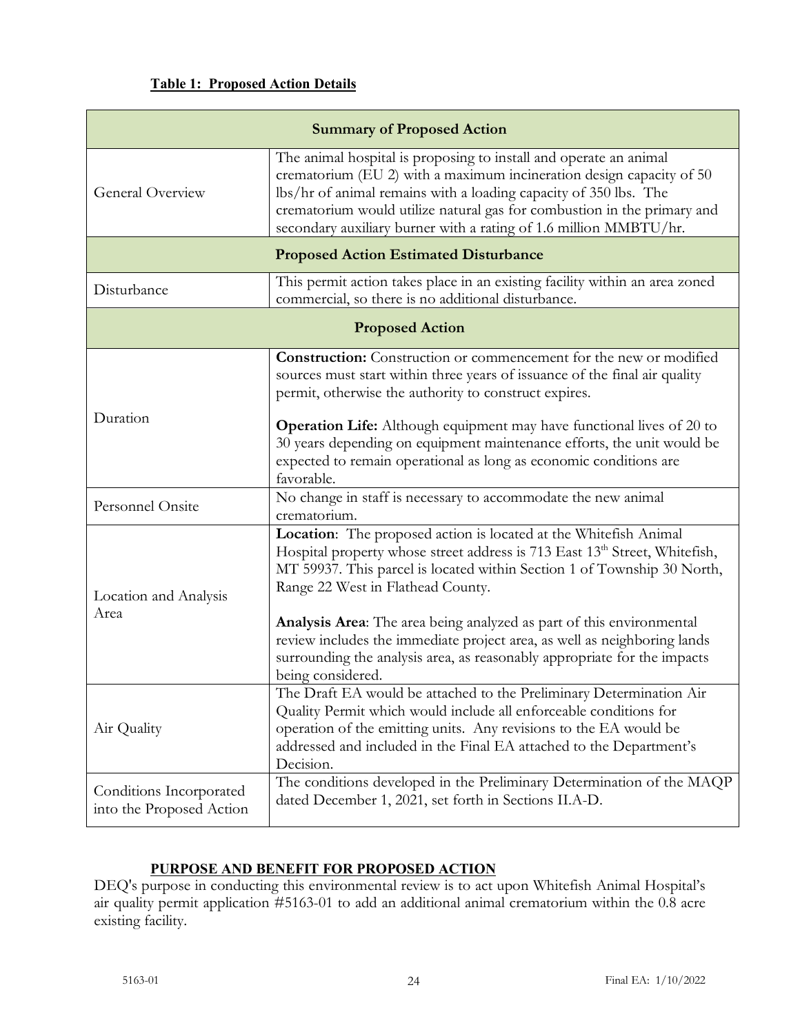**Table 1: Proposed Action Details**

| Summary of Proposed Action | |
|---|---|
| General Overview | The animal hospital is proposing to install and operate an animal crematorium (EU 2) with a maximum incineration design capacity of 50 lbs/hr of animal remains with a loading capacity of 350 lbs. The crematorium would utilize natural gas for combustion in the primary and secondary auxiliary burner with a rating of 1.6 million MMBTU/hr. |
| **Proposed Action Estimated Disturbance** | |
| Disturbance | This permit action takes place in an existing facility within an area zoned commercial, so there is no additional disturbance. |
| **Proposed Action** | |
| Duration | **Construction:** Construction or commencement for the new or modified sources must start within three years of issuance of the final air quality permit, otherwise the authority to construct expires.<br><br>**Operation Life:** Although equipment may have functional lives of 20 to 30 years depending on equipment maintenance efforts, the unit would be expected to remain operational as long as economic conditions are favorable. |
| Personnel Onsite | No change in staff is necessary to accommodate the new animal crematorium. |
| Location and Analysis Area | **Location**: The proposed action is located at the Whitefish Animal Hospital property whose street address is 713 East 13th Street, Whitefish, MT 59937. This parcel is located within Section 1 of Township 30 North, Range 22 West in Flathead County.<br><br>**Analysis Area**: The area being analyzed as part of this environmental review includes the immediate project area, as well as neighboring lands surrounding the analysis area, as reasonably appropriate for the impacts being considered. |
| Air Quality | The Draft EA would be attached to the Preliminary Determination Air Quality Permit which would include all enforceable conditions for operation of the emitting units. Any revisions to the EA would be addressed and included in the Final EA attached to the Department's Decision. |
| Conditions Incorporated into the Proposed Action | The conditions developed in the Preliminary Determination of the MAQP dated December 1, 2021, set forth in Sections II.A-D. |

**PURPOSE AND BENEFIT FOR PROPOSED ACTION**

DEQ's purpose in conducting this environmental review is to act upon Whitefish Animal Hospital's air quality permit application #5163-01 to add an additional animal crematorium within the 0.8 acre existing facility.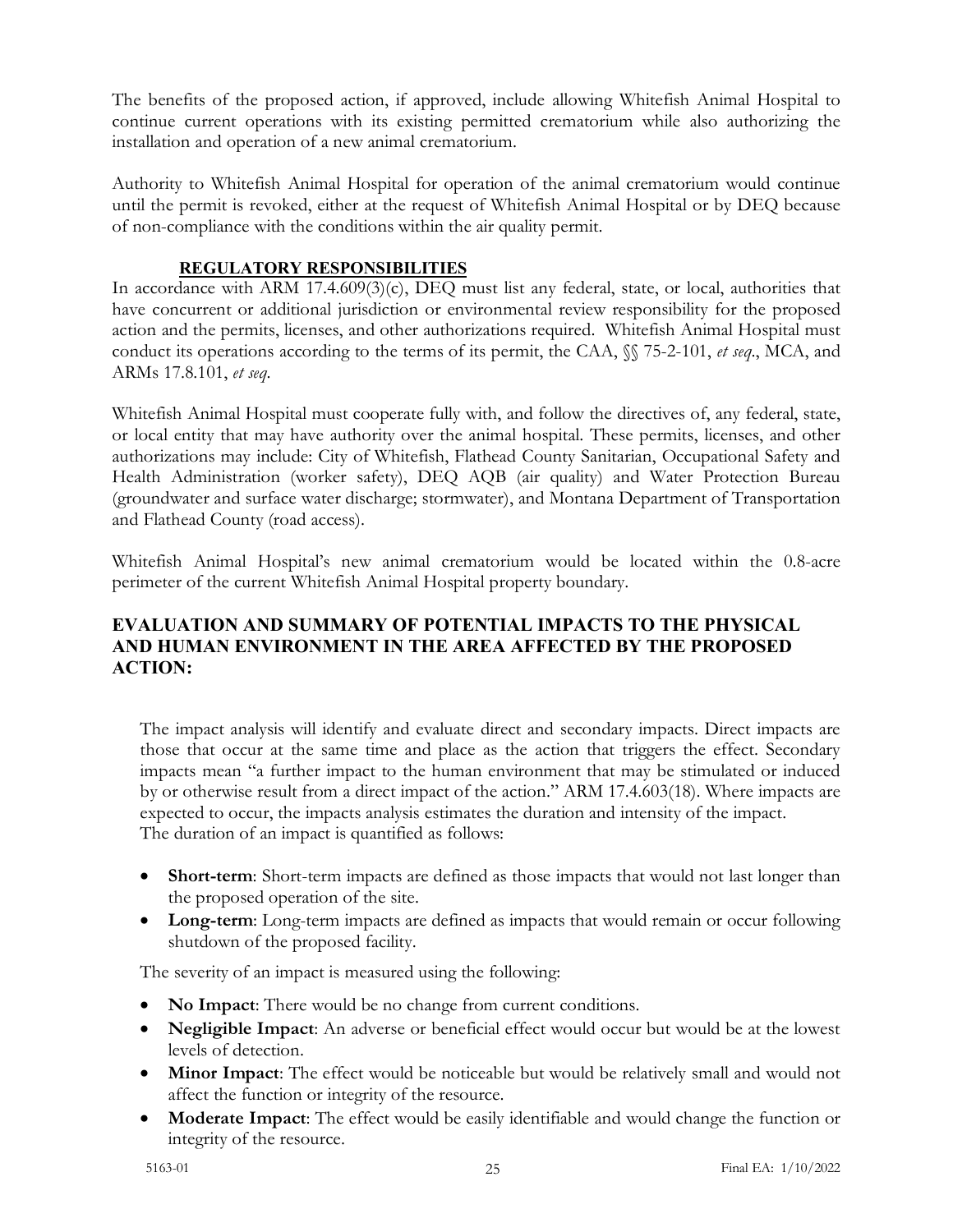The benefits of the proposed action, if approved, include allowing Whitefish Animal Hospital to continue current operations with its existing permitted crematorium while also authorizing the installation and operation of a new animal crematorium.

Authority to Whitefish Animal Hospital for operation of the animal crematorium would continue until the permit is revoked, either at the request of Whitefish Animal Hospital or by DEQ because of non-compliance with the conditions within the air quality permit.

### REGULATORY RESPONSIBILITIES

In accordance with ARM 17.4.609(3)(c), DEQ must list any federal, state, or local, authorities that have concurrent or additional jurisdiction or environmental review responsibility for the proposed action and the permits, licenses, and other authorizations required. Whitefish Animal Hospital must conduct its operations according to the terms of its permit, the CAA, §§ 75-2-101, *et seq*., MCA, and ARMs 17.8.101, *et seq*.

Whitefish Animal Hospital must cooperate fully with, and follow the directives of, any federal, state, or local entity that may have authority over the animal hospital. These permits, licenses, and other authorizations may include: City of Whitefish, Flathead County Sanitarian, Occupational Safety and Health Administration (worker safety), DEQ AQB (air quality) and Water Protection Bureau (groundwater and surface water discharge; stormwater), and Montana Department of Transportation and Flathead County (road access).

Whitefish Animal Hospital's new animal crematorium would be located within the 0.8-acre perimeter of the current Whitefish Animal Hospital property boundary.

## EVALUATION AND SUMMARY OF POTENTIAL IMPACTS TO THE PHYSICAL AND HUMAN ENVIRONMENT IN THE AREA AFFECTED BY THE PROPOSED ACTION:

The impact analysis will identify and evaluate direct and secondary impacts. Direct impacts are those that occur at the same time and place as the action that triggers the effect. Secondary impacts mean "a further impact to the human environment that may be stimulated or induced by or otherwise result from a direct impact of the action." ARM 17.4.603(18). Where impacts are expected to occur, the impacts analysis estimates the duration and intensity of the impact. The duration of an impact is quantified as follows:

- **Short-term**: Short-term impacts are defined as those impacts that would not last longer than the proposed operation of the site.
- **Long-term**: Long-term impacts are defined as impacts that would remain or occur following shutdown of the proposed facility.

The severity of an impact is measured using the following:

- **No Impact**: There would be no change from current conditions.
- **Negligible Impact**: An adverse or beneficial effect would occur but would be at the lowest levels of detection.
- **Minor Impact**: The effect would be noticeable but would be relatively small and would not affect the function or integrity of the resource.
- **Moderate Impact**: The effect would be easily identifiable and would change the function or integrity of the resource.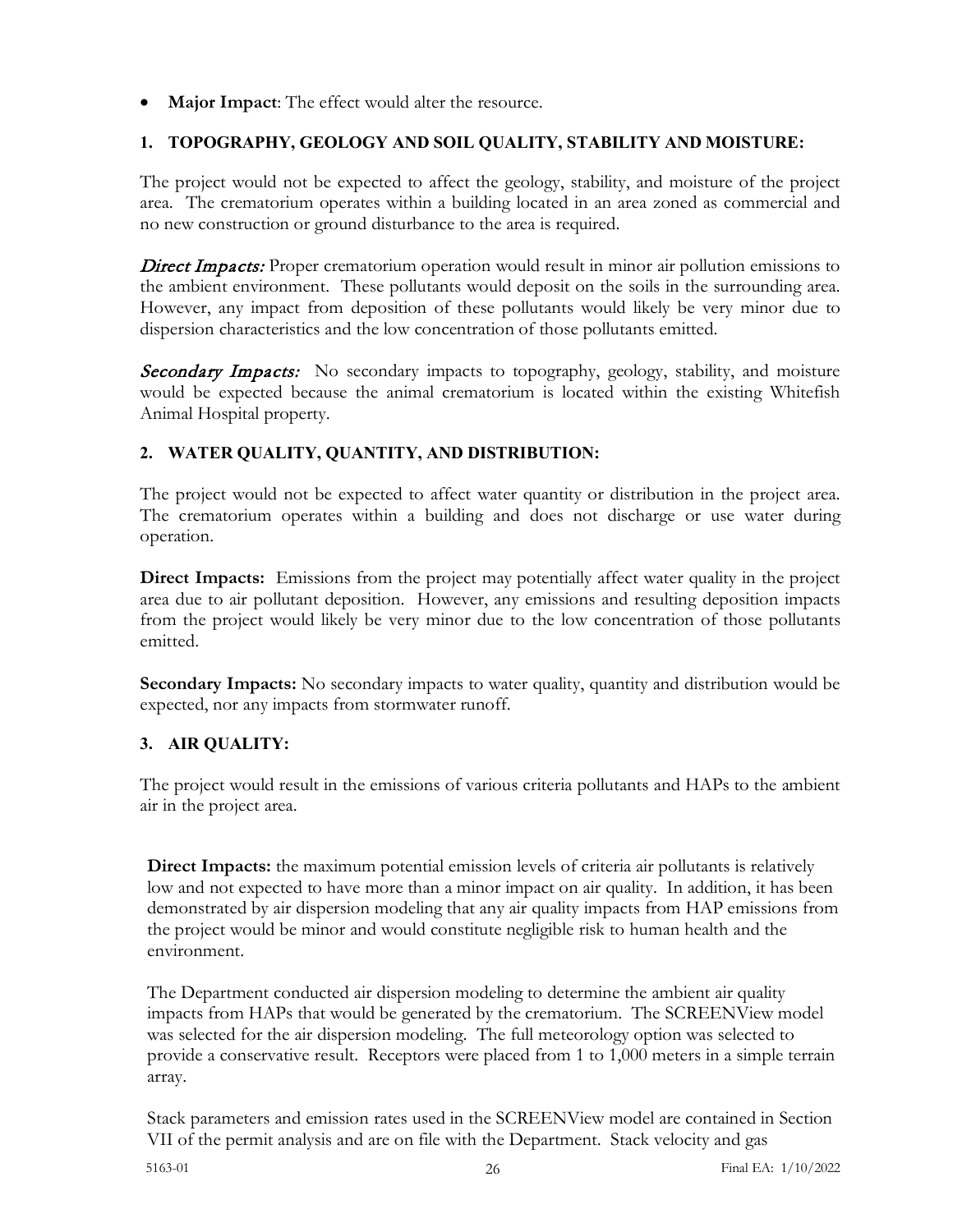- **Major Impact**: The effect would alter the resource.

### 1. TOPOGRAPHY, GEOLOGY AND SOIL QUALITY, STABILITY AND MOISTURE:

The project would not be expected to affect the geology, stability, and moisture of the project area. The crematorium operates within a building located in an area zoned as commercial and no new construction or ground disturbance to the area is required.

***Direct Impacts:*** Proper crematorium operation would result in minor air pollution emissions to the ambient environment. These pollutants would deposit on the soils in the surrounding area. However, any impact from deposition of these pollutants would likely be very minor due to dispersion characteristics and the low concentration of those pollutants emitted.

***Secondary Impacts:*** No secondary impacts to topography, geology, stability, and moisture would be expected because the animal crematorium is located within the existing Whitefish Animal Hospital property.

### 2. WATER QUALITY, QUANTITY, AND DISTRIBUTION:

The project would not be expected to affect water quantity or distribution in the project area. The crematorium operates within a building and does not discharge or use water during operation.

**Direct Impacts:** Emissions from the project may potentially affect water quality in the project area due to air pollutant deposition. However, any emissions and resulting deposition impacts from the project would likely be very minor due to the low concentration of those pollutants emitted.

**Secondary Impacts:** No secondary impacts to water quality, quantity and distribution would be expected, nor any impacts from stormwater runoff.

### 3. AIR QUALITY:

The project would result in the emissions of various criteria pollutants and HAPs to the ambient air in the project area.

**Direct Impacts:** the maximum potential emission levels of criteria air pollutants is relatively low and not expected to have more than a minor impact on air quality. In addition, it has been demonstrated by air dispersion modeling that any air quality impacts from HAP emissions from the project would be minor and would constitute negligible risk to human health and the environment.

The Department conducted air dispersion modeling to determine the ambient air quality impacts from HAPs that would be generated by the crematorium. The SCREENView model was selected for the air dispersion modeling. The full meteorology option was selected to provide a conservative result. Receptors were placed from 1 to 1,000 meters in a simple terrain array.

Stack parameters and emission rates used in the SCREENView model are contained in Section VII of the permit analysis and are on file with the Department. Stack velocity and gas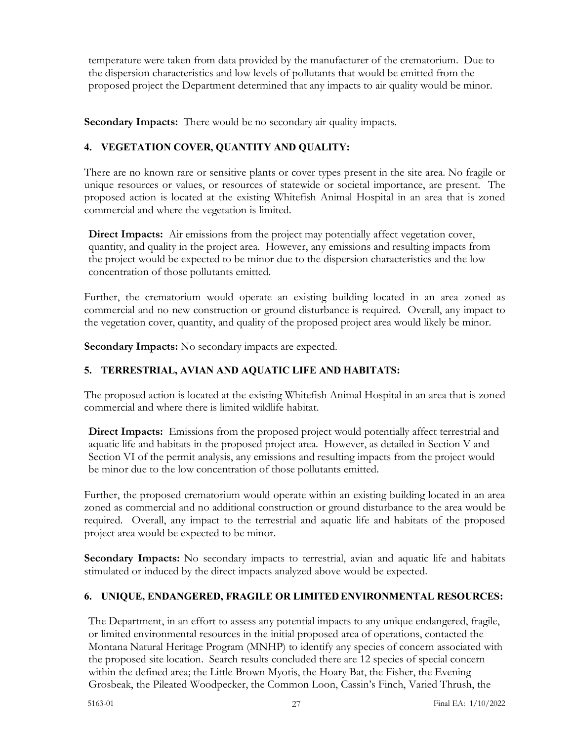temperature were taken from data provided by the manufacturer of the crematorium. Due to the dispersion characteristics and low levels of pollutants that would be emitted from the proposed project the Department determined that any impacts to air quality would be minor.

**Secondary Impacts:** There would be no secondary air quality impacts.

### 4. VEGETATION COVER, QUANTITY AND QUALITY:

There are no known rare or sensitive plants or cover types present in the site area. No fragile or unique resources or values, or resources of statewide or societal importance, are present. The proposed action is located at the existing Whitefish Animal Hospital in an area that is zoned commercial and where the vegetation is limited.

**Direct Impacts:** Air emissions from the project may potentially affect vegetation cover, quantity, and quality in the project area. However, any emissions and resulting impacts from the project would be expected to be minor due to the dispersion characteristics and the low concentration of those pollutants emitted.

Further, the crematorium would operate an existing building located in an area zoned as commercial and no new construction or ground disturbance is required. Overall, any impact to the vegetation cover, quantity, and quality of the proposed project area would likely be minor.

**Secondary Impacts:** No secondary impacts are expected.

### 5. TERRESTRIAL, AVIAN AND AQUATIC LIFE AND HABITATS:

The proposed action is located at the existing Whitefish Animal Hospital in an area that is zoned commercial and where there is limited wildlife habitat.

**Direct Impacts:** Emissions from the proposed project would potentially affect terrestrial and aquatic life and habitats in the proposed project area. However, as detailed in Section V and Section VI of the permit analysis, any emissions and resulting impacts from the project would be minor due to the low concentration of those pollutants emitted.

Further, the proposed crematorium would operate within an existing building located in an area zoned as commercial and no additional construction or ground disturbance to the area would be required. Overall, any impact to the terrestrial and aquatic life and habitats of the proposed project area would be expected to be minor.

**Secondary Impacts:** No secondary impacts to terrestrial, avian and aquatic life and habitats stimulated or induced by the direct impacts analyzed above would be expected.

### 6. UNIQUE, ENDANGERED, FRAGILE OR LIMITED ENVIRONMENTAL RESOURCES:

The Department, in an effort to assess any potential impacts to any unique endangered, fragile, or limited environmental resources in the initial proposed area of operations, contacted the Montana Natural Heritage Program (MNHP) to identify any species of concern associated with the proposed site location. Search results concluded there are 12 species of special concern within the defined area; the Little Brown Myotis, the Hoary Bat, the Fisher, the Evening Grosbeak, the Pileated Woodpecker, the Common Loon, Cassin's Finch, Varied Thrush, the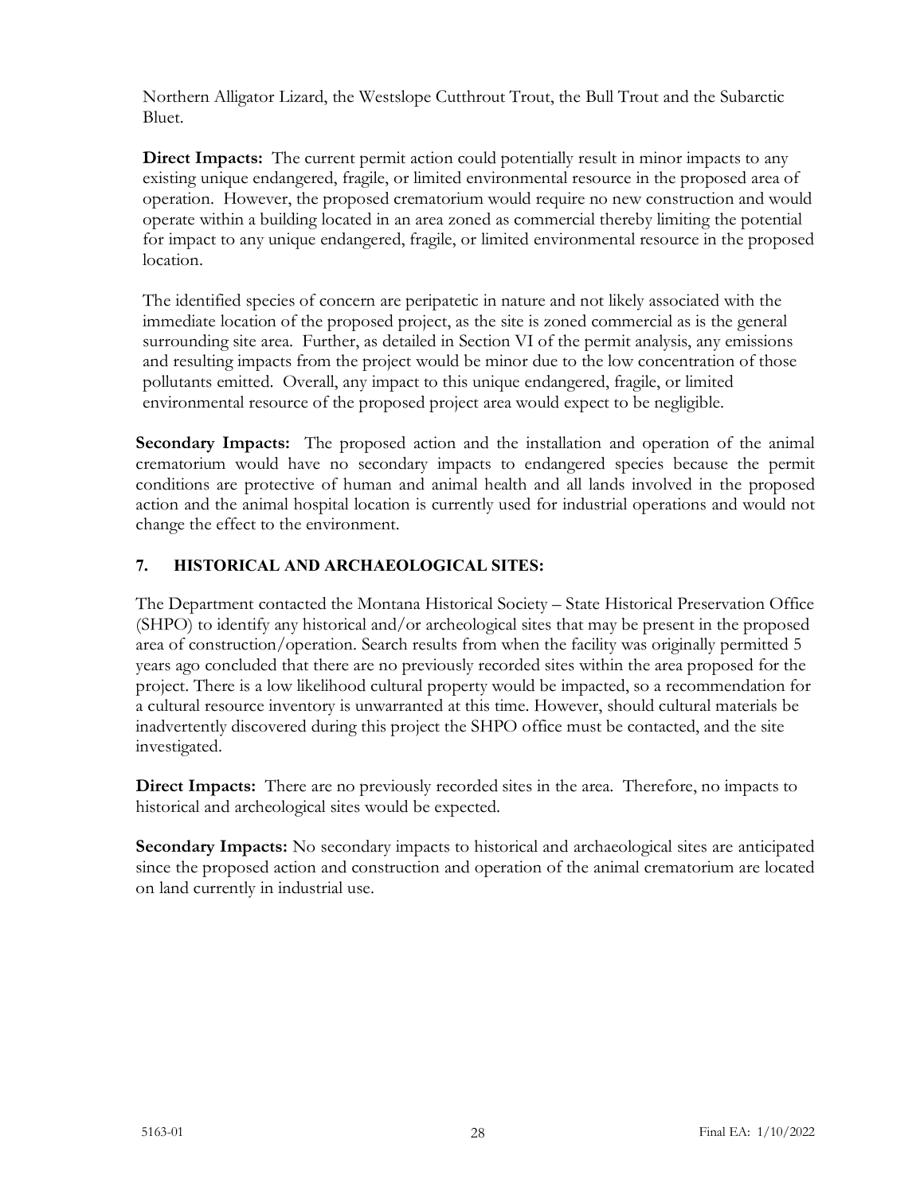Northern Alligator Lizard, the Westslope Cutthrout Trout, the Bull Trout and the Subarctic Bluet.

**Direct Impacts:** The current permit action could potentially result in minor impacts to any existing unique endangered, fragile, or limited environmental resource in the proposed area of operation. However, the proposed crematorium would require no new construction and would operate within a building located in an area zoned as commercial thereby limiting the potential for impact to any unique endangered, fragile, or limited environmental resource in the proposed location.

The identified species of concern are peripatetic in nature and not likely associated with the immediate location of the proposed project, as the site is zoned commercial as is the general surrounding site area. Further, as detailed in Section VI of the permit analysis, any emissions and resulting impacts from the project would be minor due to the low concentration of those pollutants emitted. Overall, any impact to this unique endangered, fragile, or limited environmental resource of the proposed project area would expect to be negligible.

**Secondary Impacts:** The proposed action and the installation and operation of the animal crematorium would have no secondary impacts to endangered species because the permit conditions are protective of human and animal health and all lands involved in the proposed action and the animal hospital location is currently used for industrial operations and would not change the effect to the environment.

### 7. HISTORICAL AND ARCHAEOLOGICAL SITES:

The Department contacted the Montana Historical Society – State Historical Preservation Office (SHPO) to identify any historical and/or archeological sites that may be present in the proposed area of construction/operation. Search results from when the facility was originally permitted 5 years ago concluded that there are no previously recorded sites within the area proposed for the project. There is a low likelihood cultural property would be impacted, so a recommendation for a cultural resource inventory is unwarranted at this time. However, should cultural materials be inadvertently discovered during this project the SHPO office must be contacted, and the site investigated.

**Direct Impacts:** There are no previously recorded sites in the area. Therefore, no impacts to historical and archeological sites would be expected.

**Secondary Impacts:** No secondary impacts to historical and archaeological sites are anticipated since the proposed action and construction and operation of the animal crematorium are located on land currently in industrial use.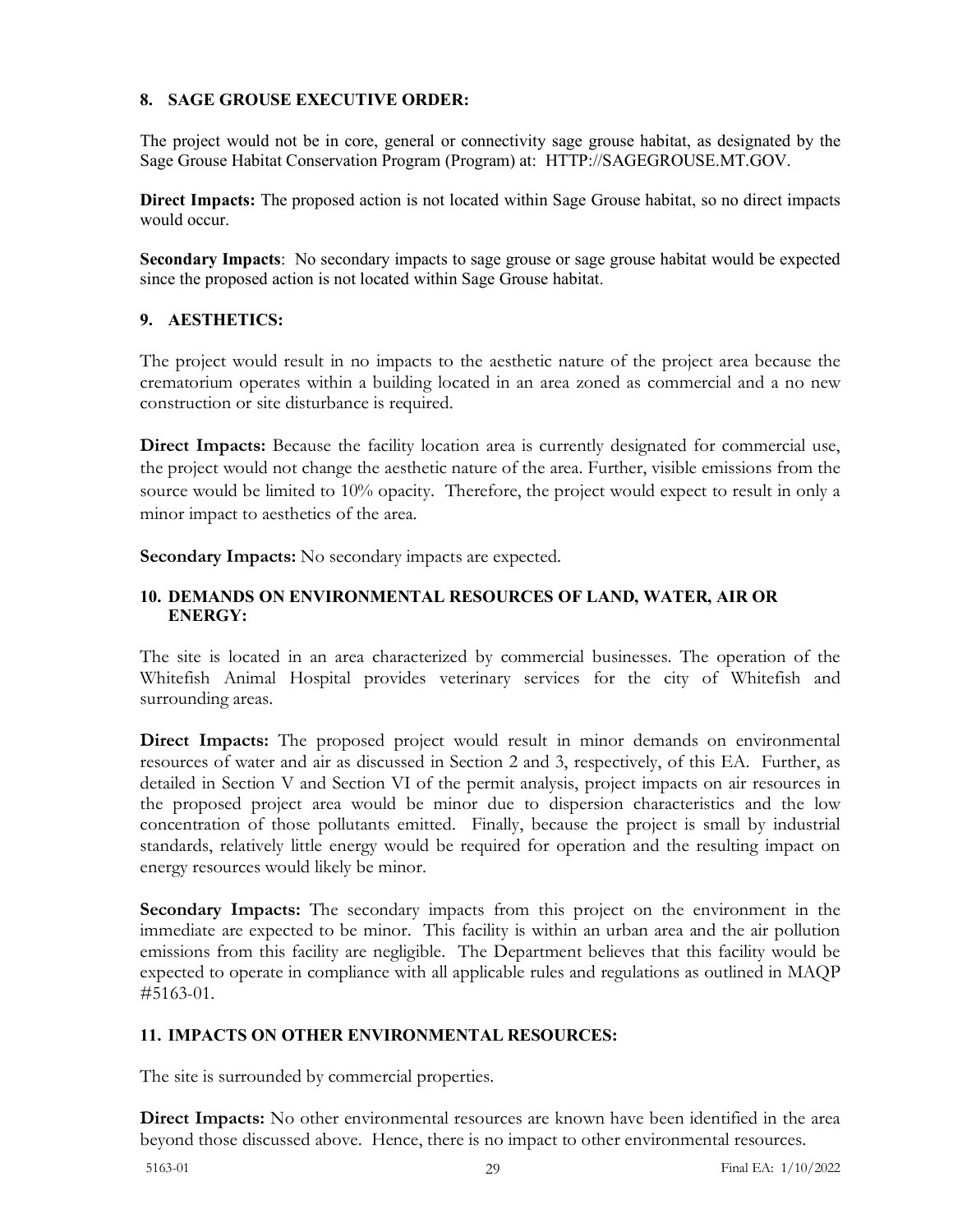## 8. SAGE GROUSE EXECUTIVE ORDER:

The project would not be in core, general or connectivity sage grouse habitat, as designated by the Sage Grouse Habitat Conservation Program (Program) at: HTTP://SAGEGROUSE.MT.GOV.

**Direct Impacts:** The proposed action is not located within Sage Grouse habitat, so no direct impacts would occur.

**Secondary Impacts**: No secondary impacts to sage grouse or sage grouse habitat would be expected since the proposed action is not located within Sage Grouse habitat.

## 9. AESTHETICS:

The project would result in no impacts to the aesthetic nature of the project area because the crematorium operates within a building located in an area zoned as commercial and a no new construction or site disturbance is required.

**Direct Impacts:** Because the facility location area is currently designated for commercial use, the project would not change the aesthetic nature of the area. Further, visible emissions from the source would be limited to 10% opacity. Therefore, the project would expect to result in only a minor impact to aesthetics of the area.

**Secondary Impacts:** No secondary impacts are expected.

## 10. DEMANDS ON ENVIRONMENTAL RESOURCES OF LAND, WATER, AIR OR ENERGY:

The site is located in an area characterized by commercial businesses. The operation of the Whitefish Animal Hospital provides veterinary services for the city of Whitefish and surrounding areas.

**Direct Impacts:** The proposed project would result in minor demands on environmental resources of water and air as discussed in Section 2 and 3, respectively, of this EA. Further, as detailed in Section V and Section VI of the permit analysis, project impacts on air resources in the proposed project area would be minor due to dispersion characteristics and the low concentration of those pollutants emitted. Finally, because the project is small by industrial standards, relatively little energy would be required for operation and the resulting impact on energy resources would likely be minor.

**Secondary Impacts:** The secondary impacts from this project on the environment in the immediate are expected to be minor. This facility is within an urban area and the air pollution emissions from this facility are negligible. The Department believes that this facility would be expected to operate in compliance with all applicable rules and regulations as outlined in MAQP #5163-01.

## 11. IMPACTS ON OTHER ENVIRONMENTAL RESOURCES:

The site is surrounded by commercial properties.

**Direct Impacts:** No other environmental resources are known have been identified in the area beyond those discussed above. Hence, there is no impact to other environmental resources.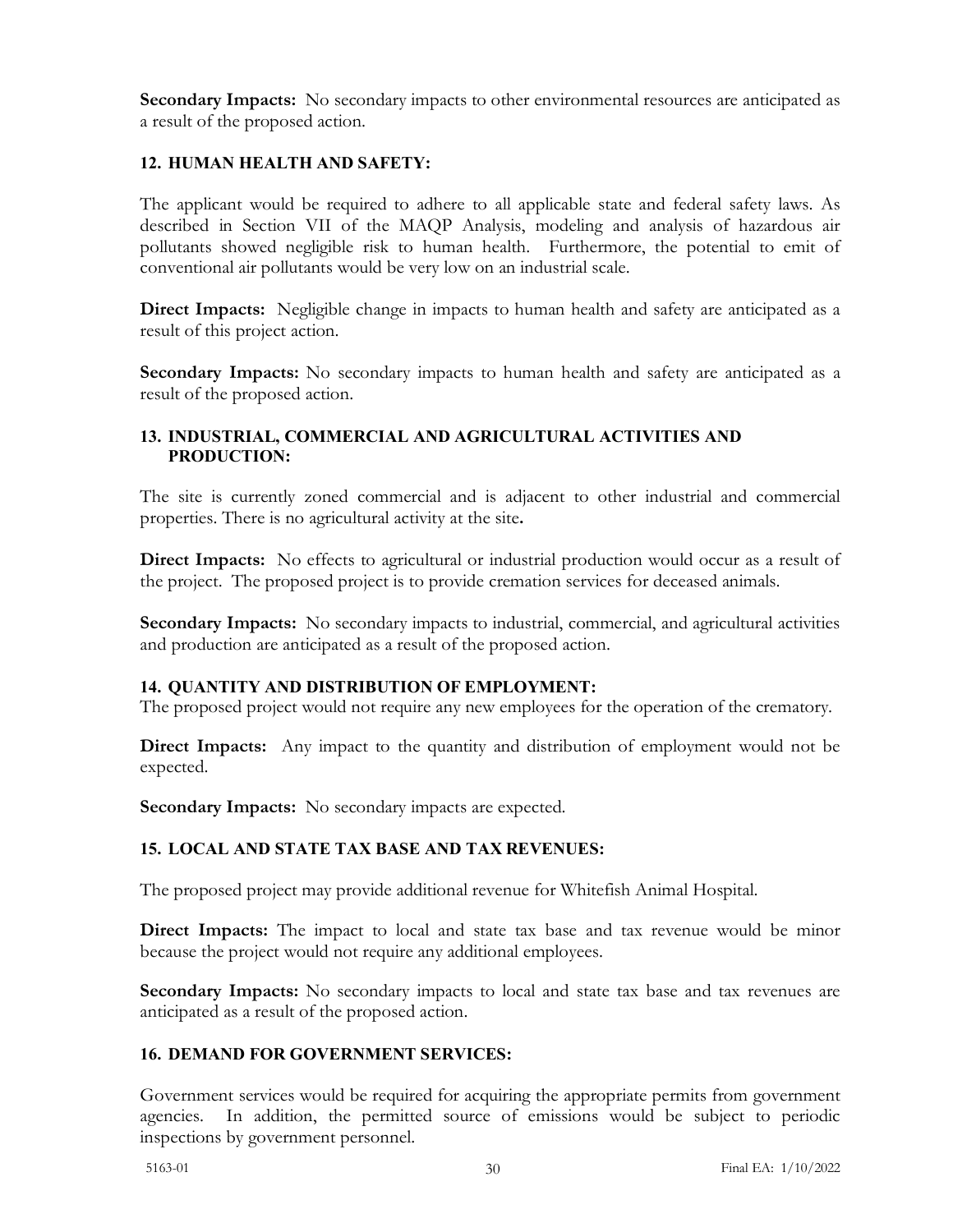**Secondary Impacts:** No secondary impacts to other environmental resources are anticipated as a result of the proposed action.

### 12. HUMAN HEALTH AND SAFETY:

The applicant would be required to adhere to all applicable state and federal safety laws. As described in Section VII of the MAQP Analysis, modeling and analysis of hazardous air pollutants showed negligible risk to human health. Furthermore, the potential to emit of conventional air pollutants would be very low on an industrial scale.

**Direct Impacts:** Negligible change in impacts to human health and safety are anticipated as a result of this project action.

**Secondary Impacts:** No secondary impacts to human health and safety are anticipated as a result of the proposed action.

### 13. INDUSTRIAL, COMMERCIAL AND AGRICULTURAL ACTIVITIES AND PRODUCTION:

The site is currently zoned commercial and is adjacent to other industrial and commercial properties. There is no agricultural activity at the site**.**

**Direct Impacts:** No effects to agricultural or industrial production would occur as a result of the project. The proposed project is to provide cremation services for deceased animals.

**Secondary Impacts:** No secondary impacts to industrial, commercial, and agricultural activities and production are anticipated as a result of the proposed action.

### 14. QUANTITY AND DISTRIBUTION OF EMPLOYMENT:

The proposed project would not require any new employees for the operation of the crematory.

**Direct Impacts:** Any impact to the quantity and distribution of employment would not be expected.

**Secondary Impacts:** No secondary impacts are expected.

### 15. LOCAL AND STATE TAX BASE AND TAX REVENUES:

The proposed project may provide additional revenue for Whitefish Animal Hospital.

**Direct Impacts:** The impact to local and state tax base and tax revenue would be minor because the project would not require any additional employees.

**Secondary Impacts:** No secondary impacts to local and state tax base and tax revenues are anticipated as a result of the proposed action.

### 16. DEMAND FOR GOVERNMENT SERVICES:

Government services would be required for acquiring the appropriate permits from government agencies. In addition, the permitted source of emissions would be subject to periodic inspections by government personnel.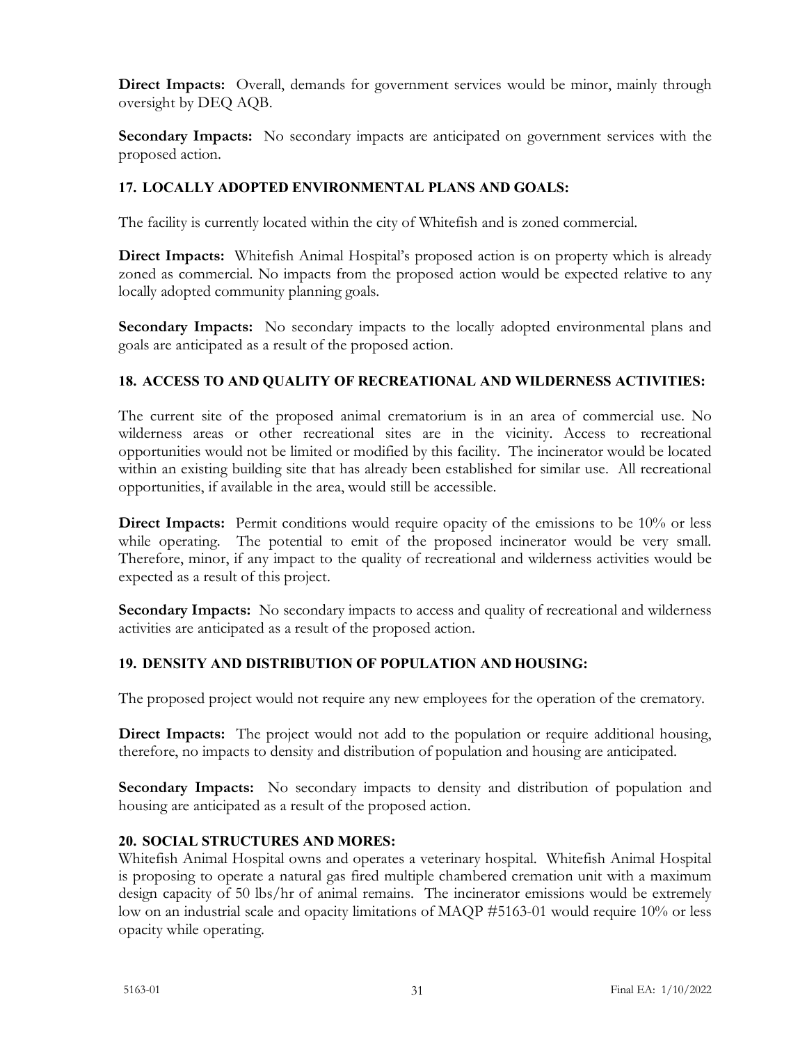**Direct Impacts:** Overall, demands for government services would be minor, mainly through oversight by DEQ AQB.

**Secondary Impacts:** No secondary impacts are anticipated on government services with the proposed action.

### 17. LOCALLY ADOPTED ENVIRONMENTAL PLANS AND GOALS:

The facility is currently located within the city of Whitefish and is zoned commercial.

**Direct Impacts:** Whitefish Animal Hospital's proposed action is on property which is already zoned as commercial. No impacts from the proposed action would be expected relative to any locally adopted community planning goals.

**Secondary Impacts:** No secondary impacts to the locally adopted environmental plans and goals are anticipated as a result of the proposed action.

### 18. ACCESS TO AND QUALITY OF RECREATIONAL AND WILDERNESS ACTIVITIES:

The current site of the proposed animal crematorium is in an area of commercial use. No wilderness areas or other recreational sites are in the vicinity. Access to recreational opportunities would not be limited or modified by this facility. The incinerator would be located within an existing building site that has already been established for similar use. All recreational opportunities, if available in the area, would still be accessible.

**Direct Impacts:** Permit conditions would require opacity of the emissions to be 10% or less while operating. The potential to emit of the proposed incinerator would be very small. Therefore, minor, if any impact to the quality of recreational and wilderness activities would be expected as a result of this project.

**Secondary Impacts:** No secondary impacts to access and quality of recreational and wilderness activities are anticipated as a result of the proposed action.

### 19. DENSITY AND DISTRIBUTION OF POPULATION AND HOUSING:

The proposed project would not require any new employees for the operation of the crematory.

**Direct Impacts:** The project would not add to the population or require additional housing, therefore, no impacts to density and distribution of population and housing are anticipated.

**Secondary Impacts:** No secondary impacts to density and distribution of population and housing are anticipated as a result of the proposed action.

### 20. SOCIAL STRUCTURES AND MORES:

Whitefish Animal Hospital owns and operates a veterinary hospital. Whitefish Animal Hospital is proposing to operate a natural gas fired multiple chambered cremation unit with a maximum design capacity of 50 lbs/hr of animal remains. The incinerator emissions would be extremely low on an industrial scale and opacity limitations of MAQP #5163-01 would require 10% or less opacity while operating.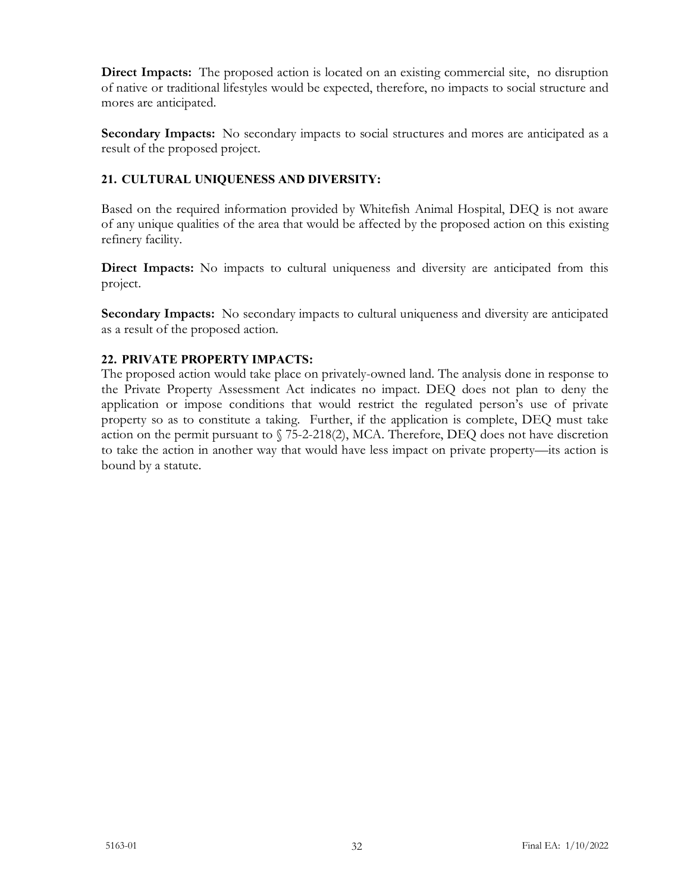**Direct Impacts:** The proposed action is located on an existing commercial site, no disruption of native or traditional lifestyles would be expected, therefore, no impacts to social structure and mores are anticipated.

**Secondary Impacts:** No secondary impacts to social structures and mores are anticipated as a result of the proposed project.

### 21. CULTURAL UNIQUENESS AND DIVERSITY:

Based on the required information provided by Whitefish Animal Hospital, DEQ is not aware of any unique qualities of the area that would be affected by the proposed action on this existing refinery facility.

**Direct Impacts:** No impacts to cultural uniqueness and diversity are anticipated from this project.

**Secondary Impacts:** No secondary impacts to cultural uniqueness and diversity are anticipated as a result of the proposed action.

### 22. PRIVATE PROPERTY IMPACTS:

The proposed action would take place on privately-owned land. The analysis done in response to the Private Property Assessment Act indicates no impact. DEQ does not plan to deny the application or impose conditions that would restrict the regulated person's use of private property so as to constitute a taking. Further, if the application is complete, DEQ must take action on the permit pursuant to § 75-2-218(2), MCA. Therefore, DEQ does not have discretion to take the action in another way that would have less impact on private property—its action is bound by a statute.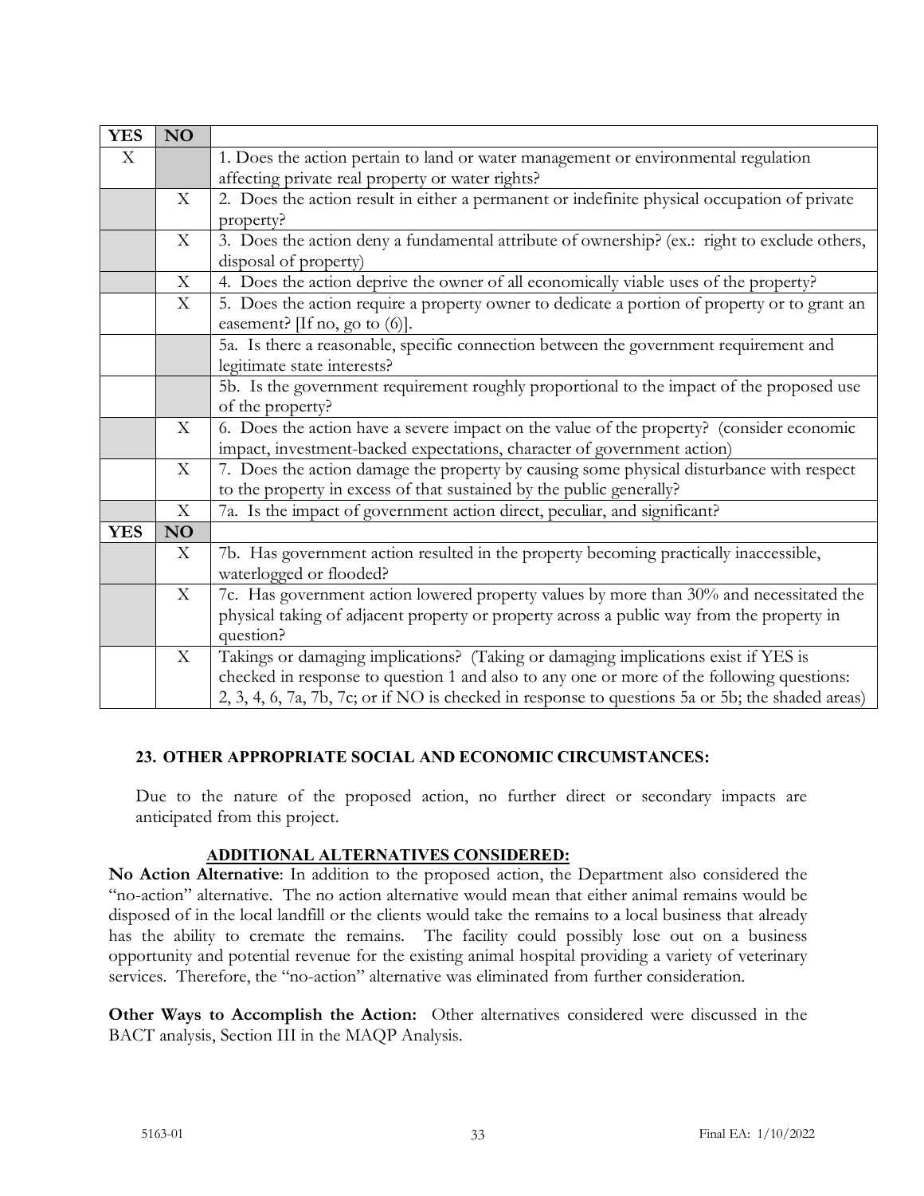| YES | NO | |
|---|---|---|
| X | | 1. Does the action pertain to land or water management or environmental regulation affecting private real property or water rights? |
| | X | 2. Does the action result in either a permanent or indefinite physical occupation of private property? |
| | X | 3. Does the action deny a fundamental attribute of ownership? (ex.: right to exclude others, disposal of property) |
| | X | 4. Does the action deprive the owner of all economically viable uses of the property? |
| | X | 5. Does the action require a property owner to dedicate a portion of property or to grant an easement? [If no, go to (6)]. |
| | | 5a. Is there a reasonable, specific connection between the government requirement and legitimate state interests? |
| | | 5b. Is the government requirement roughly proportional to the impact of the proposed use of the property? |
| | X | 6. Does the action have a severe impact on the value of the property? (consider economic impact, investment-backed expectations, character of government action) |
| | X | 7. Does the action damage the property by causing some physical disturbance with respect to the property in excess of that sustained by the public generally? |
| | X | 7a. Is the impact of government action direct, peculiar, and significant? |
| **YES** | **NO** | |
| | X | 7b. Has government action resulted in the property becoming practically inaccessible, waterlogged or flooded? |
| | X | 7c. Has government action lowered property values by more than 30% and necessitated the physical taking of adjacent property or property across a public way from the property in question? |
| | X | Takings or damaging implications? (Taking or damaging implications exist if YES is checked in response to question 1 and also to any one or more of the following questions: 2, 3, 4, 6, 7a, 7b, 7c; or if NO is checked in response to questions 5a or 5b; the shaded areas) |

## 23. OTHER APPROPRIATE SOCIAL AND ECONOMIC CIRCUMSTANCES:

Due to the nature of the proposed action, no further direct or secondary impacts are anticipated from this project.

## ADDITIONAL ALTERNATIVES CONSIDERED:

**No Action Alternative**: In addition to the proposed action, the Department also considered the "no-action" alternative. The no action alternative would mean that either animal remains would be disposed of in the local landfill or the clients would take the remains to a local business that already has the ability to cremate the remains. The facility could possibly lose out on a business opportunity and potential revenue for the existing animal hospital providing a variety of veterinary services. Therefore, the "no-action" alternative was eliminated from further consideration.

**Other Ways to Accomplish the Action:** Other alternatives considered were discussed in the BACT analysis, Section III in the MAQP Analysis.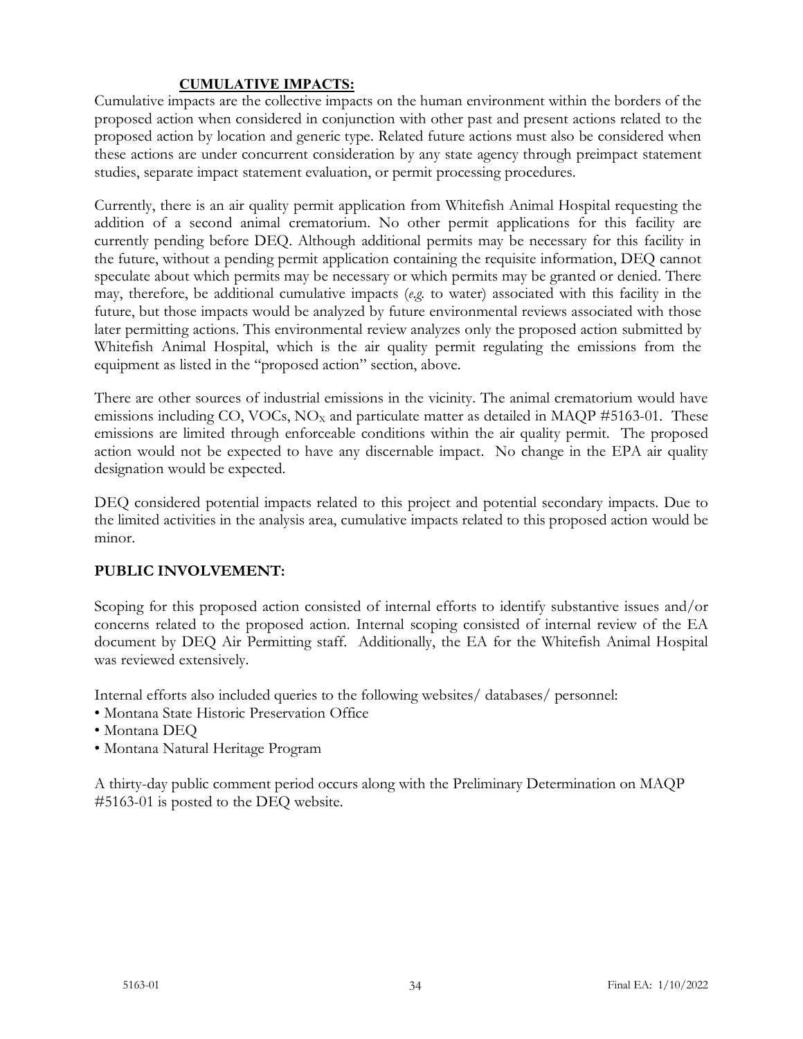## CUMULATIVE IMPACTS:

Cumulative impacts are the collective impacts on the human environment within the borders of the proposed action when considered in conjunction with other past and present actions related to the proposed action by location and generic type. Related future actions must also be considered when these actions are under concurrent consideration by any state agency through preimpact statement studies, separate impact statement evaluation, or permit processing procedures.

Currently, there is an air quality permit application from Whitefish Animal Hospital requesting the addition of a second animal crematorium. No other permit applications for this facility are currently pending before DEQ. Although additional permits may be necessary for this facility in the future, without a pending permit application containing the requisite information, DEQ cannot speculate about which permits may be necessary or which permits may be granted or denied. There may, therefore, be additional cumulative impacts (*e.g.* to water) associated with this facility in the future, but those impacts would be analyzed by future environmental reviews associated with those later permitting actions. This environmental review analyzes only the proposed action submitted by Whitefish Animal Hospital, which is the air quality permit regulating the emissions from the equipment as listed in the "proposed action" section, above.

There are other sources of industrial emissions in the vicinity. The animal crematorium would have emissions including CO, VOCs, $NO_X$ and particulate matter as detailed in MAQP #5163-01. These emissions are limited through enforceable conditions within the air quality permit. The proposed action would not be expected to have any discernable impact. No change in the EPA air quality designation would be expected.

DEQ considered potential impacts related to this project and potential secondary impacts. Due to the limited activities in the analysis area, cumulative impacts related to this proposed action would be minor.

## PUBLIC INVOLVEMENT:

Scoping for this proposed action consisted of internal efforts to identify substantive issues and/or concerns related to the proposed action. Internal scoping consisted of internal review of the EA document by DEQ Air Permitting staff. Additionally, the EA for the Whitefish Animal Hospital was reviewed extensively.

Internal efforts also included queries to the following websites/ databases/ personnel:

- Montana State Historic Preservation Office
- Montana DEQ
- Montana Natural Heritage Program

A thirty-day public comment period occurs along with the Preliminary Determination on MAQP #5163-01 is posted to the DEQ website.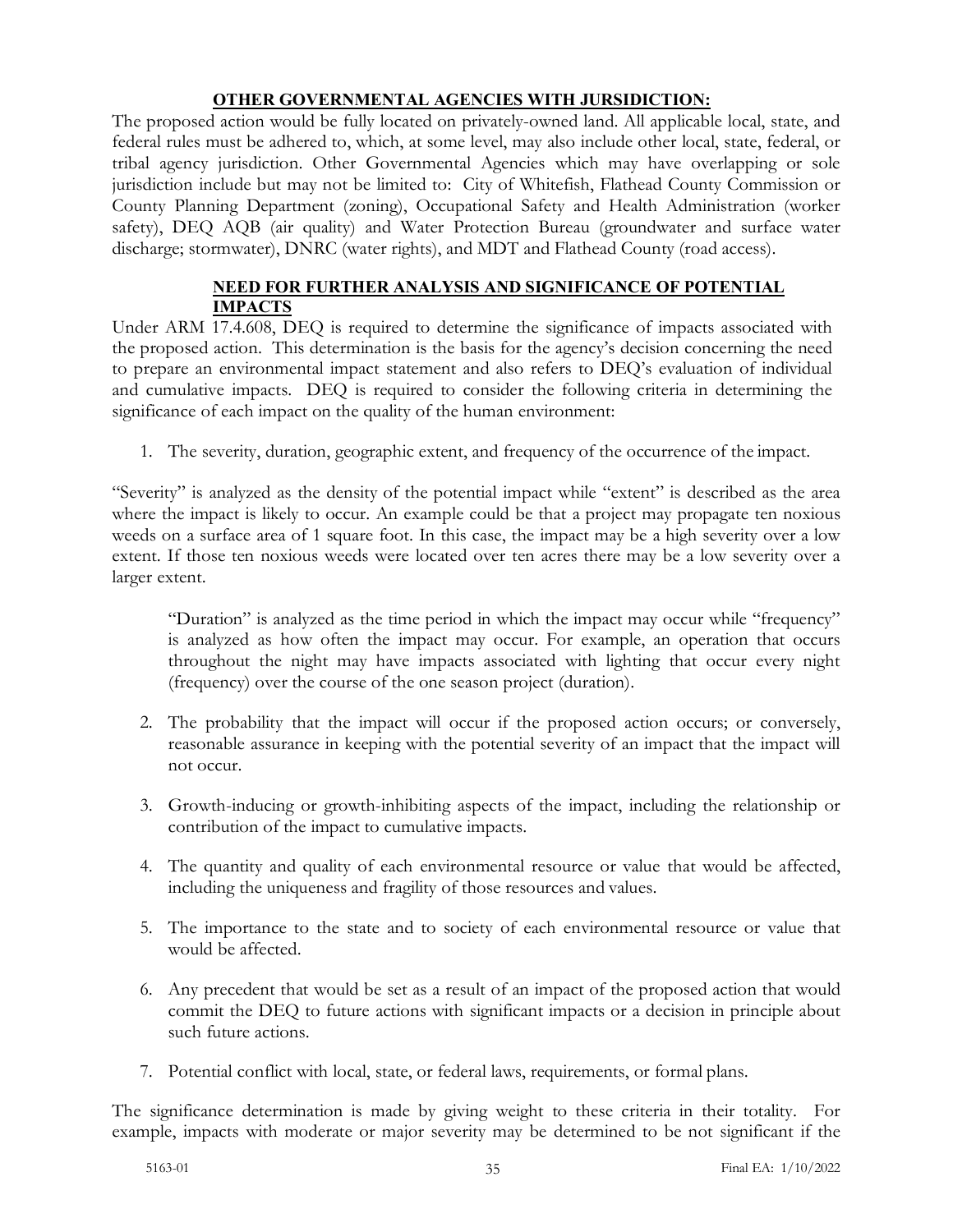## OTHER GOVERNMENTAL AGENCIES WITH JURSIDICTION:

The proposed action would be fully located on privately-owned land. All applicable local, state, and federal rules must be adhered to, which, at some level, may also include other local, state, federal, or tribal agency jurisdiction. Other Governmental Agencies which may have overlapping or sole jurisdiction include but may not be limited to: City of Whitefish, Flathead County Commission or County Planning Department (zoning), Occupational Safety and Health Administration (worker safety), DEQ AQB (air quality) and Water Protection Bureau (groundwater and surface water discharge; stormwater), DNRC (water rights), and MDT and Flathead County (road access).

## NEED FOR FURTHER ANALYSIS AND SIGNIFICANCE OF POTENTIAL IMPACTS

Under ARM 17.4.608, DEQ is required to determine the significance of impacts associated with the proposed action. This determination is the basis for the agency's decision concerning the need to prepare an environmental impact statement and also refers to DEQ's evaluation of individual and cumulative impacts. DEQ is required to consider the following criteria in determining the significance of each impact on the quality of the human environment:

1. The severity, duration, geographic extent, and frequency of the occurrence of the impact.

"Severity" is analyzed as the density of the potential impact while "extent" is described as the area where the impact is likely to occur. An example could be that a project may propagate ten noxious weeds on a surface area of 1 square foot. In this case, the impact may be a high severity over a low extent. If those ten noxious weeds were located over ten acres there may be a low severity over a larger extent.

"Duration" is analyzed as the time period in which the impact may occur while "frequency" is analyzed as how often the impact may occur. For example, an operation that occurs throughout the night may have impacts associated with lighting that occur every night (frequency) over the course of the one season project (duration).

2. The probability that the impact will occur if the proposed action occurs; or conversely, reasonable assurance in keeping with the potential severity of an impact that the impact will not occur.
3. Growth-inducing or growth-inhibiting aspects of the impact, including the relationship or contribution of the impact to cumulative impacts.
4. The quantity and quality of each environmental resource or value that would be affected, including the uniqueness and fragility of those resources and values.
5. The importance to the state and to society of each environmental resource or value that would be affected.
6. Any precedent that would be set as a result of an impact of the proposed action that would commit the DEQ to future actions with significant impacts or a decision in principle about such future actions.
7. Potential conflict with local, state, or federal laws, requirements, or formal plans.

The significance determination is made by giving weight to these criteria in their totality. For example, impacts with moderate or major severity may be determined to be not significant if the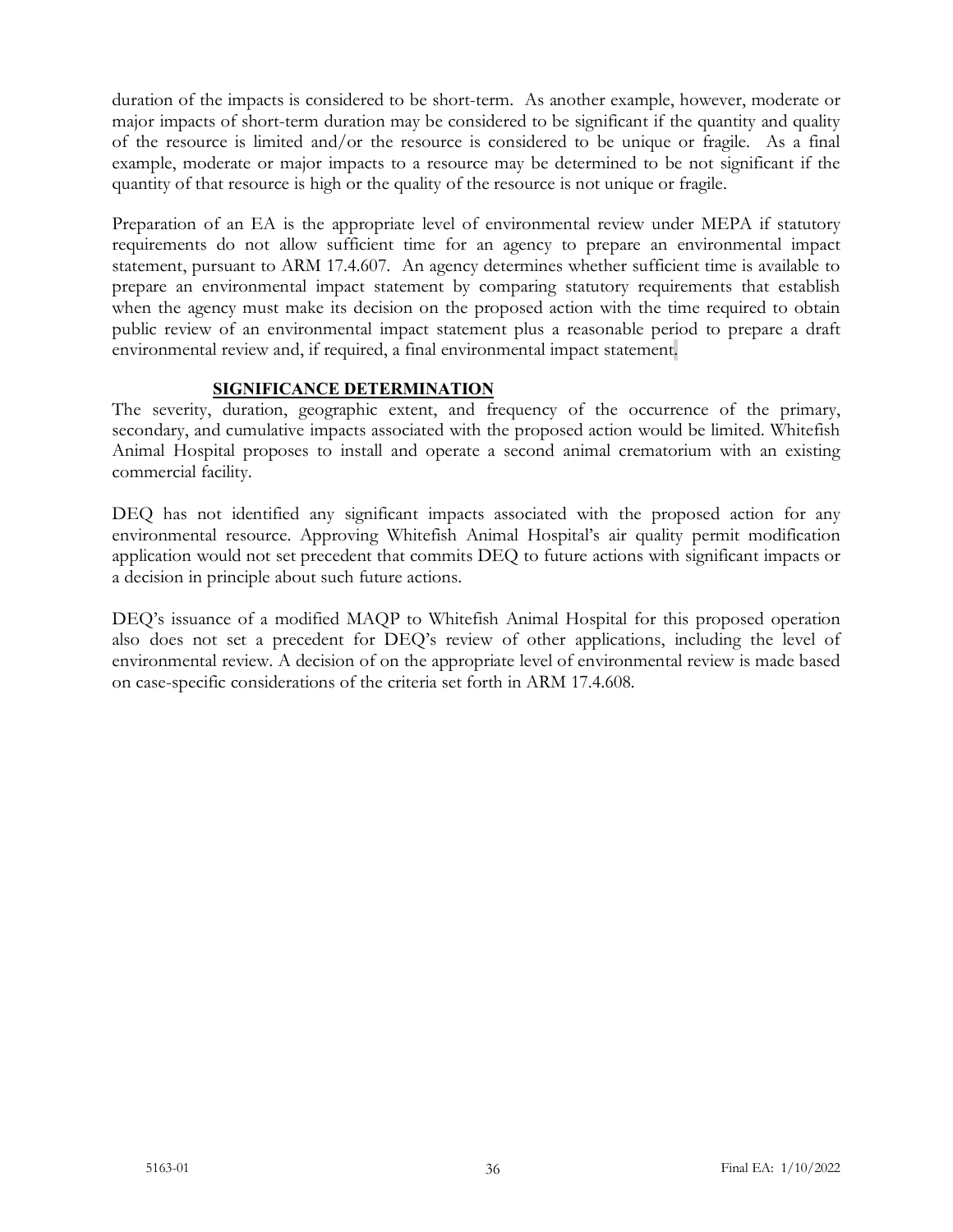duration of the impacts is considered to be short-term. As another example, however, moderate or major impacts of short-term duration may be considered to be significant if the quantity and quality of the resource is limited and/or the resource is considered to be unique or fragile. As a final example, moderate or major impacts to a resource may be determined to be not significant if the quantity of that resource is high or the quality of the resource is not unique or fragile.

Preparation of an EA is the appropriate level of environmental review under MEPA if statutory requirements do not allow sufficient time for an agency to prepare an environmental impact statement, pursuant to ARM 17.4.607. An agency determines whether sufficient time is available to prepare an environmental impact statement by comparing statutory requirements that establish when the agency must make its decision on the proposed action with the time required to obtain public review of an environmental impact statement plus a reasonable period to prepare a draft environmental review and, if required, a final environmental impact statement.

## SIGNIFICANCE DETERMINATION

The severity, duration, geographic extent, and frequency of the occurrence of the primary, secondary, and cumulative impacts associated with the proposed action would be limited. Whitefish Animal Hospital proposes to install and operate a second animal crematorium with an existing commercial facility.

DEQ has not identified any significant impacts associated with the proposed action for any environmental resource. Approving Whitefish Animal Hospital's air quality permit modification application would not set precedent that commits DEQ to future actions with significant impacts or a decision in principle about such future actions.

DEQ's issuance of a modified MAQP to Whitefish Animal Hospital for this proposed operation also does not set a precedent for DEQ's review of other applications, including the level of environmental review. A decision of on the appropriate level of environmental review is made based on case-specific considerations of the criteria set forth in ARM 17.4.608.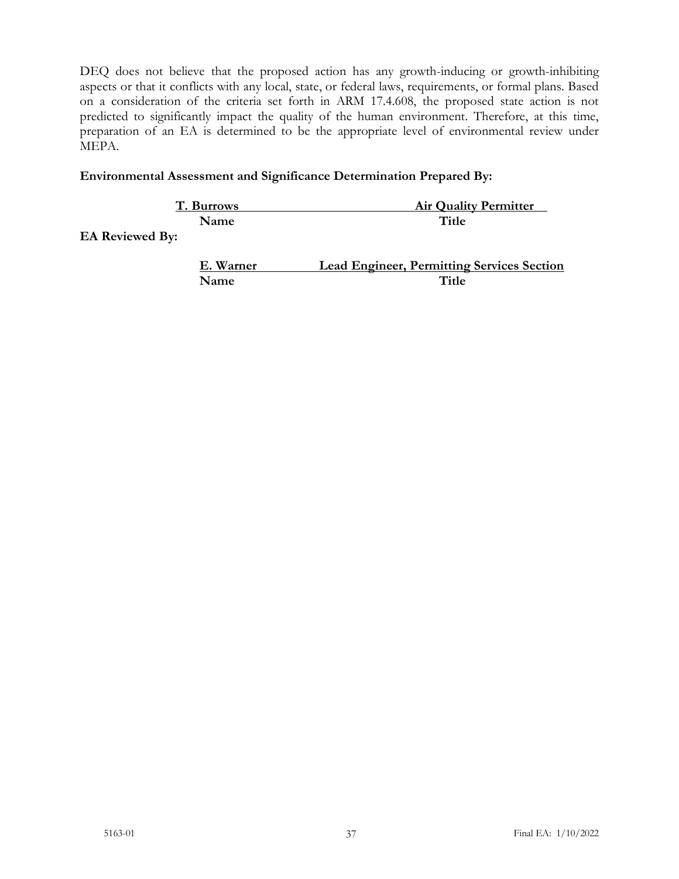DEQ does not believe that the proposed action has any growth-inducing or growth-inhibiting aspects or that it conflicts with any local, state, or federal laws, requirements, or formal plans. Based on a consideration of the criteria set forth in ARM 17.4.608, the proposed state action is not predicted to significantly impact the quality of the human environment. Therefore, at this time, preparation of an EA is determined to be the appropriate level of environmental review under MEPA.

**Environmental Assessment and Significance Determination Prepared By:**

| Name | Title |
|---|---|
| **T. Burrows** | **Air Quality Permitter** |

**EA Reviewed By:**

| Name | Title |
|---|---|
| **E. Warner** | **Lead Engineer, Permitting Services Section** |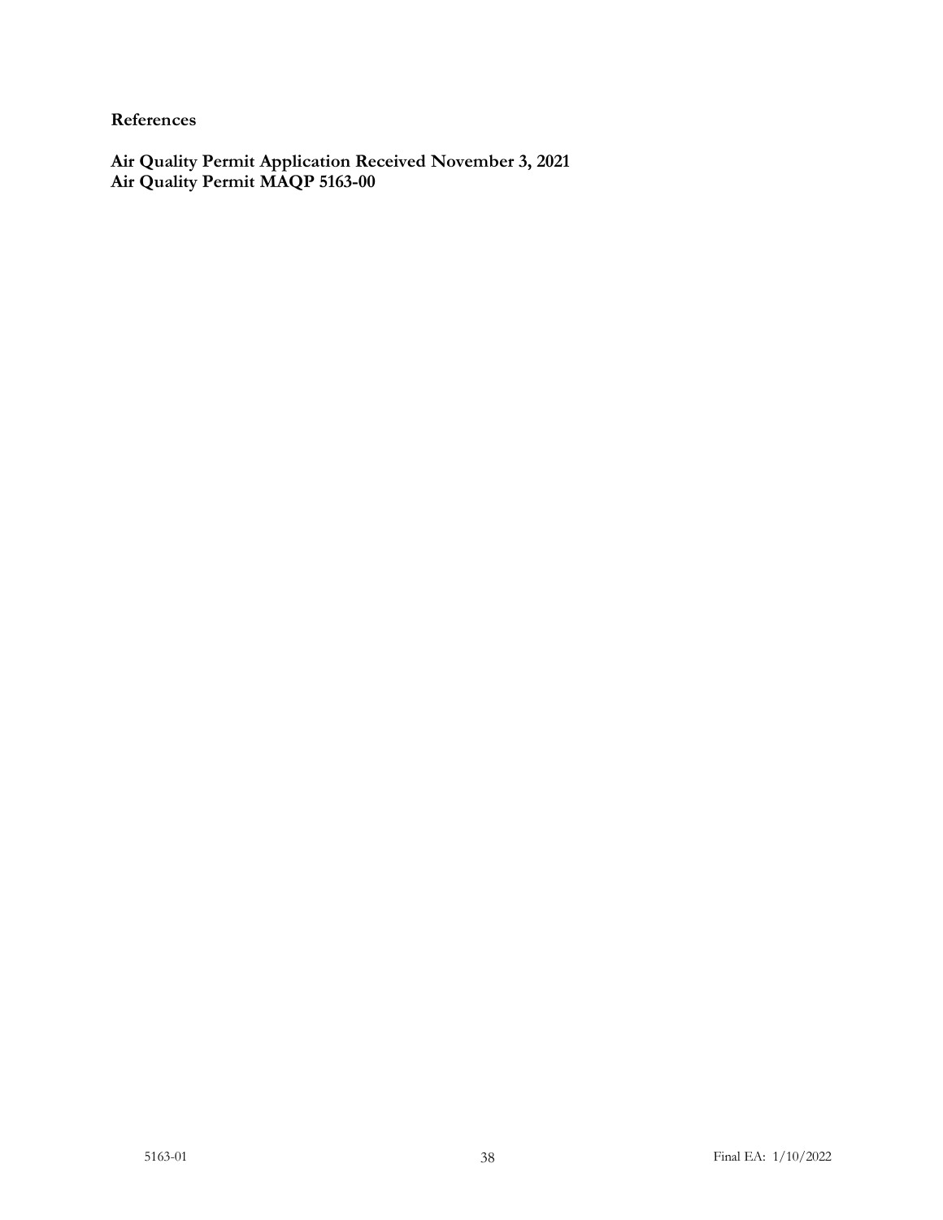**References**

**Air Quality Permit Application Received November 3, 2021**
**Air Quality Permit MAQP 5163-00**